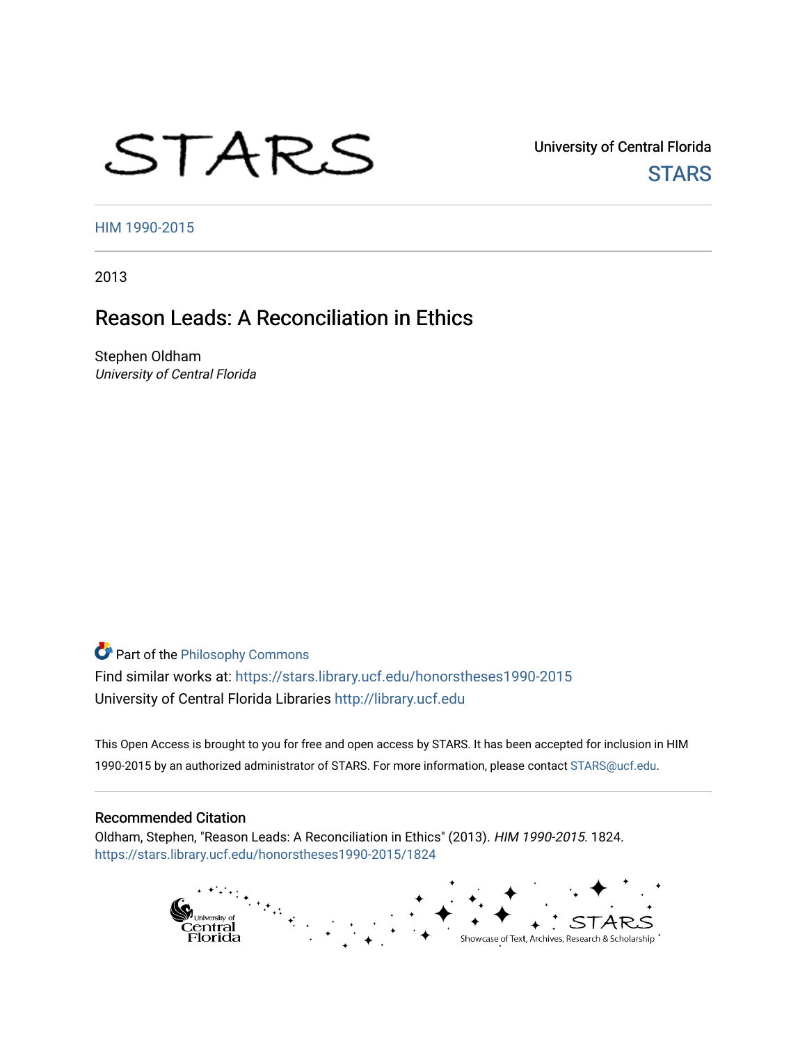STARS

University of Central Florida

STARS

HIM 1990-2015

2013

# Reason Leads: A Reconciliation in Ethics

Stephen Oldham

*University of Central Florida*

Part of the Philosophy Commons

Find similar works at: https://stars.library.ucf.edu/honorstheses1990-2015

University of Central Florida Libraries http://library.ucf.edu

This Open Access is brought to you for free and open access by STARS. It has been accepted for inclusion in HIM 1990-2015 by an authorized administrator of STARS. For more information, please contact STARS@ucf.edu.

## Recommended Citation

Oldham, Stephen, "Reason Leads: A Reconciliation in Ethics" (2013). *HIM 1990-2015*. 1824.
https://stars.library.ucf.edu/honorstheses1990-2015/1824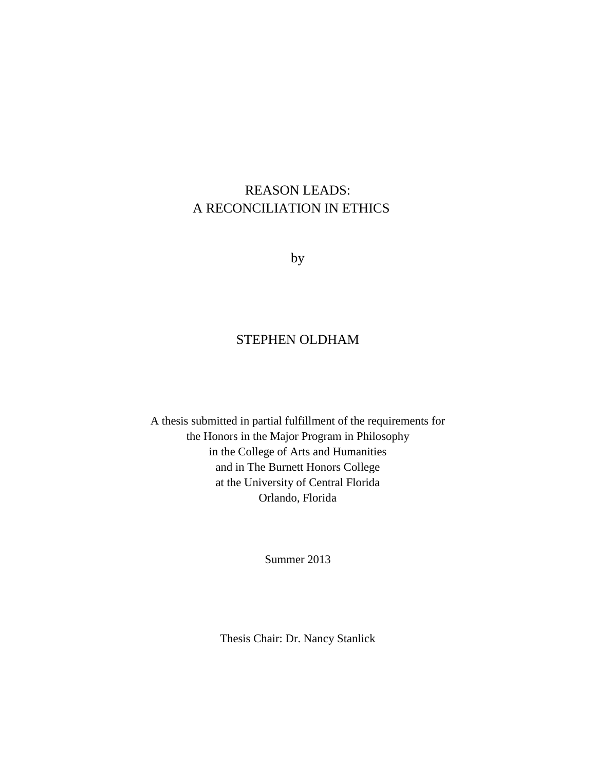# REASON LEADS:
# A RECONCILIATION IN ETHICS

by

STEPHEN OLDHAM

A thesis submitted in partial fulfillment of the requirements for
the Honors in the Major Program in Philosophy
in the College of Arts and Humanities
and in The Burnett Honors College
at the University of Central Florida
Orlando, Florida

Summer 2013

Thesis Chair: Dr. Nancy Stanlick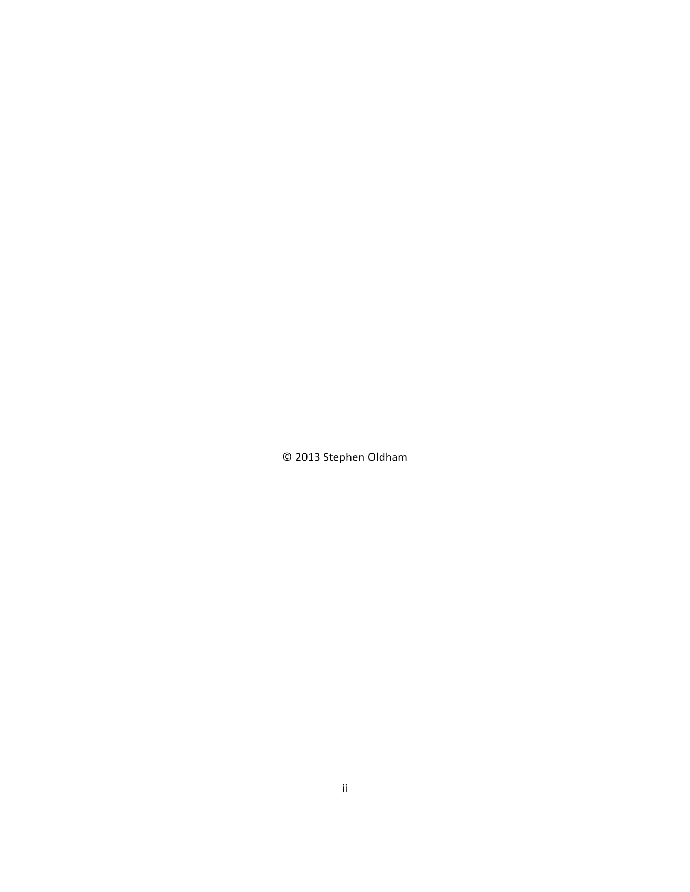© 2013 Stephen Oldham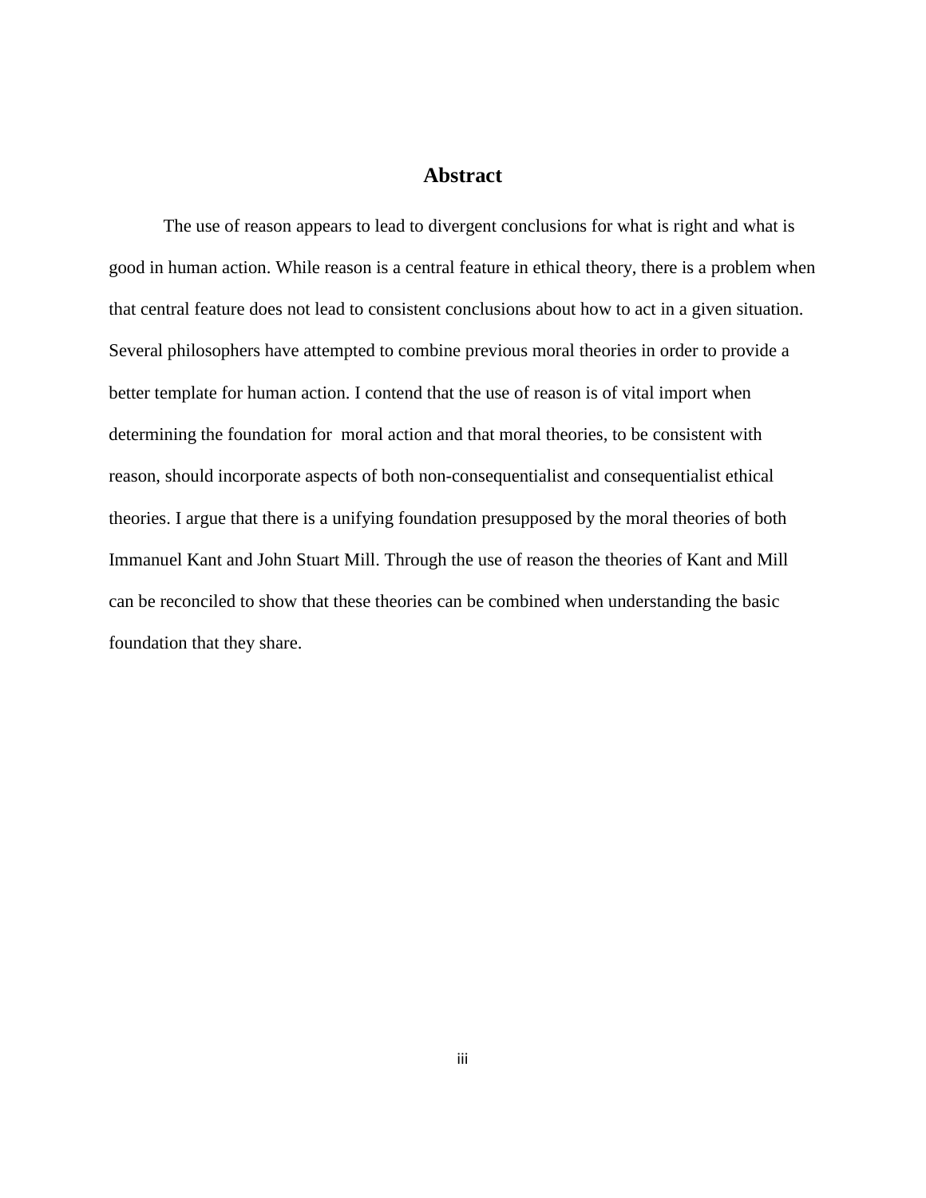# Abstract

The use of reason appears to lead to divergent conclusions for what is right and what is good in human action. While reason is a central feature in ethical theory, there is a problem when that central feature does not lead to consistent conclusions about how to act in a given situation. Several philosophers have attempted to combine previous moral theories in order to provide a better template for human action. I contend that the use of reason is of vital import when determining the foundation for moral action and that moral theories, to be consistent with reason, should incorporate aspects of both non-consequentialist and consequentialist ethical theories. I argue that there is a unifying foundation presupposed by the moral theories of both Immanuel Kant and John Stuart Mill. Through the use of reason the theories of Kant and Mill can be reconciled to show that these theories can be combined when understanding the basic foundation that they share.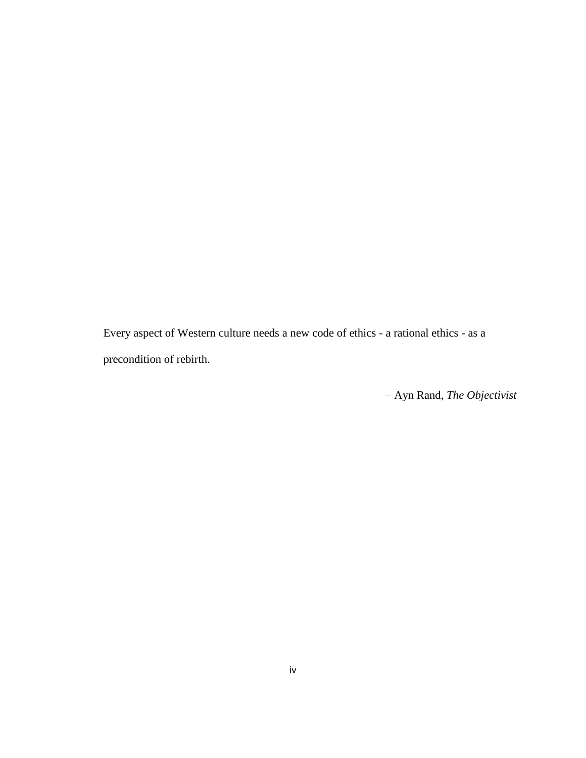Every aspect of Western culture needs a new code of ethics - a rational ethics - as a precondition of rebirth.

– Ayn Rand, *The Objectivist*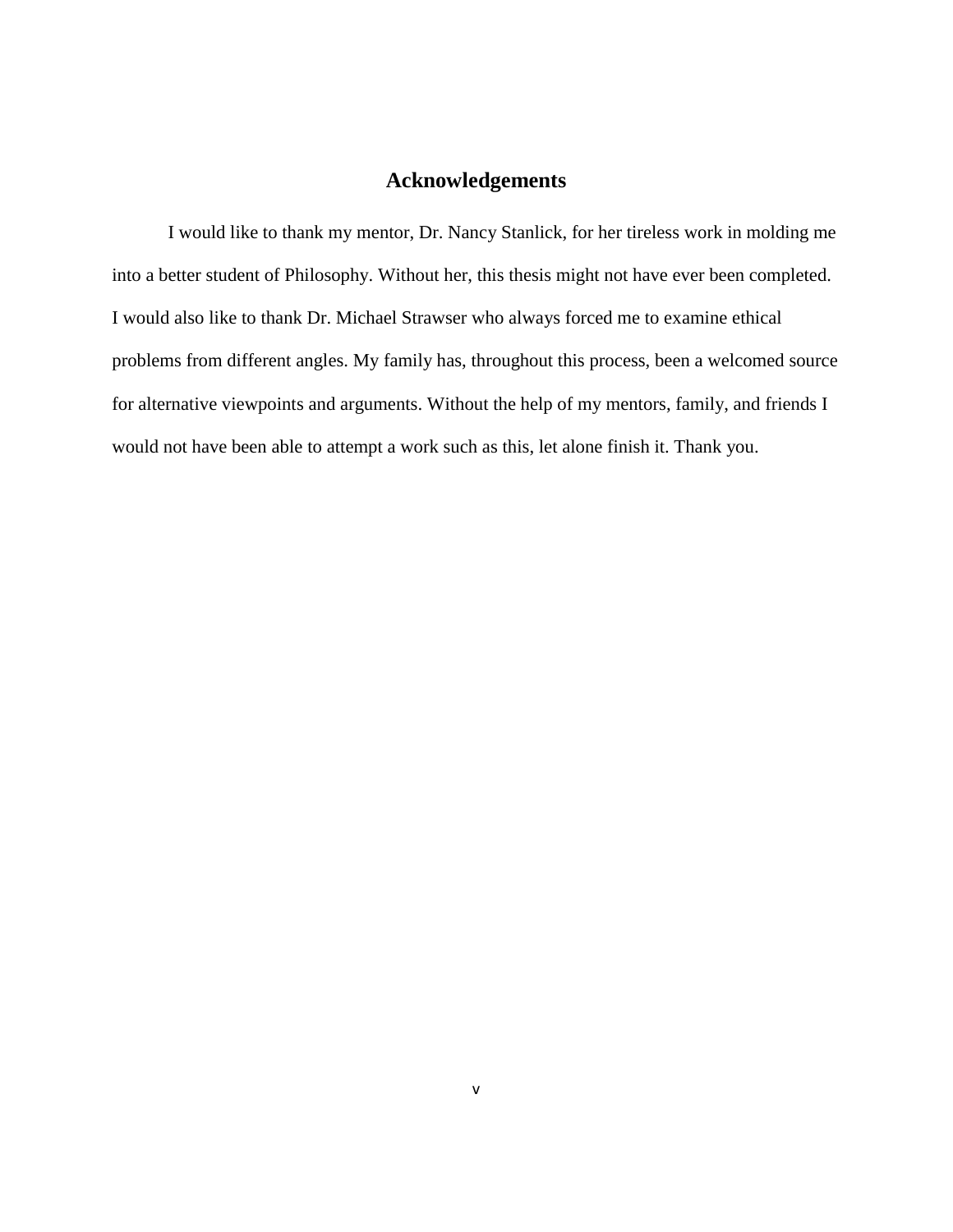## Acknowledgements

I would like to thank my mentor, Dr. Nancy Stanlick, for her tireless work in molding me into a better student of Philosophy. Without her, this thesis might not have ever been completed. I would also like to thank Dr. Michael Strawser who always forced me to examine ethical problems from different angles. My family has, throughout this process, been a welcomed source for alternative viewpoints and arguments. Without the help of my mentors, family, and friends I would not have been able to attempt a work such as this, let alone finish it. Thank you.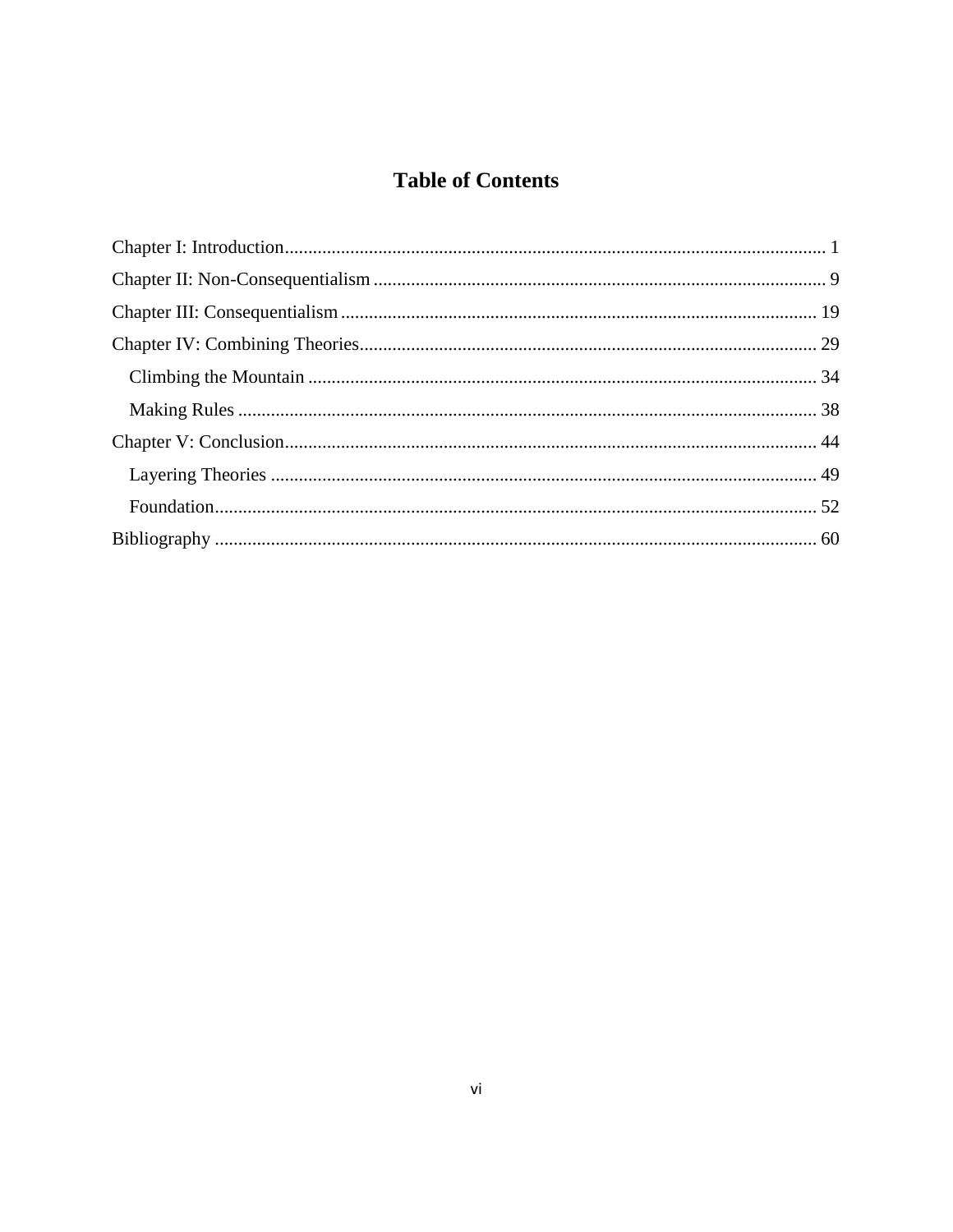# Table of Contents

Chapter I: Introduction .................................................................................................................. 1

Chapter II: Non-Consequentialism ................................................................................................ 9

Chapter III: Consequentialism ..................................................................................................... 19

Chapter IV: Combining Theories ................................................................................................. 29

  Climbing the Mountain ............................................................................................................ 34

  Making Rules ........................................................................................................................... 38

Chapter V: Conclusion ................................................................................................................. 44

  Layering Theories .................................................................................................................... 49

  Foundation ................................................................................................................................ 52

Bibliography ................................................................................................................................ 60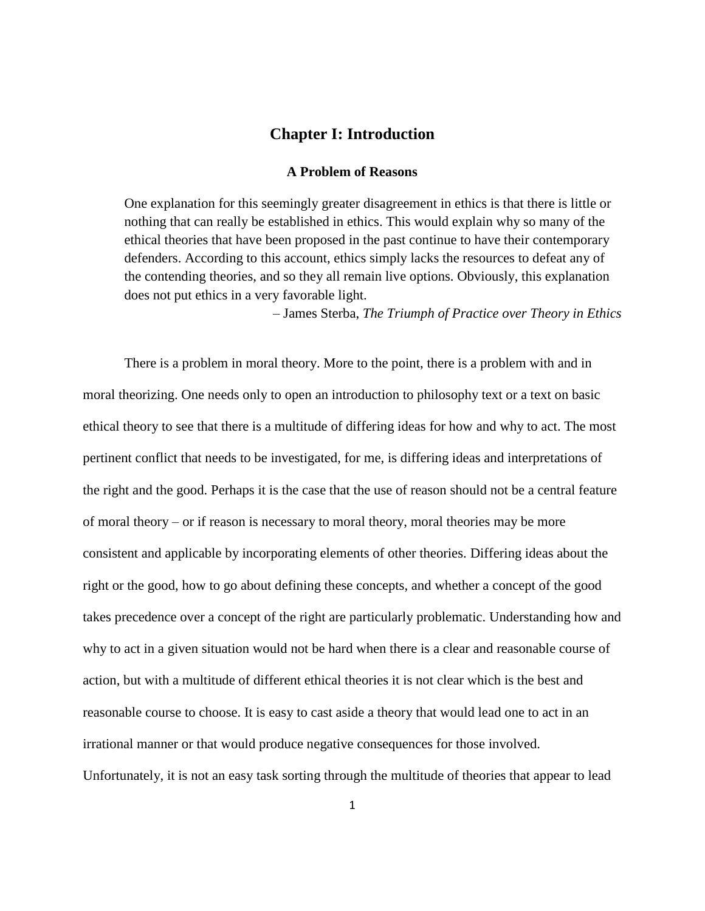# Chapter I: Introduction

### A Problem of Reasons

> One explanation for this seemingly greater disagreement in ethics is that there is little or nothing that can really be established in ethics. This would explain why so many of the ethical theories that have been proposed in the past continue to have their contemporary defenders. According to this account, ethics simply lacks the resources to defeat any of the contending theories, and so they all remain live options. Obviously, this explanation does not put ethics in a very favorable light.
>
> – James Sterba, *The Triumph of Practice over Theory in Ethics*

There is a problem in moral theory. More to the point, there is a problem with and in moral theorizing. One needs only to open an introduction to philosophy text or a text on basic ethical theory to see that there is a multitude of differing ideas for how and why to act. The most pertinent conflict that needs to be investigated, for me, is differing ideas and interpretations of the right and the good. Perhaps it is the case that the use of reason should not be a central feature of moral theory – or if reason is necessary to moral theory, moral theories may be more consistent and applicable by incorporating elements of other theories. Differing ideas about the right or the good, how to go about defining these concepts, and whether a concept of the good takes precedence over a concept of the right are particularly problematic. Understanding how and why to act in a given situation would not be hard when there is a clear and reasonable course of action, but with a multitude of different ethical theories it is not clear which is the best and reasonable course to choose. It is easy to cast aside a theory that would lead one to act in an irrational manner or that would produce negative consequences for those involved. Unfortunately, it is not an easy task sorting through the multitude of theories that appear to lead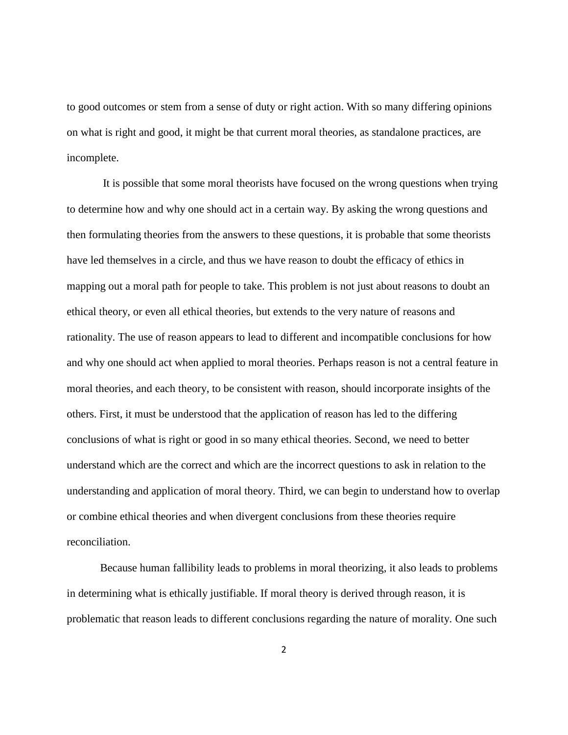to good outcomes or stem from a sense of duty or right action. With so many differing opinions on what is right and good, it might be that current moral theories, as standalone practices, are incomplete.

It is possible that some moral theorists have focused on the wrong questions when trying to determine how and why one should act in a certain way. By asking the wrong questions and then formulating theories from the answers to these questions, it is probable that some theorists have led themselves in a circle, and thus we have reason to doubt the efficacy of ethics in mapping out a moral path for people to take. This problem is not just about reasons to doubt an ethical theory, or even all ethical theories, but extends to the very nature of reasons and rationality. The use of reason appears to lead to different and incompatible conclusions for how and why one should act when applied to moral theories. Perhaps reason is not a central feature in moral theories, and each theory, to be consistent with reason, should incorporate insights of the others. First, it must be understood that the application of reason has led to the differing conclusions of what is right or good in so many ethical theories. Second, we need to better understand which are the correct and which are the incorrect questions to ask in relation to the understanding and application of moral theory. Third, we can begin to understand how to overlap or combine ethical theories and when divergent conclusions from these theories require reconciliation.

Because human fallibility leads to problems in moral theorizing, it also leads to problems in determining what is ethically justifiable. If moral theory is derived through reason, it is problematic that reason leads to different conclusions regarding the nature of morality. One such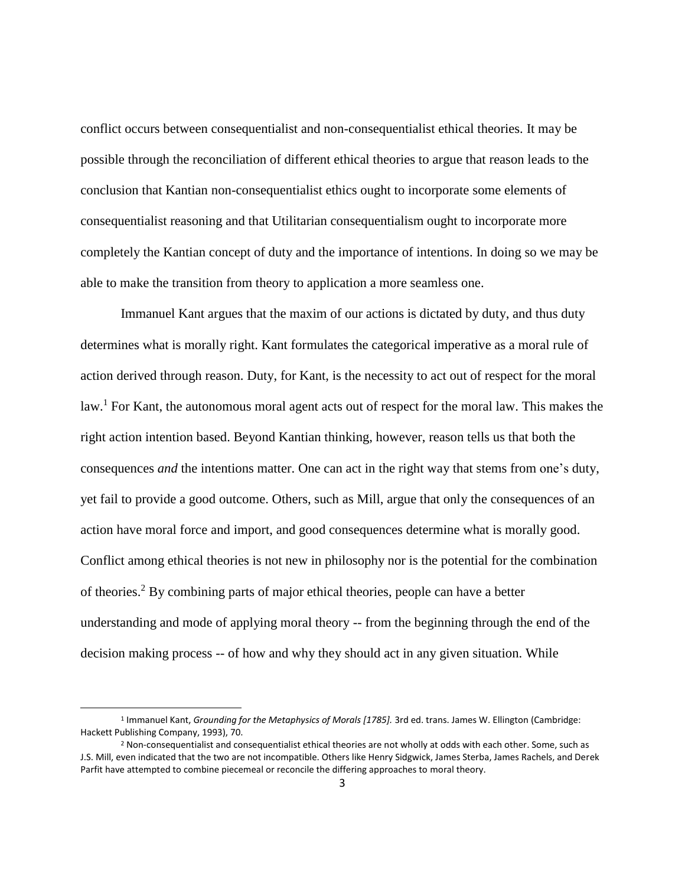conflict occurs between consequentialist and non-consequentialist ethical theories. It may be possible through the reconciliation of different ethical theories to argue that reason leads to the conclusion that Kantian non-consequentialist ethics ought to incorporate some elements of consequentialist reasoning and that Utilitarian consequentialism ought to incorporate more completely the Kantian concept of duty and the importance of intentions. In doing so we may be able to make the transition from theory to application a more seamless one.

Immanuel Kant argues that the maxim of our actions is dictated by duty, and thus duty determines what is morally right. Kant formulates the categorical imperative as a moral rule of action derived through reason. Duty, for Kant, is the necessity to act out of respect for the moral law.[1] For Kant, the autonomous moral agent acts out of respect for the moral law. This makes the right action intention based. Beyond Kantian thinking, however, reason tells us that both the consequences *and* the intentions matter. One can act in the right way that stems from one's duty, yet fail to provide a good outcome. Others, such as Mill, argue that only the consequences of an action have moral force and import, and good consequences determine what is morally good. Conflict among ethical theories is not new in philosophy nor is the potential for the combination of theories.[2] By combining parts of major ethical theories, people can have a better understanding and mode of applying moral theory -- from the beginning through the end of the decision making process -- of how and why they should act in any given situation. While

---

[1] Immanuel Kant, *Grounding for the Metaphysics of Morals [1785].* 3rd ed. trans. James W. Ellington (Cambridge: Hackett Publishing Company, 1993), 70.

[2] Non-consequentialist and consequentialist ethical theories are not wholly at odds with each other. Some, such as J.S. Mill, even indicated that the two are not incompatible. Others like Henry Sidgwick, James Sterba, James Rachels, and Derek Parfit have attempted to combine piecemeal or reconcile the differing approaches to moral theory.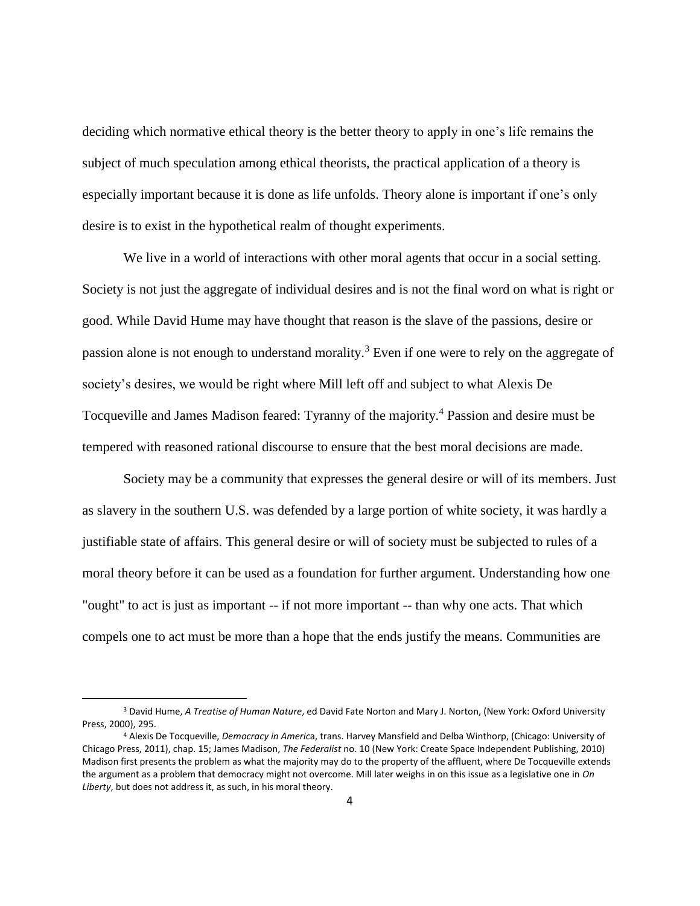deciding which normative ethical theory is the better theory to apply in one's life remains the subject of much speculation among ethical theorists, the practical application of a theory is especially important because it is done as life unfolds. Theory alone is important if one's only desire is to exist in the hypothetical realm of thought experiments.

We live in a world of interactions with other moral agents that occur in a social setting. Society is not just the aggregate of individual desires and is not the final word on what is right or good. While David Hume may have thought that reason is the slave of the passions, desire or passion alone is not enough to understand morality.[3] Even if one were to rely on the aggregate of society's desires, we would be right where Mill left off and subject to what Alexis De Tocqueville and James Madison feared: Tyranny of the majority.[4] Passion and desire must be tempered with reasoned rational discourse to ensure that the best moral decisions are made.

Society may be a community that expresses the general desire or will of its members. Just as slavery in the southern U.S. was defended by a large portion of white society, it was hardly a justifiable state of affairs. This general desire or will of society must be subjected to rules of a moral theory before it can be used as a foundation for further argument. Understanding how one "ought" to act is just as important -- if not more important -- than why one acts. That which compels one to act must be more than a hope that the ends justify the means. Communities are

---

[3] David Hume, *A Treatise of Human Nature*, ed David Fate Norton and Mary J. Norton, (New York: Oxford University Press, 2000), 295.

[4] Alexis De Tocqueville, *Democracy in America*, trans. Harvey Mansfield and Delba Winthorp, (Chicago: University of Chicago Press, 2011), chap. 15; James Madison, *The Federalist* no. 10 (New York: Create Space Independent Publishing, 2010) Madison first presents the problem as what the majority may do to the property of the affluent, where De Tocqueville extends the argument as a problem that democracy might not overcome. Mill later weighs in on this issue as a legislative one in *On Liberty*, but does not address it, as such, in his moral theory.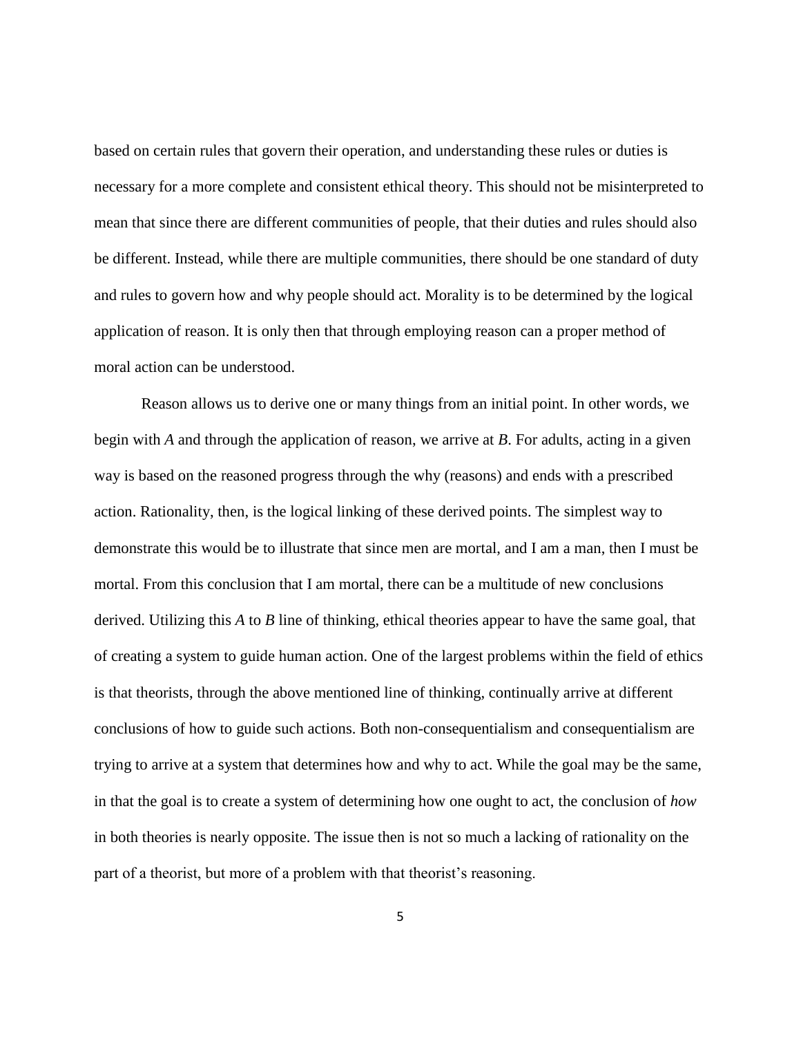based on certain rules that govern their operation, and understanding these rules or duties is necessary for a more complete and consistent ethical theory. This should not be misinterpreted to mean that since there are different communities of people, that their duties and rules should also be different. Instead, while there are multiple communities, there should be one standard of duty and rules to govern how and why people should act. Morality is to be determined by the logical application of reason. It is only then that through employing reason can a proper method of moral action can be understood.

Reason allows us to derive one or many things from an initial point. In other words, we begin with *A* and through the application of reason, we arrive at *B*. For adults, acting in a given way is based on the reasoned progress through the why (reasons) and ends with a prescribed action. Rationality, then, is the logical linking of these derived points. The simplest way to demonstrate this would be to illustrate that since men are mortal, and I am a man, then I must be mortal. From this conclusion that I am mortal, there can be a multitude of new conclusions derived. Utilizing this *A* to *B* line of thinking, ethical theories appear to have the same goal, that of creating a system to guide human action. One of the largest problems within the field of ethics is that theorists, through the above mentioned line of thinking, continually arrive at different conclusions of how to guide such actions. Both non-consequentialism and consequentialism are trying to arrive at a system that determines how and why to act. While the goal may be the same, in that the goal is to create a system of determining how one ought to act, the conclusion of *how* in both theories is nearly opposite. The issue then is not so much a lacking of rationality on the part of a theorist, but more of a problem with that theorist's reasoning.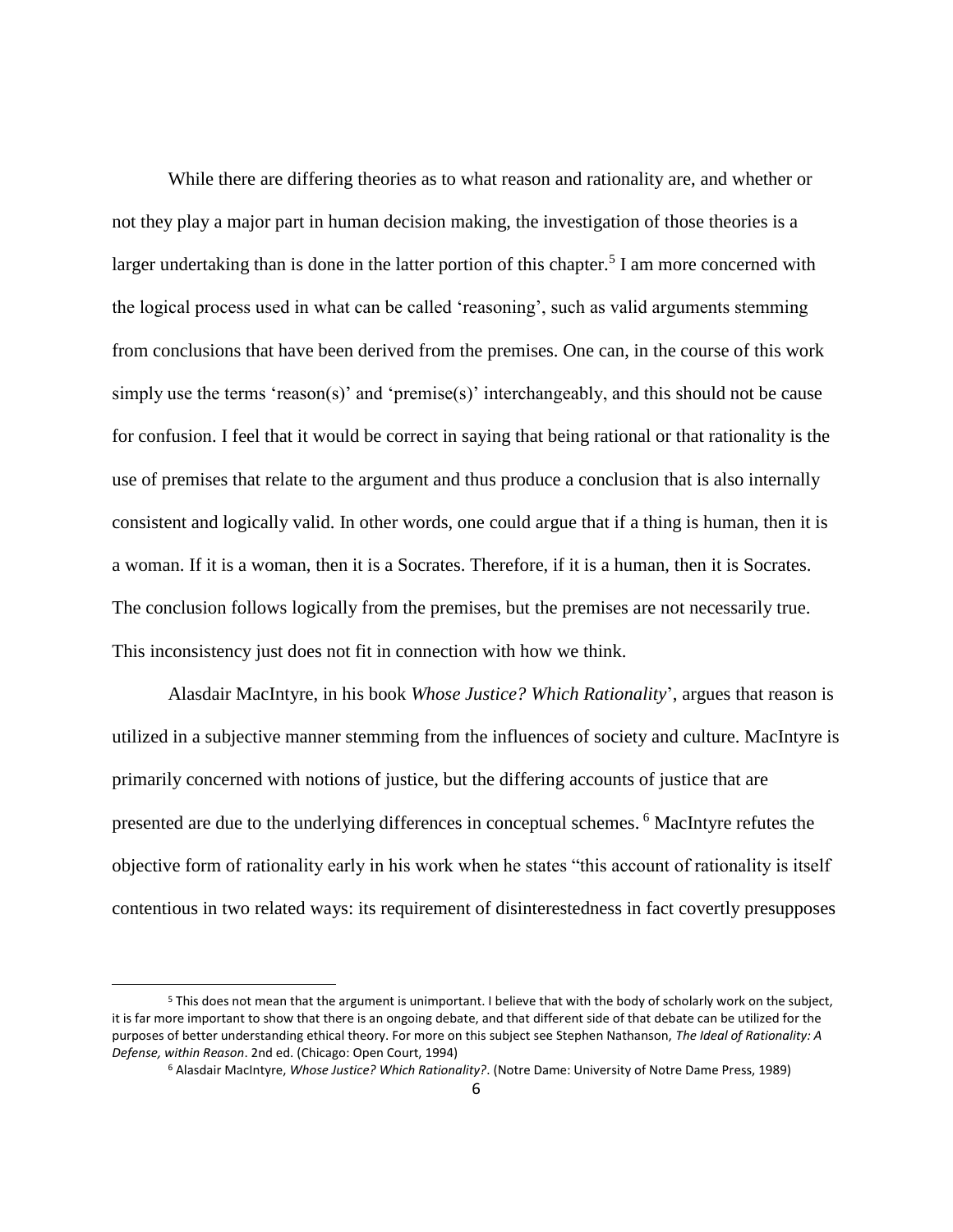While there are differing theories as to what reason and rationality are, and whether or not they play a major part in human decision making, the investigation of those theories is a larger undertaking than is done in the latter portion of this chapter.[5] I am more concerned with the logical process used in what can be called 'reasoning', such as valid arguments stemming from conclusions that have been derived from the premises. One can, in the course of this work simply use the terms 'reason(s)' and 'premise(s)' interchangeably, and this should not be cause for confusion. I feel that it would be correct in saying that being rational or that rationality is the use of premises that relate to the argument and thus produce a conclusion that is also internally consistent and logically valid. In other words, one could argue that if a thing is human, then it is a woman. If it is a woman, then it is a Socrates. Therefore, if it is a human, then it is Socrates. The conclusion follows logically from the premises, but the premises are not necessarily true. This inconsistency just does not fit in connection with how we think.

Alasdair MacIntyre, in his book *Whose Justice? Which Rationality*', argues that reason is utilized in a subjective manner stemming from the influences of society and culture. MacIntyre is primarily concerned with notions of justice, but the differing accounts of justice that are presented are due to the underlying differences in conceptual schemes. [6] MacIntyre refutes the objective form of rationality early in his work when he states "this account of rationality is itself contentious in two related ways: its requirement of disinterestedness in fact covertly presupposes

[5] This does not mean that the argument is unimportant. I believe that with the body of scholarly work on the subject, it is far more important to show that there is an ongoing debate, and that different side of that debate can be utilized for the purposes of better understanding ethical theory. For more on this subject see Stephen Nathanson, *The Ideal of Rationality: A Defense, within Reason*. 2nd ed. (Chicago: Open Court, 1994)

[6] Alasdair MacIntyre, *Whose Justice? Which Rationality?*. (Notre Dame: University of Notre Dame Press, 1989)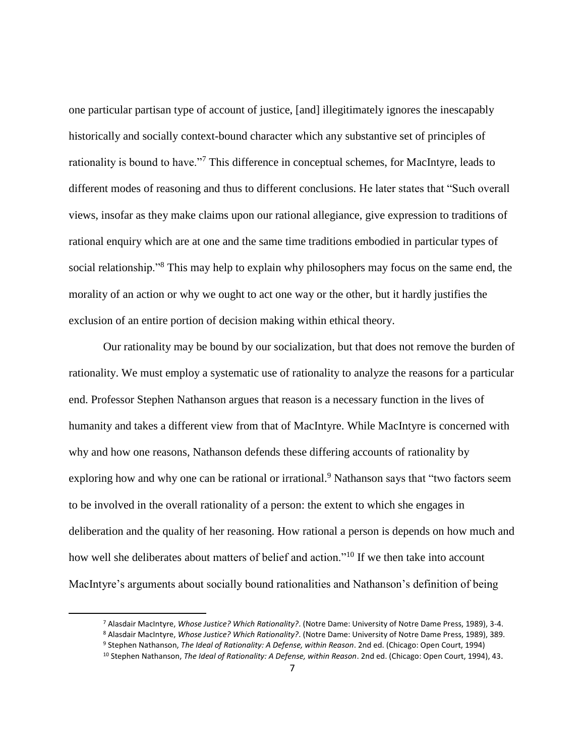one particular partisan type of account of justice, [and] illegitimately ignores the inescapably historically and socially context-bound character which any substantive set of principles of rationality is bound to have."[7] This difference in conceptual schemes, for MacIntyre, leads to different modes of reasoning and thus to different conclusions. He later states that "Such overall views, insofar as they make claims upon our rational allegiance, give expression to traditions of rational enquiry which are at one and the same time traditions embodied in particular types of social relationship."[8] This may help to explain why philosophers may focus on the same end, the morality of an action or why we ought to act one way or the other, but it hardly justifies the exclusion of an entire portion of decision making within ethical theory.

Our rationality may be bound by our socialization, but that does not remove the burden of rationality. We must employ a systematic use of rationality to analyze the reasons for a particular end. Professor Stephen Nathanson argues that reason is a necessary function in the lives of humanity and takes a different view from that of MacIntyre. While MacIntyre is concerned with why and how one reasons, Nathanson defends these differing accounts of rationality by exploring how and why one can be rational or irrational.[9] Nathanson says that "two factors seem to be involved in the overall rationality of a person: the extent to which she engages in deliberation and the quality of her reasoning. How rational a person is depends on how much and how well she deliberates about matters of belief and action."[10] If we then take into account MacIntyre's arguments about socially bound rationalities and Nathanson's definition of being

[7] Alasdair MacIntyre, *Whose Justice? Which Rationality?*. (Notre Dame: University of Notre Dame Press, 1989), 3-4.

[8] Alasdair MacIntyre, *Whose Justice? Which Rationality?*. (Notre Dame: University of Notre Dame Press, 1989), 389.

[9] Stephen Nathanson, *The Ideal of Rationality: A Defense, within Reason*. 2nd ed. (Chicago: Open Court, 1994)

[10] Stephen Nathanson, *The Ideal of Rationality: A Defense, within Reason*. 2nd ed. (Chicago: Open Court, 1994), 43.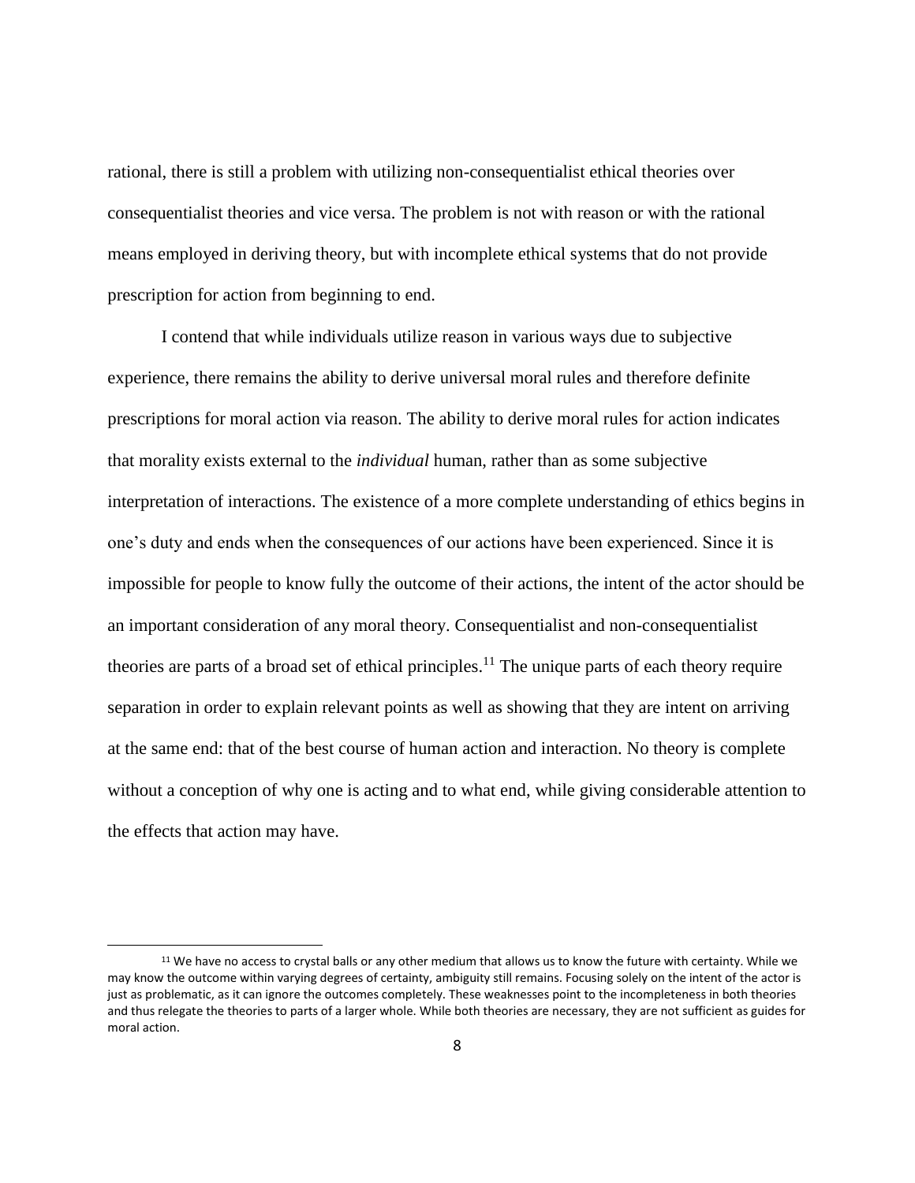rational, there is still a problem with utilizing non-consequentialist ethical theories over consequentialist theories and vice versa. The problem is not with reason or with the rational means employed in deriving theory, but with incomplete ethical systems that do not provide prescription for action from beginning to end.

I contend that while individuals utilize reason in various ways due to subjective experience, there remains the ability to derive universal moral rules and therefore definite prescriptions for moral action via reason. The ability to derive moral rules for action indicates that morality exists external to the *individual* human, rather than as some subjective interpretation of interactions. The existence of a more complete understanding of ethics begins in one's duty and ends when the consequences of our actions have been experienced. Since it is impossible for people to know fully the outcome of their actions, the intent of the actor should be an important consideration of any moral theory. Consequentialist and non-consequentialist theories are parts of a broad set of ethical principles.[11] The unique parts of each theory require separation in order to explain relevant points as well as showing that they are intent on arriving at the same end: that of the best course of human action and interaction. No theory is complete without a conception of why one is acting and to what end, while giving considerable attention to the effects that action may have.

[11] We have no access to crystal balls or any other medium that allows us to know the future with certainty. While we may know the outcome within varying degrees of certainty, ambiguity still remains. Focusing solely on the intent of the actor is just as problematic, as it can ignore the outcomes completely. These weaknesses point to the incompleteness in both theories and thus relegate the theories to parts of a larger whole. While both theories are necessary, they are not sufficient as guides for moral action.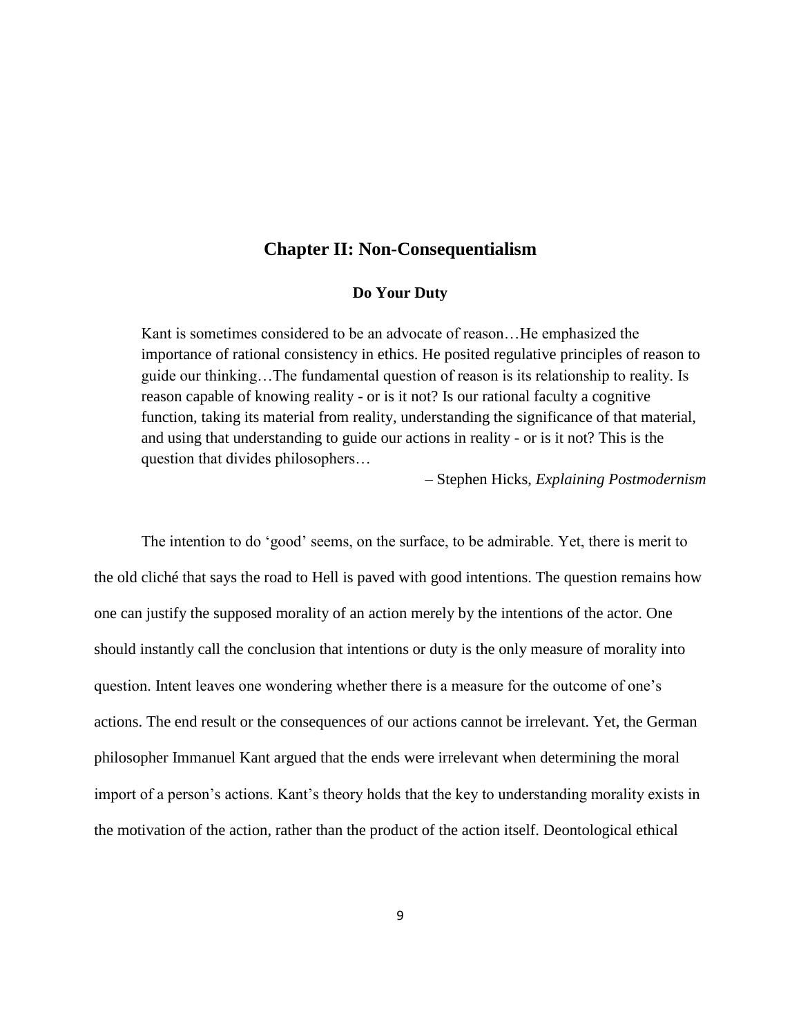## Chapter II: Non-Consequentialism

### Do Your Duty

> Kant is sometimes considered to be an advocate of reason…He emphasized the importance of rational consistency in ethics. He posited regulative principles of reason to guide our thinking…The fundamental question of reason is its relationship to reality. Is reason capable of knowing reality - or is it not? Is our rational faculty a cognitive function, taking its material from reality, understanding the significance of that material, and using that understanding to guide our actions in reality - or is it not? This is the question that divides philosophers…
>
> – Stephen Hicks, *Explaining Postmodernism*

The intention to do 'good' seems, on the surface, to be admirable. Yet, there is merit to the old cliché that says the road to Hell is paved with good intentions. The question remains how one can justify the supposed morality of an action merely by the intentions of the actor. One should instantly call the conclusion that intentions or duty is the only measure of morality into question. Intent leaves one wondering whether there is a measure for the outcome of one's actions. The end result or the consequences of our actions cannot be irrelevant. Yet, the German philosopher Immanuel Kant argued that the ends were irrelevant when determining the moral import of a person's actions. Kant's theory holds that the key to understanding morality exists in the motivation of the action, rather than the product of the action itself. Deontological ethical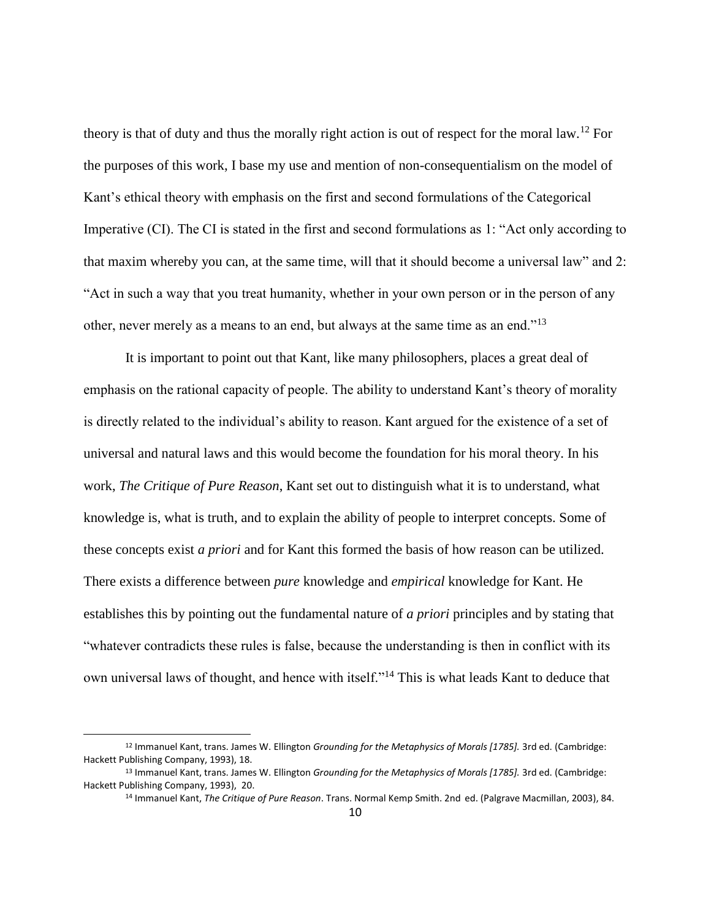theory is that of duty and thus the morally right action is out of respect for the moral law.[12] For the purposes of this work, I base my use and mention of non-consequentialism on the model of Kant's ethical theory with emphasis on the first and second formulations of the Categorical Imperative (CI). The CI is stated in the first and second formulations as 1: "Act only according to that maxim whereby you can, at the same time, will that it should become a universal law" and 2: "Act in such a way that you treat humanity, whether in your own person or in the person of any other, never merely as a means to an end, but always at the same time as an end."[13]

It is important to point out that Kant, like many philosophers, places a great deal of emphasis on the rational capacity of people. The ability to understand Kant's theory of morality is directly related to the individual's ability to reason. Kant argued for the existence of a set of universal and natural laws and this would become the foundation for his moral theory. In his work, *The Critique of Pure Reason*, Kant set out to distinguish what it is to understand, what knowledge is, what is truth, and to explain the ability of people to interpret concepts. Some of these concepts exist *a priori* and for Kant this formed the basis of how reason can be utilized. There exists a difference between *pure* knowledge and *empirical* knowledge for Kant. He establishes this by pointing out the fundamental nature of *a priori* principles and by stating that "whatever contradicts these rules is false, because the understanding is then in conflict with its own universal laws of thought, and hence with itself."[14] This is what leads Kant to deduce that

---

[12] Immanuel Kant, trans. James W. Ellington *Grounding for the Metaphysics of Morals [1785].* 3rd ed. (Cambridge: Hackett Publishing Company, 1993), 18.

[13] Immanuel Kant, trans. James W. Ellington *Grounding for the Metaphysics of Morals [1785].* 3rd ed. (Cambridge: Hackett Publishing Company, 1993), 20.

[14] Immanuel Kant, *The Critique of Pure Reason*. Trans. Normal Kemp Smith. 2nd ed. (Palgrave Macmillan, 2003), 84.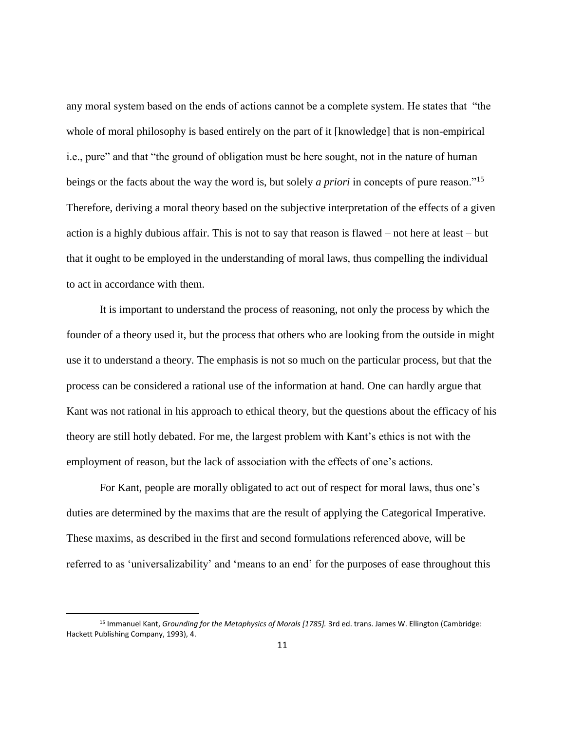any moral system based on the ends of actions cannot be a complete system. He states that "the whole of moral philosophy is based entirely on the part of it [knowledge] that is non-empirical i.e., pure" and that "the ground of obligation must be here sought, not in the nature of human beings or the facts about the way the word is, but solely *a priori* in concepts of pure reason."[15] Therefore, deriving a moral theory based on the subjective interpretation of the effects of a given action is a highly dubious affair. This is not to say that reason is flawed – not here at least – but that it ought to be employed in the understanding of moral laws, thus compelling the individual to act in accordance with them.

It is important to understand the process of reasoning, not only the process by which the founder of a theory used it, but the process that others who are looking from the outside in might use it to understand a theory. The emphasis is not so much on the particular process, but that the process can be considered a rational use of the information at hand. One can hardly argue that Kant was not rational in his approach to ethical theory, but the questions about the efficacy of his theory are still hotly debated. For me, the largest problem with Kant's ethics is not with the employment of reason, but the lack of association with the effects of one's actions.

For Kant, people are morally obligated to act out of respect for moral laws, thus one's duties are determined by the maxims that are the result of applying the Categorical Imperative. These maxims, as described in the first and second formulations referenced above, will be referred to as 'universalizability' and 'means to an end' for the purposes of ease throughout this

[15] Immanuel Kant, *Grounding for the Metaphysics of Morals [1785].* 3rd ed. trans. James W. Ellington (Cambridge: Hackett Publishing Company, 1993), 4.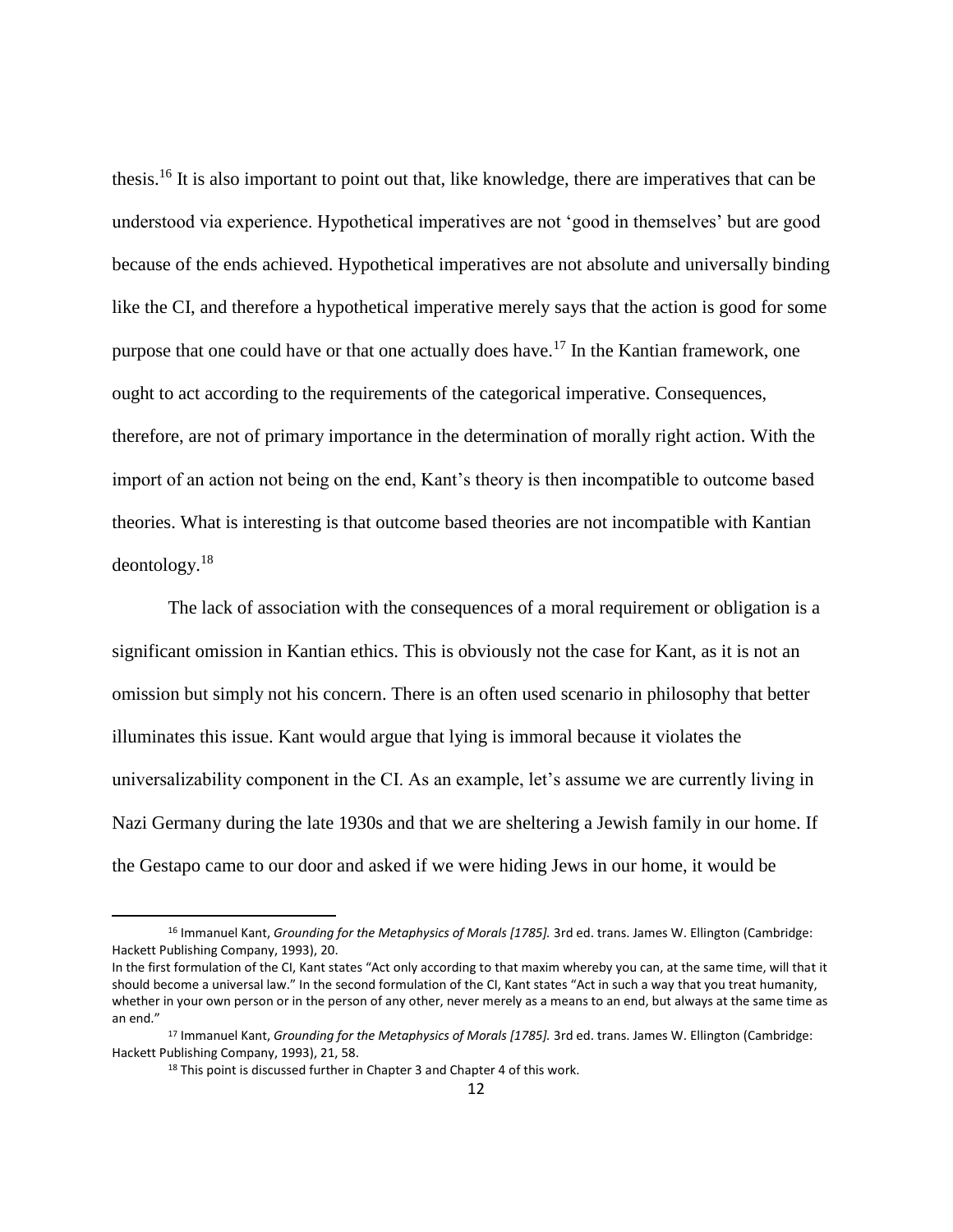thesis.[16] It is also important to point out that, like knowledge, there are imperatives that can be understood via experience. Hypothetical imperatives are not 'good in themselves' but are good because of the ends achieved. Hypothetical imperatives are not absolute and universally binding like the CI, and therefore a hypothetical imperative merely says that the action is good for some purpose that one could have or that one actually does have.[17] In the Kantian framework, one ought to act according to the requirements of the categorical imperative. Consequences, therefore, are not of primary importance in the determination of morally right action. With the import of an action not being on the end, Kant's theory is then incompatible to outcome based theories. What is interesting is that outcome based theories are not incompatible with Kantian deontology.[18]

The lack of association with the consequences of a moral requirement or obligation is a significant omission in Kantian ethics. This is obviously not the case for Kant, as it is not an omission but simply not his concern. There is an often used scenario in philosophy that better illuminates this issue. Kant would argue that lying is immoral because it violates the universalizability component in the CI. As an example, let's assume we are currently living in Nazi Germany during the late 1930s and that we are sheltering a Jewish family in our home. If the Gestapo came to our door and asked if we were hiding Jews in our home, it would be

---

[16] Immanuel Kant, *Grounding for the Metaphysics of Morals [1785].* 3rd ed. trans. James W. Ellington (Cambridge: Hackett Publishing Company, 1993), 20.
In the first formulation of the CI, Kant states "Act only according to that maxim whereby you can, at the same time, will that it should become a universal law." In the second formulation of the CI, Kant states "Act in such a way that you treat humanity, whether in your own person or in the person of any other, never merely as a means to an end, but always at the same time as an end."

[17] Immanuel Kant, *Grounding for the Metaphysics of Morals [1785].* 3rd ed. trans. James W. Ellington (Cambridge: Hackett Publishing Company, 1993), 21, 58.

[18] This point is discussed further in Chapter 3 and Chapter 4 of this work.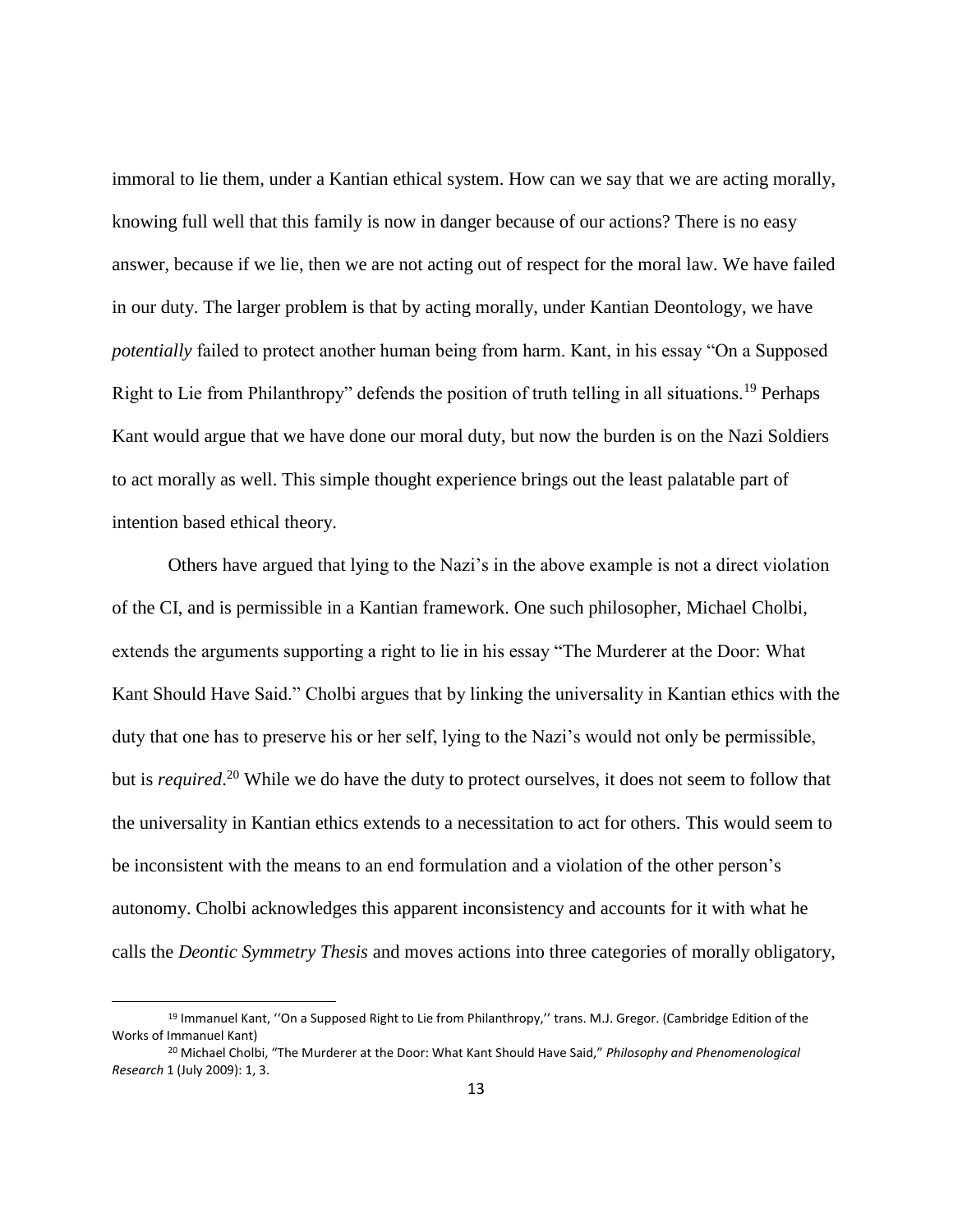immoral to lie them, under a Kantian ethical system. How can we say that we are acting morally, knowing full well that this family is now in danger because of our actions? There is no easy answer, because if we lie, then we are not acting out of respect for the moral law. We have failed in our duty. The larger problem is that by acting morally, under Kantian Deontology, we have *potentially* failed to protect another human being from harm. Kant, in his essay "On a Supposed Right to Lie from Philanthropy" defends the position of truth telling in all situations.[19] Perhaps Kant would argue that we have done our moral duty, but now the burden is on the Nazi Soldiers to act morally as well. This simple thought experience brings out the least palatable part of intention based ethical theory.

Others have argued that lying to the Nazi's in the above example is not a direct violation of the CI, and is permissible in a Kantian framework. One such philosopher, Michael Cholbi, extends the arguments supporting a right to lie in his essay "The Murderer at the Door: What Kant Should Have Said." Cholbi argues that by linking the universality in Kantian ethics with the duty that one has to preserve his or her self, lying to the Nazi's would not only be permissible, but is *required*.[20] While we do have the duty to protect ourselves, it does not seem to follow that the universality in Kantian ethics extends to a necessitation to act for others. This would seem to be inconsistent with the means to an end formulation and a violation of the other person's autonomy. Cholbi acknowledges this apparent inconsistency and accounts for it with what he calls the *Deontic Symmetry Thesis* and moves actions into three categories of morally obligatory,

---

[19] Immanuel Kant, ''On a Supposed Right to Lie from Philanthropy,'' trans. M.J. Gregor. (Cambridge Edition of the Works of Immanuel Kant)

[20] Michael Cholbi, "The Murderer at the Door: What Kant Should Have Said," *Philosophy and Phenomenological Research* 1 (July 2009): 1, 3.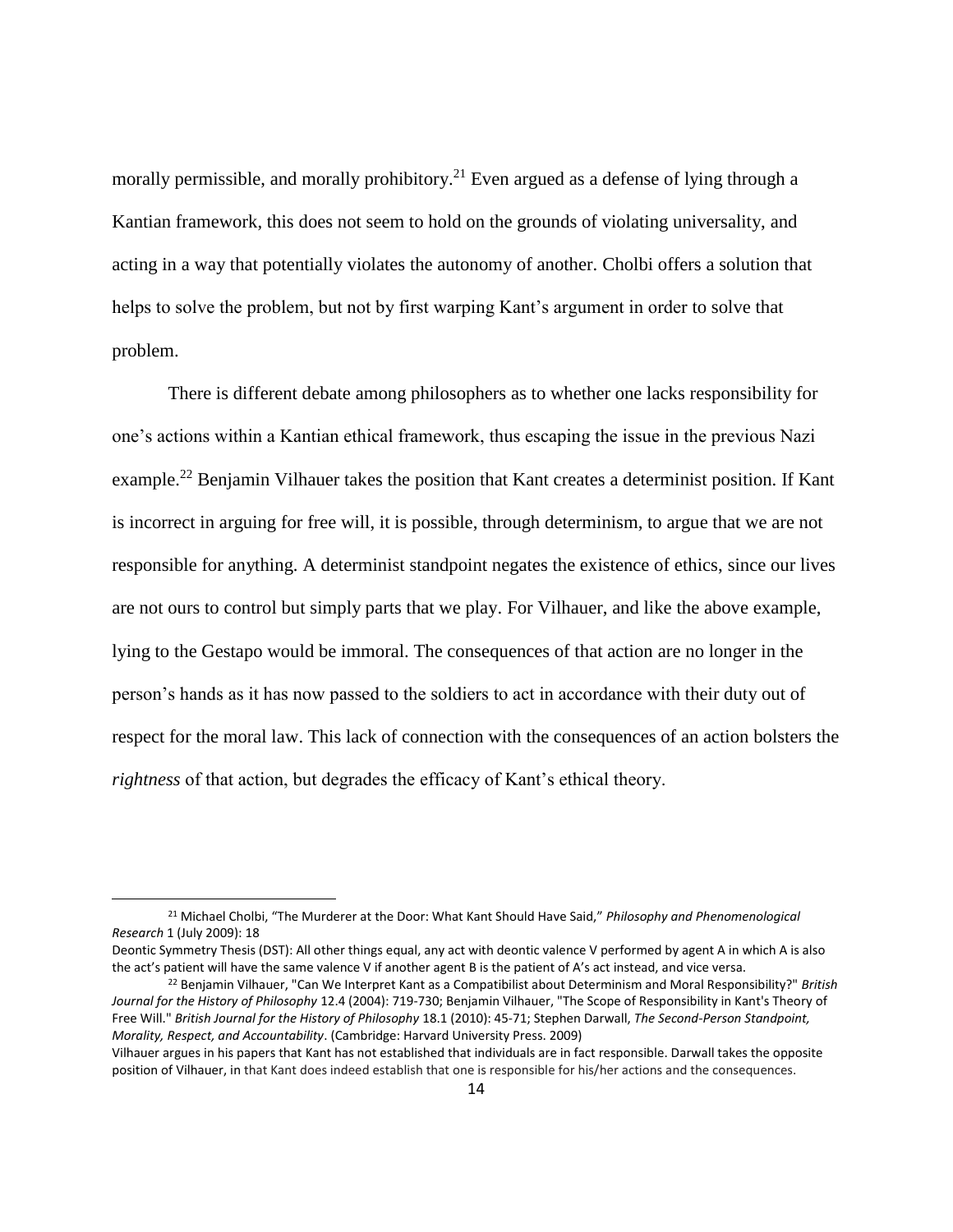morally permissible, and morally prohibitory.[21] Even argued as a defense of lying through a Kantian framework, this does not seem to hold on the grounds of violating universality, and acting in a way that potentially violates the autonomy of another. Cholbi offers a solution that helps to solve the problem, but not by first warping Kant's argument in order to solve that problem.

There is different debate among philosophers as to whether one lacks responsibility for one's actions within a Kantian ethical framework, thus escaping the issue in the previous Nazi example.[22] Benjamin Vilhauer takes the position that Kant creates a determinist position. If Kant is incorrect in arguing for free will, it is possible, through determinism, to argue that we are not responsible for anything. A determinist standpoint negates the existence of ethics, since our lives are not ours to control but simply parts that we play. For Vilhauer, and like the above example, lying to the Gestapo would be immoral. The consequences of that action are no longer in the person's hands as it has now passed to the soldiers to act in accordance with their duty out of respect for the moral law. This lack of connection with the consequences of an action bolsters the *rightness* of that action, but degrades the efficacy of Kant's ethical theory.

---

[21] Michael Cholbi, "The Murderer at the Door: What Kant Should Have Said," *Philosophy and Phenomenological Research* 1 (July 2009): 18
Deontic Symmetry Thesis (DST): All other things equal, any act with deontic valence V performed by agent A in which A is also the act's patient will have the same valence V if another agent B is the patient of A's act instead, and vice versa.

[22] Benjamin Vilhauer, "Can We Interpret Kant as a Compatibilist about Determinism and Moral Responsibility?" *British Journal for the History of Philosophy* 12.4 (2004): 719-730; Benjamin Vilhauer, "The Scope of Responsibility in Kant's Theory of Free Will." *British Journal for the History of Philosophy* 18.1 (2010): 45-71; Stephen Darwall, *The Second-Person Standpoint, Morality, Respect, and Accountability*. (Cambridge: Harvard University Press. 2009)
Vilhauer argues in his papers that Kant has not established that individuals are in fact responsible. Darwall takes the opposite position of Vilhauer, in that Kant does indeed establish that one is responsible for his/her actions and the consequences.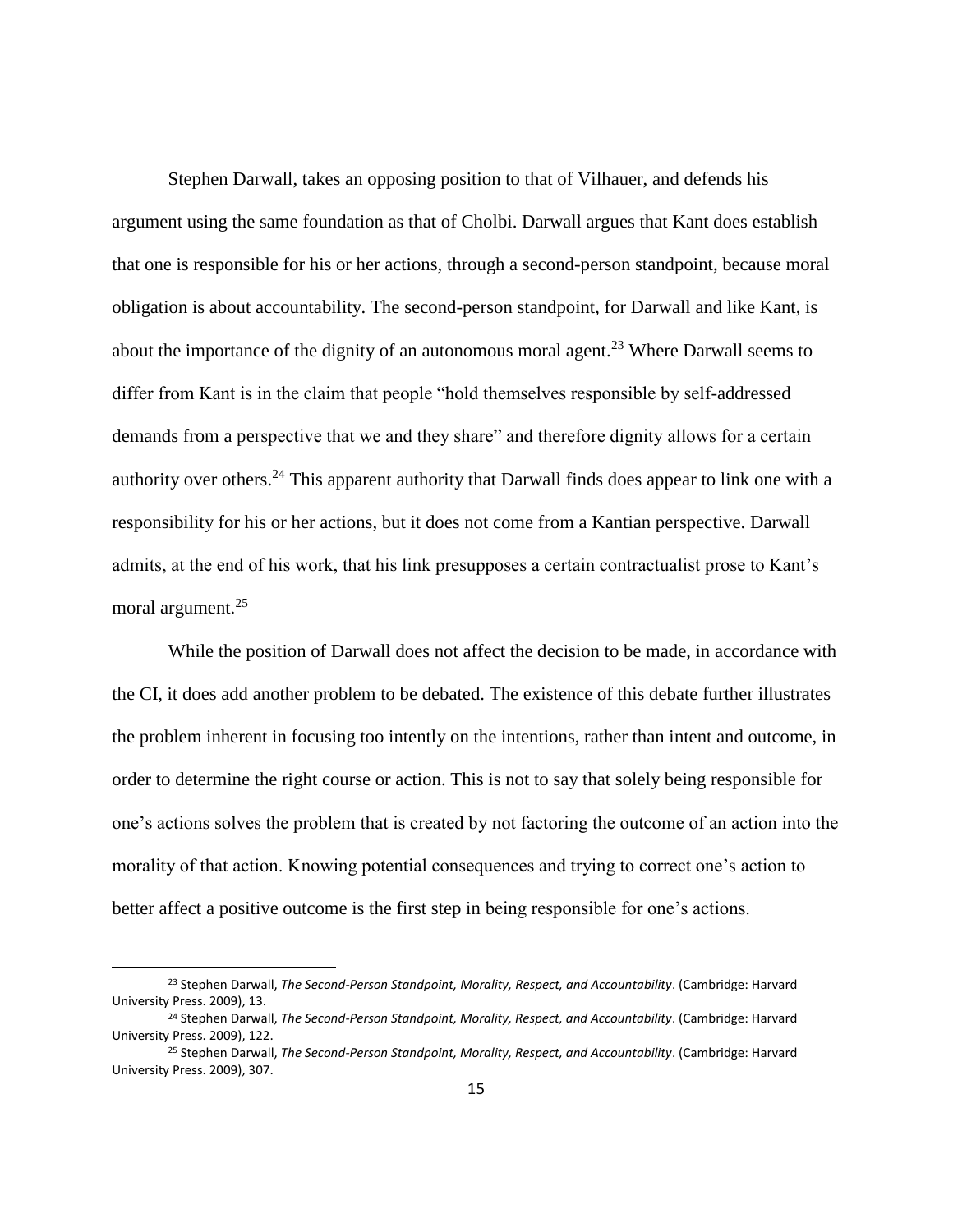Stephen Darwall, takes an opposing position to that of Vilhauer, and defends his argument using the same foundation as that of Cholbi. Darwall argues that Kant does establish that one is responsible for his or her actions, through a second-person standpoint, because moral obligation is about accountability. The second-person standpoint, for Darwall and like Kant, is about the importance of the dignity of an autonomous moral agent.[23] Where Darwall seems to differ from Kant is in the claim that people "hold themselves responsible by self-addressed demands from a perspective that we and they share" and therefore dignity allows for a certain authority over others.[24] This apparent authority that Darwall finds does appear to link one with a responsibility for his or her actions, but it does not come from a Kantian perspective. Darwall admits, at the end of his work, that his link presupposes a certain contractualist prose to Kant's moral argument.[25]

While the position of Darwall does not affect the decision to be made, in accordance with the CI, it does add another problem to be debated. The existence of this debate further illustrates the problem inherent in focusing too intently on the intentions, rather than intent and outcome, in order to determine the right course or action. This is not to say that solely being responsible for one's actions solves the problem that is created by not factoring the outcome of an action into the morality of that action. Knowing potential consequences and trying to correct one's action to better affect a positive outcome is the first step in being responsible for one's actions.

---

[23] Stephen Darwall, *The Second-Person Standpoint, Morality, Respect, and Accountability*. (Cambridge: Harvard University Press. 2009), 13.

[24] Stephen Darwall, *The Second-Person Standpoint, Morality, Respect, and Accountability*. (Cambridge: Harvard University Press. 2009), 122.

[25] Stephen Darwall, *The Second-Person Standpoint, Morality, Respect, and Accountability*. (Cambridge: Harvard University Press. 2009), 307.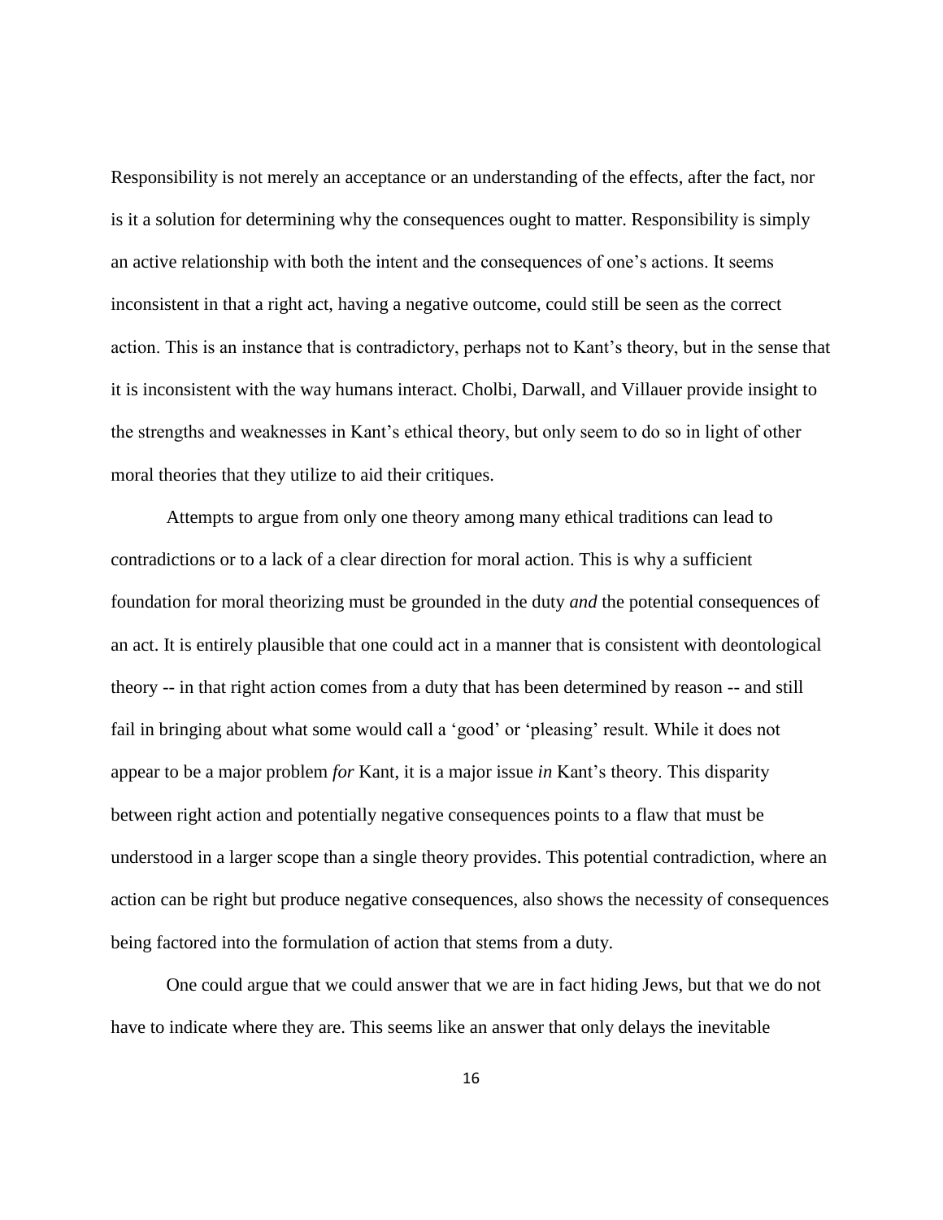Responsibility is not merely an acceptance or an understanding of the effects, after the fact, nor is it a solution for determining why the consequences ought to matter. Responsibility is simply an active relationship with both the intent and the consequences of one's actions. It seems inconsistent in that a right act, having a negative outcome, could still be seen as the correct action. This is an instance that is contradictory, perhaps not to Kant's theory, but in the sense that it is inconsistent with the way humans interact. Cholbi, Darwall, and Villauer provide insight to the strengths and weaknesses in Kant's ethical theory, but only seem to do so in light of other moral theories that they utilize to aid their critiques.

Attempts to argue from only one theory among many ethical traditions can lead to contradictions or to a lack of a clear direction for moral action. This is why a sufficient foundation for moral theorizing must be grounded in the duty *and* the potential consequences of an act. It is entirely plausible that one could act in a manner that is consistent with deontological theory -- in that right action comes from a duty that has been determined by reason -- and still fail in bringing about what some would call a 'good' or 'pleasing' result. While it does not appear to be a major problem *for* Kant, it is a major issue *in* Kant's theory. This disparity between right action and potentially negative consequences points to a flaw that must be understood in a larger scope than a single theory provides. This potential contradiction, where an action can be right but produce negative consequences, also shows the necessity of consequences being factored into the formulation of action that stems from a duty.

One could argue that we could answer that we are in fact hiding Jews, but that we do not have to indicate where they are. This seems like an answer that only delays the inevitable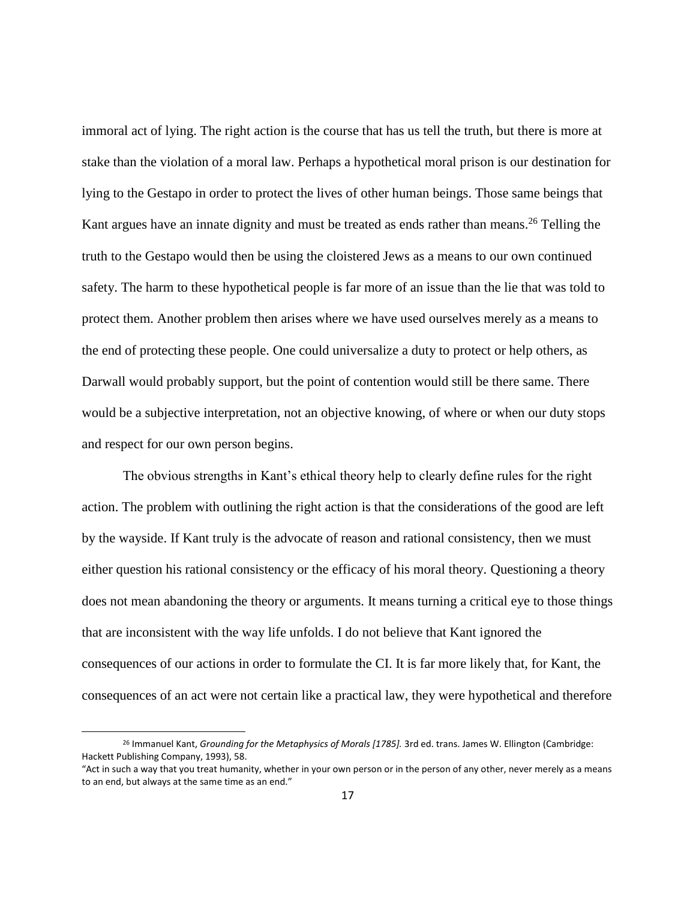immoral act of lying. The right action is the course that has us tell the truth, but there is more at stake than the violation of a moral law. Perhaps a hypothetical moral prison is our destination for lying to the Gestapo in order to protect the lives of other human beings. Those same beings that Kant argues have an innate dignity and must be treated as ends rather than means.[26] Telling the truth to the Gestapo would then be using the cloistered Jews as a means to our own continued safety. The harm to these hypothetical people is far more of an issue than the lie that was told to protect them. Another problem then arises where we have used ourselves merely as a means to the end of protecting these people. One could universalize a duty to protect or help others, as Darwall would probably support, but the point of contention would still be there same. There would be a subjective interpretation, not an objective knowing, of where or when our duty stops and respect for our own person begins.

The obvious strengths in Kant's ethical theory help to clearly define rules for the right action. The problem with outlining the right action is that the considerations of the good are left by the wayside. If Kant truly is the advocate of reason and rational consistency, then we must either question his rational consistency or the efficacy of his moral theory. Questioning a theory does not mean abandoning the theory or arguments. It means turning a critical eye to those things that are inconsistent with the way life unfolds. I do not believe that Kant ignored the consequences of our actions in order to formulate the CI. It is far more likely that, for Kant, the consequences of an act were not certain like a practical law, they were hypothetical and therefore

---

[26] Immanuel Kant, *Grounding for the Metaphysics of Morals [1785].* 3rd ed. trans. James W. Ellington (Cambridge: Hackett Publishing Company, 1993), 58.
"Act in such a way that you treat humanity, whether in your own person or in the person of any other, never merely as a means to an end, but always at the same time as an end."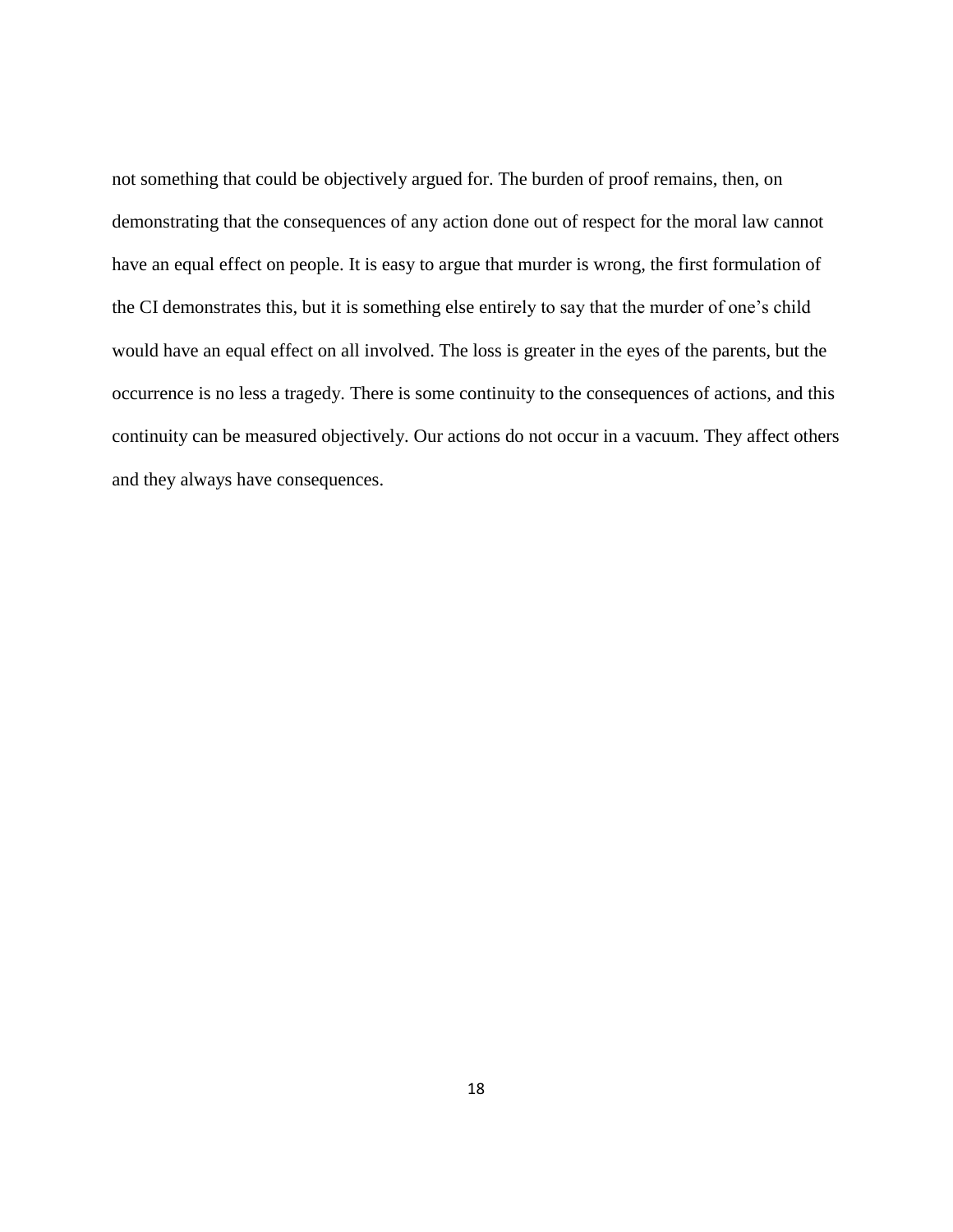not something that could be objectively argued for. The burden of proof remains, then, on demonstrating that the consequences of any action done out of respect for the moral law cannot have an equal effect on people. It is easy to argue that murder is wrong, the first formulation of the CI demonstrates this, but it is something else entirely to say that the murder of one's child would have an equal effect on all involved. The loss is greater in the eyes of the parents, but the occurrence is no less a tragedy. There is some continuity to the consequences of actions, and this continuity can be measured objectively. Our actions do not occur in a vacuum. They affect others and they always have consequences.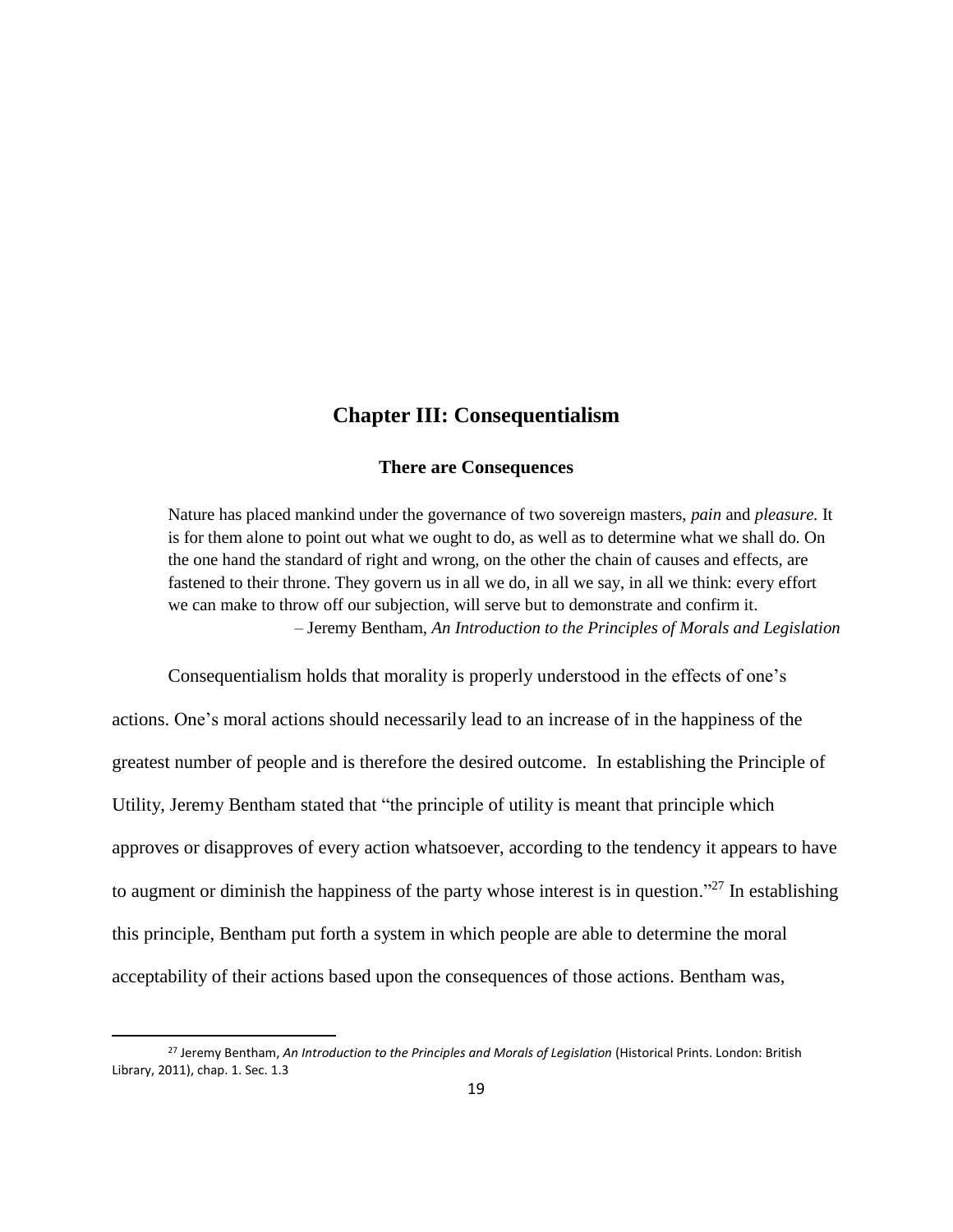# Chapter III: Consequentialism

## There are Consequences

> Nature has placed mankind under the governance of two sovereign masters, *pain* and *pleasure.* It is for them alone to point out what we ought to do, as well as to determine what we shall do. On the one hand the standard of right and wrong, on the other the chain of causes and effects, are fastened to their throne. They govern us in all we do, in all we say, in all we think: every effort we can make to throw off our subjection, will serve but to demonstrate and confirm it.
>
> – Jeremy Bentham, *An Introduction to the Principles of Morals and Legislation*

Consequentialism holds that morality is properly understood in the effects of one's actions. One's moral actions should necessarily lead to an increase of in the happiness of the greatest number of people and is therefore the desired outcome. In establishing the Principle of Utility, Jeremy Bentham stated that "the principle of utility is meant that principle which approves or disapproves of every action whatsoever, according to the tendency it appears to have to augment or diminish the happiness of the party whose interest is in question."[27] In establishing this principle, Bentham put forth a system in which people are able to determine the moral acceptability of their actions based upon the consequences of those actions. Bentham was,

---

[27] Jeremy Bentham, *An Introduction to the Principles and Morals of Legislation* (Historical Prints. London: British Library, 2011), chap. 1. Sec. 1.3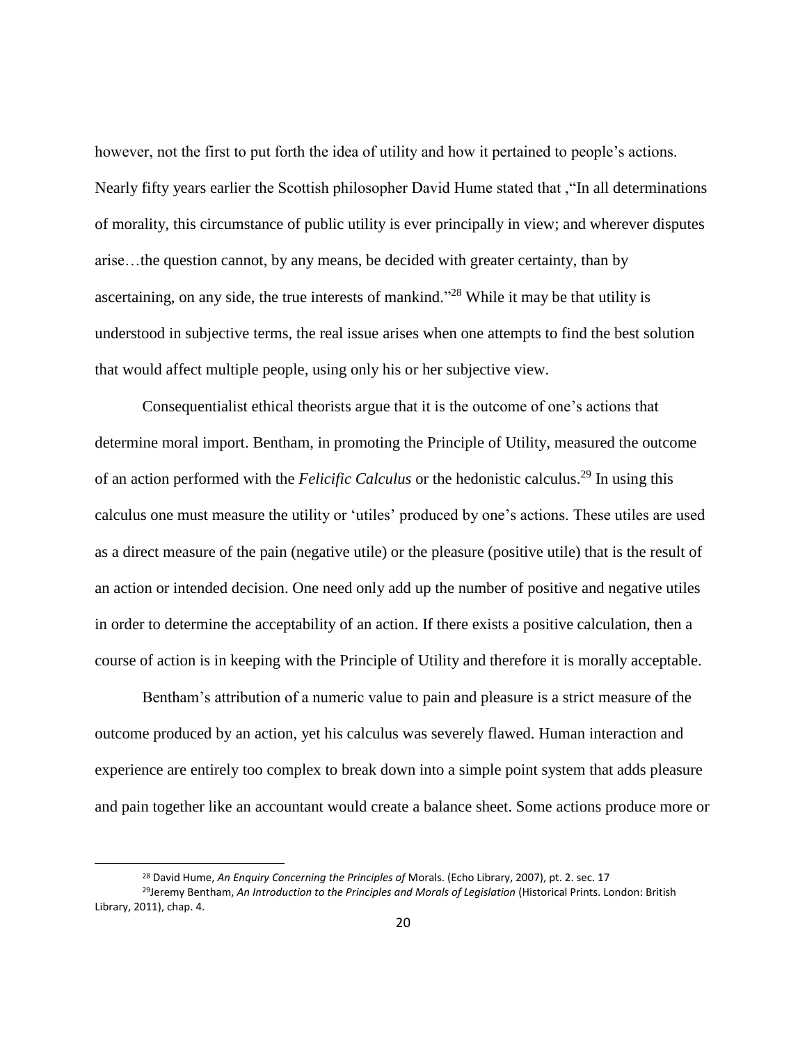however, not the first to put forth the idea of utility and how it pertained to people's actions. Nearly fifty years earlier the Scottish philosopher David Hume stated that ,"In all determinations of morality, this circumstance of public utility is ever principally in view; and wherever disputes arise…the question cannot, by any means, be decided with greater certainty, than by ascertaining, on any side, the true interests of mankind."[28] While it may be that utility is understood in subjective terms, the real issue arises when one attempts to find the best solution that would affect multiple people, using only his or her subjective view.

Consequentialist ethical theorists argue that it is the outcome of one's actions that determine moral import. Bentham, in promoting the Principle of Utility, measured the outcome of an action performed with the *Felicific Calculus* or the hedonistic calculus.[29] In using this calculus one must measure the utility or 'utiles' produced by one's actions. These utiles are used as a direct measure of the pain (negative utile) or the pleasure (positive utile) that is the result of an action or intended decision. One need only add up the number of positive and negative utiles in order to determine the acceptability of an action. If there exists a positive calculation, then a course of action is in keeping with the Principle of Utility and therefore it is morally acceptable.

Bentham's attribution of a numeric value to pain and pleasure is a strict measure of the outcome produced by an action, yet his calculus was severely flawed. Human interaction and experience are entirely too complex to break down into a simple point system that adds pleasure and pain together like an accountant would create a balance sheet. Some actions produce more or

---

[28] David Hume, *An Enquiry Concerning the Principles of* Morals. (Echo Library, 2007), pt. 2. sec. 17

[29] Jeremy Bentham, *An Introduction to the Principles and Morals of Legislation* (Historical Prints. London: British Library, 2011), chap. 4.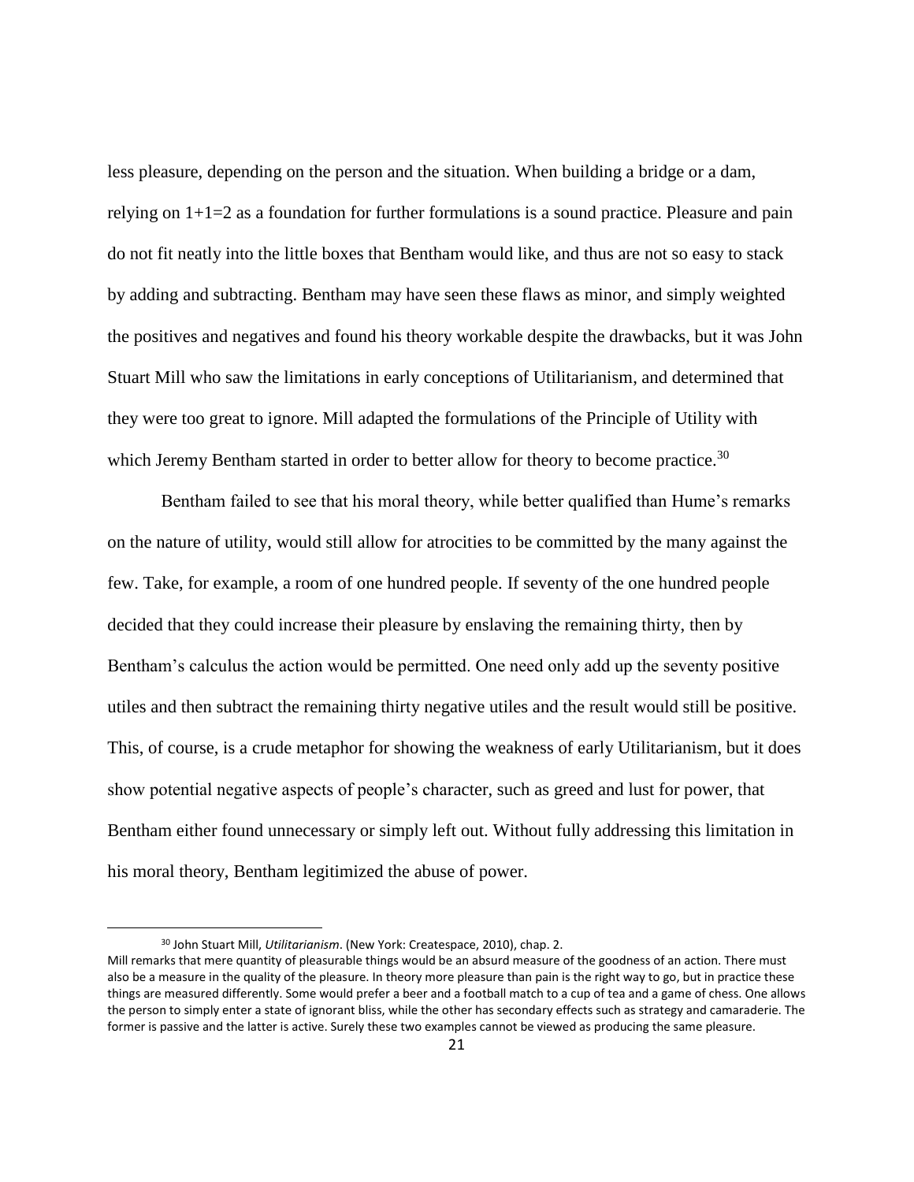less pleasure, depending on the person and the situation. When building a bridge or a dam, relying on 1+1=2 as a foundation for further formulations is a sound practice. Pleasure and pain do not fit neatly into the little boxes that Bentham would like, and thus are not so easy to stack by adding and subtracting. Bentham may have seen these flaws as minor, and simply weighted the positives and negatives and found his theory workable despite the drawbacks, but it was John Stuart Mill who saw the limitations in early conceptions of Utilitarianism, and determined that they were too great to ignore. Mill adapted the formulations of the Principle of Utility with which Jeremy Bentham started in order to better allow for theory to become practice.[30]

Bentham failed to see that his moral theory, while better qualified than Hume's remarks on the nature of utility, would still allow for atrocities to be committed by the many against the few. Take, for example, a room of one hundred people. If seventy of the one hundred people decided that they could increase their pleasure by enslaving the remaining thirty, then by Bentham's calculus the action would be permitted. One need only add up the seventy positive utiles and then subtract the remaining thirty negative utiles and the result would still be positive. This, of course, is a crude metaphor for showing the weakness of early Utilitarianism, but it does show potential negative aspects of people's character, such as greed and lust for power, that Bentham either found unnecessary or simply left out. Without fully addressing this limitation in his moral theory, Bentham legitimized the abuse of power.

---

[30] John Stuart Mill, *Utilitarianism*. (New York: Createspace, 2010), chap. 2.
Mill remarks that mere quantity of pleasurable things would be an absurd measure of the goodness of an action. There must also be a measure in the quality of the pleasure. In theory more pleasure than pain is the right way to go, but in practice these things are measured differently. Some would prefer a beer and a football match to a cup of tea and a game of chess. One allows the person to simply enter a state of ignorant bliss, while the other has secondary effects such as strategy and camaraderie. The former is passive and the latter is active. Surely these two examples cannot be viewed as producing the same pleasure.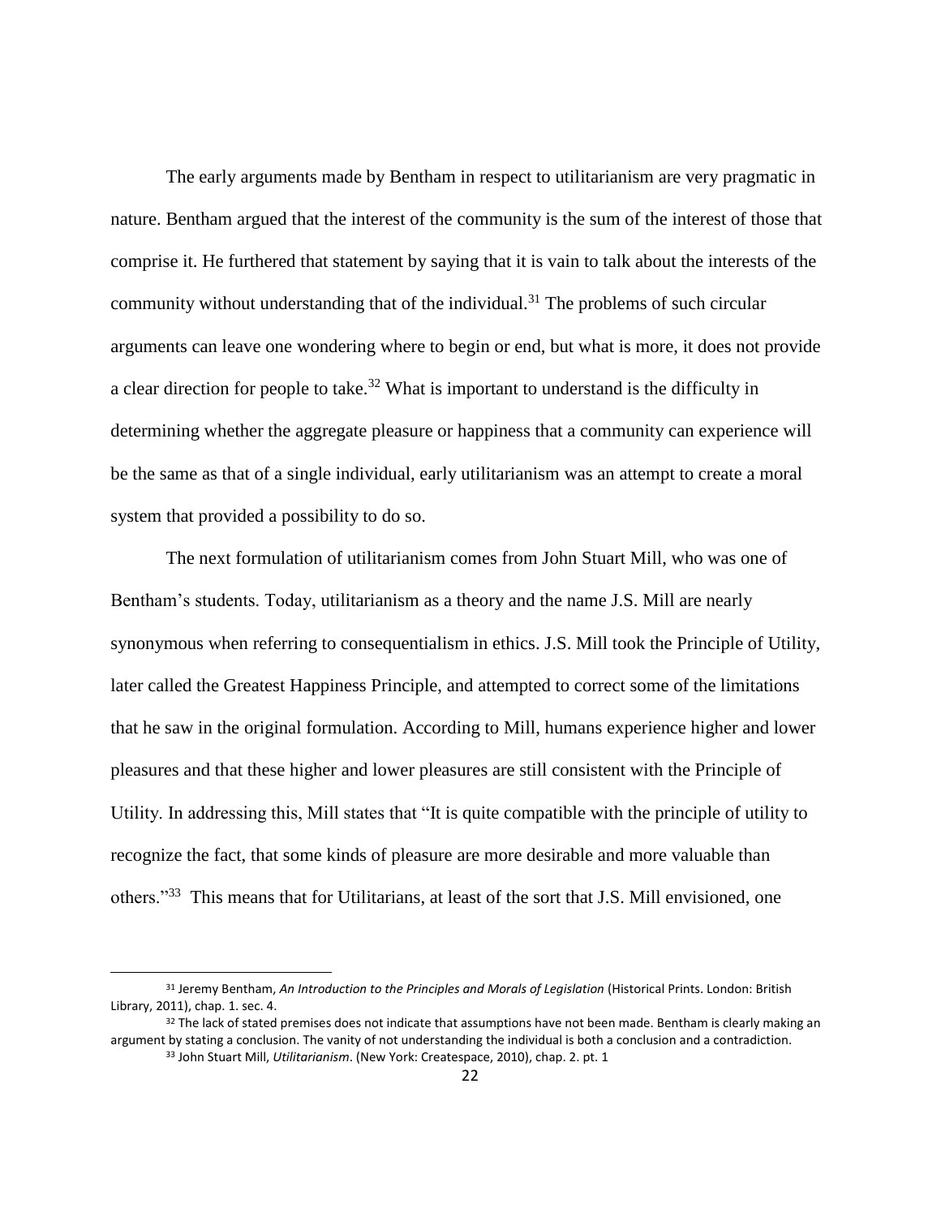The early arguments made by Bentham in respect to utilitarianism are very pragmatic in nature. Bentham argued that the interest of the community is the sum of the interest of those that comprise it. He furthered that statement by saying that it is vain to talk about the interests of the community without understanding that of the individual.[31] The problems of such circular arguments can leave one wondering where to begin or end, but what is more, it does not provide a clear direction for people to take.[32] What is important to understand is the difficulty in determining whether the aggregate pleasure or happiness that a community can experience will be the same as that of a single individual, early utilitarianism was an attempt to create a moral system that provided a possibility to do so.

The next formulation of utilitarianism comes from John Stuart Mill, who was one of Bentham's students. Today, utilitarianism as a theory and the name J.S. Mill are nearly synonymous when referring to consequentialism in ethics. J.S. Mill took the Principle of Utility, later called the Greatest Happiness Principle, and attempted to correct some of the limitations that he saw in the original formulation. According to Mill, humans experience higher and lower pleasures and that these higher and lower pleasures are still consistent with the Principle of Utility. In addressing this, Mill states that "It is quite compatible with the principle of utility to recognize the fact, that some kinds of pleasure are more desirable and more valuable than others."[33] This means that for Utilitarians, at least of the sort that J.S. Mill envisioned, one

---

[31] Jeremy Bentham, *An Introduction to the Principles and Morals of Legislation* (Historical Prints. London: British Library, 2011), chap. 1. sec. 4.

[32] The lack of stated premises does not indicate that assumptions have not been made. Bentham is clearly making an argument by stating a conclusion. The vanity of not understanding the individual is both a conclusion and a contradiction.

[33] John Stuart Mill, *Utilitarianism*. (New York: Createspace, 2010), chap. 2. pt. 1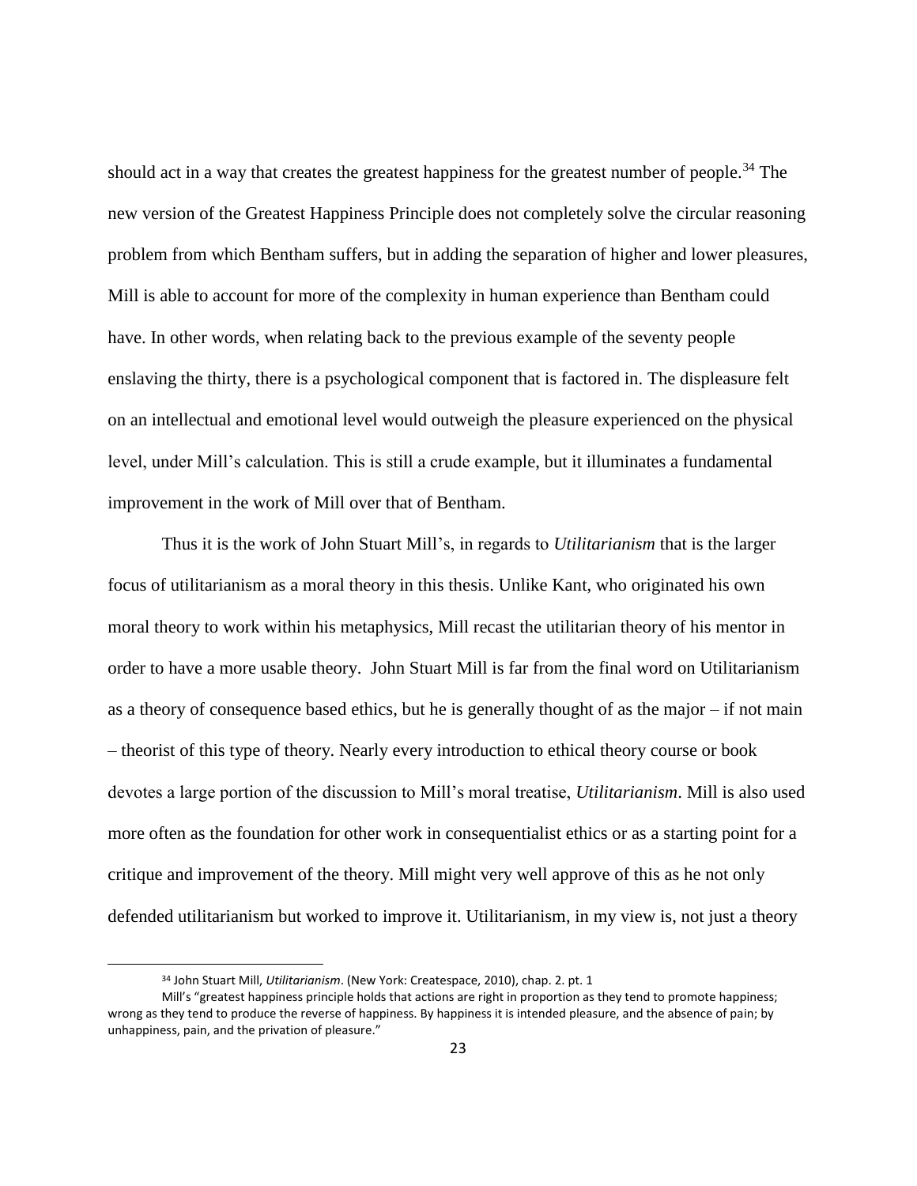should act in a way that creates the greatest happiness for the greatest number of people.[34] The new version of the Greatest Happiness Principle does not completely solve the circular reasoning problem from which Bentham suffers, but in adding the separation of higher and lower pleasures, Mill is able to account for more of the complexity in human experience than Bentham could have. In other words, when relating back to the previous example of the seventy people enslaving the thirty, there is a psychological component that is factored in. The displeasure felt on an intellectual and emotional level would outweigh the pleasure experienced on the physical level, under Mill's calculation. This is still a crude example, but it illuminates a fundamental improvement in the work of Mill over that of Bentham.

Thus it is the work of John Stuart Mill's, in regards to *Utilitarianism* that is the larger focus of utilitarianism as a moral theory in this thesis. Unlike Kant, who originated his own moral theory to work within his metaphysics, Mill recast the utilitarian theory of his mentor in order to have a more usable theory. John Stuart Mill is far from the final word on Utilitarianism as a theory of consequence based ethics, but he is generally thought of as the major – if not main – theorist of this type of theory. Nearly every introduction to ethical theory course or book devotes a large portion of the discussion to Mill's moral treatise, *Utilitarianism*. Mill is also used more often as the foundation for other work in consequentialist ethics or as a starting point for a critique and improvement of the theory. Mill might very well approve of this as he not only defended utilitarianism but worked to improve it. Utilitarianism, in my view is, not just a theory

---

[34] John Stuart Mill, *Utilitarianism*. (New York: Createspace, 2010), chap. 2. pt. 1

Mill's "greatest happiness principle holds that actions are right in proportion as they tend to promote happiness; wrong as they tend to produce the reverse of happiness. By happiness it is intended pleasure, and the absence of pain; by unhappiness, pain, and the privation of pleasure."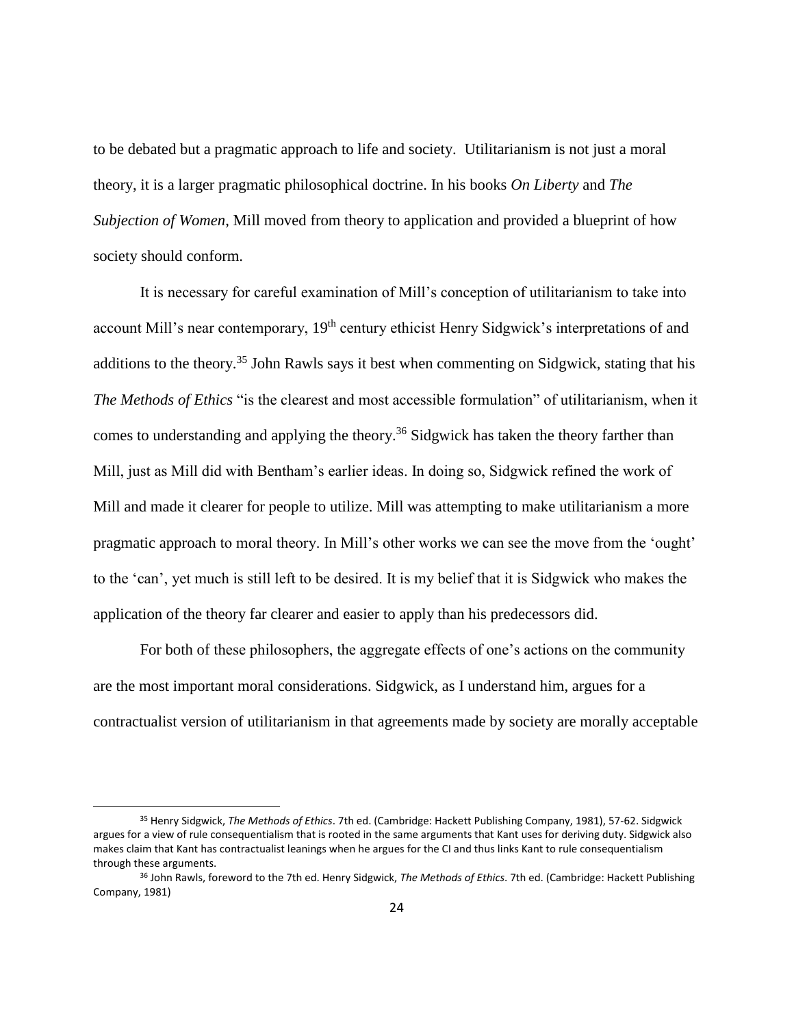to be debated but a pragmatic approach to life and society. Utilitarianism is not just a moral theory, it is a larger pragmatic philosophical doctrine. In his books *On Liberty* and *The Subjection of Women*, Mill moved from theory to application and provided a blueprint of how society should conform.

It is necessary for careful examination of Mill's conception of utilitarianism to take into account Mill's near contemporary, 19th century ethicist Henry Sidgwick's interpretations of and additions to the theory.[35] John Rawls says it best when commenting on Sidgwick, stating that his *The Methods of Ethics* "is the clearest and most accessible formulation" of utilitarianism, when it comes to understanding and applying the theory.[36] Sidgwick has taken the theory farther than Mill, just as Mill did with Bentham's earlier ideas. In doing so, Sidgwick refined the work of Mill and made it clearer for people to utilize. Mill was attempting to make utilitarianism a more pragmatic approach to moral theory. In Mill's other works we can see the move from the 'ought' to the 'can', yet much is still left to be desired. It is my belief that it is Sidgwick who makes the application of the theory far clearer and easier to apply than his predecessors did.

For both of these philosophers, the aggregate effects of one's actions on the community are the most important moral considerations. Sidgwick, as I understand him, argues for a contractualist version of utilitarianism in that agreements made by society are morally acceptable

---

[35] Henry Sidgwick, *The Methods of Ethics*. 7th ed. (Cambridge: Hackett Publishing Company, 1981), 57-62. Sidgwick argues for a view of rule consequentialism that is rooted in the same arguments that Kant uses for deriving duty. Sidgwick also makes claim that Kant has contractualist leanings when he argues for the CI and thus links Kant to rule consequentialism through these arguments.

[36] John Rawls, foreword to the 7th ed. Henry Sidgwick, *The Methods of Ethics*. 7th ed. (Cambridge: Hackett Publishing Company, 1981)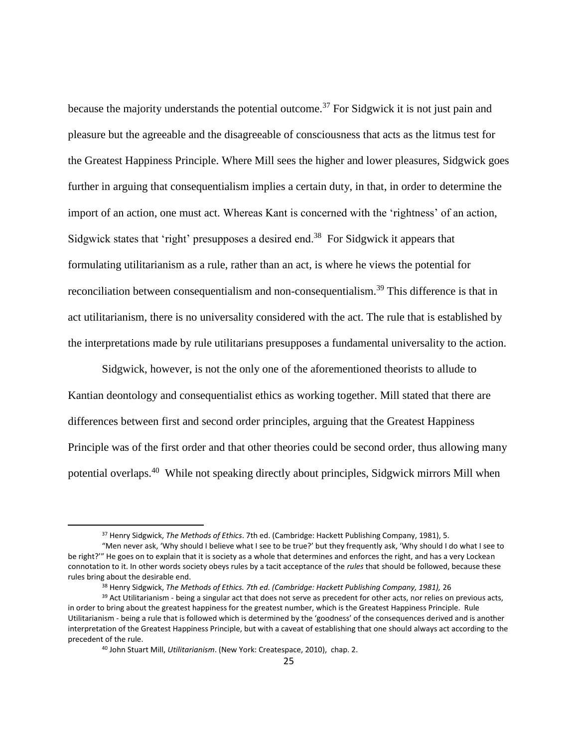because the majority understands the potential outcome.[37] For Sidgwick it is not just pain and pleasure but the agreeable and the disagreeable of consciousness that acts as the litmus test for the Greatest Happiness Principle. Where Mill sees the higher and lower pleasures, Sidgwick goes further in arguing that consequentialism implies a certain duty, in that, in order to determine the import of an action, one must act. Whereas Kant is concerned with the 'rightness' of an action, Sidgwick states that 'right' presupposes a desired end.[38] For Sidgwick it appears that formulating utilitarianism as a rule, rather than an act, is where he views the potential for reconciliation between consequentialism and non-consequentialism.[39] This difference is that in act utilitarianism, there is no universality considered with the act. The rule that is established by the interpretations made by rule utilitarians presupposes a fundamental universality to the action.

Sidgwick, however, is not the only one of the aforementioned theorists to allude to Kantian deontology and consequentialist ethics as working together. Mill stated that there are differences between first and second order principles, arguing that the Greatest Happiness Principle was of the first order and that other theories could be second order, thus allowing many potential overlaps.[40] While not speaking directly about principles, Sidgwick mirrors Mill when

---

[37] Henry Sidgwick, *The Methods of Ethics*. 7th ed. (Cambridge: Hackett Publishing Company, 1981), 5.
"Men never ask, 'Why should I believe what I see to be true?' but they frequently ask, 'Why should I do what I see to be right?'" He goes on to explain that it is society as a whole that determines and enforces the right, and has a very Lockean connotation to it. In other words society obeys rules by a tacit acceptance of the *rules* that should be followed, because these rules bring about the desirable end.

[38] Henry Sidgwick, *The Methods of Ethics. 7th ed. (Cambridge: Hackett Publishing Company, 1981),* 26

[39] Act Utilitarianism - being a singular act that does not serve as precedent for other acts, nor relies on previous acts, in order to bring about the greatest happiness for the greatest number, which is the Greatest Happiness Principle. Rule Utilitarianism - being a rule that is followed which is determined by the 'goodness' of the consequences derived and is another interpretation of the Greatest Happiness Principle, but with a caveat of establishing that one should always act according to the precedent of the rule.

[40] John Stuart Mill, *Utilitarianism*. (New York: Createspace, 2010), chap. 2.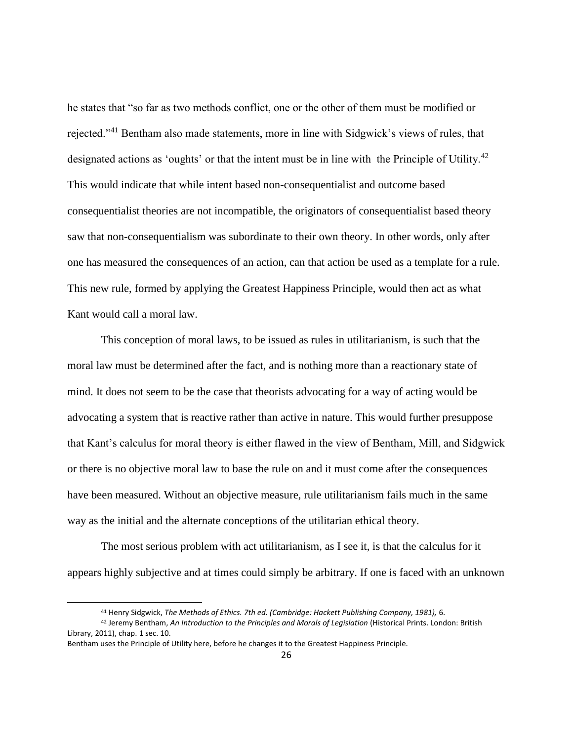he states that "so far as two methods conflict, one or the other of them must be modified or rejected."[41] Bentham also made statements, more in line with Sidgwick's views of rules, that designated actions as 'oughts' or that the intent must be in line with the Principle of Utility.[42] This would indicate that while intent based non-consequentialist and outcome based consequentialist theories are not incompatible, the originators of consequentialist based theory saw that non-consequentialism was subordinate to their own theory. In other words, only after one has measured the consequences of an action, can that action be used as a template for a rule. This new rule, formed by applying the Greatest Happiness Principle, would then act as what Kant would call a moral law.

This conception of moral laws, to be issued as rules in utilitarianism, is such that the moral law must be determined after the fact, and is nothing more than a reactionary state of mind. It does not seem to be the case that theorists advocating for a way of acting would be advocating a system that is reactive rather than active in nature. This would further presuppose that Kant's calculus for moral theory is either flawed in the view of Bentham, Mill, and Sidgwick or there is no objective moral law to base the rule on and it must come after the consequences have been measured. Without an objective measure, rule utilitarianism fails much in the same way as the initial and the alternate conceptions of the utilitarian ethical theory.

The most serious problem with act utilitarianism, as I see it, is that the calculus for it appears highly subjective and at times could simply be arbitrary. If one is faced with an unknown

---

[41] Henry Sidgwick, *The Methods of Ethics. 7th ed. (Cambridge: Hackett Publishing Company, 1981),* 6.

[42] Jeremy Bentham, *An Introduction to the Principles and Morals of Legislation* (Historical Prints. London: British Library, 2011), chap. 1 sec. 10.
Bentham uses the Principle of Utility here, before he changes it to the Greatest Happiness Principle.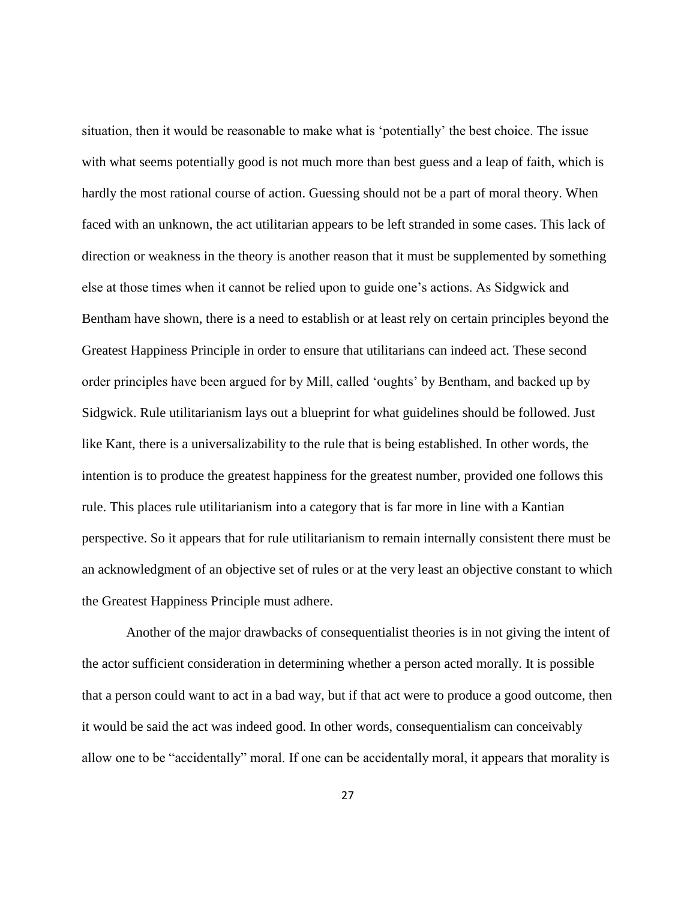situation, then it would be reasonable to make what is 'potentially' the best choice. The issue with what seems potentially good is not much more than best guess and a leap of faith, which is hardly the most rational course of action. Guessing should not be a part of moral theory. When faced with an unknown, the act utilitarian appears to be left stranded in some cases. This lack of direction or weakness in the theory is another reason that it must be supplemented by something else at those times when it cannot be relied upon to guide one's actions. As Sidgwick and Bentham have shown, there is a need to establish or at least rely on certain principles beyond the Greatest Happiness Principle in order to ensure that utilitarians can indeed act. These second order principles have been argued for by Mill, called 'oughts' by Bentham, and backed up by Sidgwick. Rule utilitarianism lays out a blueprint for what guidelines should be followed. Just like Kant, there is a universalizability to the rule that is being established. In other words, the intention is to produce the greatest happiness for the greatest number, provided one follows this rule. This places rule utilitarianism into a category that is far more in line with a Kantian perspective. So it appears that for rule utilitarianism to remain internally consistent there must be an acknowledgment of an objective set of rules or at the very least an objective constant to which the Greatest Happiness Principle must adhere.

Another of the major drawbacks of consequentialist theories is in not giving the intent of the actor sufficient consideration in determining whether a person acted morally. It is possible that a person could want to act in a bad way, but if that act were to produce a good outcome, then it would be said the act was indeed good. In other words, consequentialism can conceivably allow one to be "accidentally" moral. If one can be accidentally moral, it appears that morality is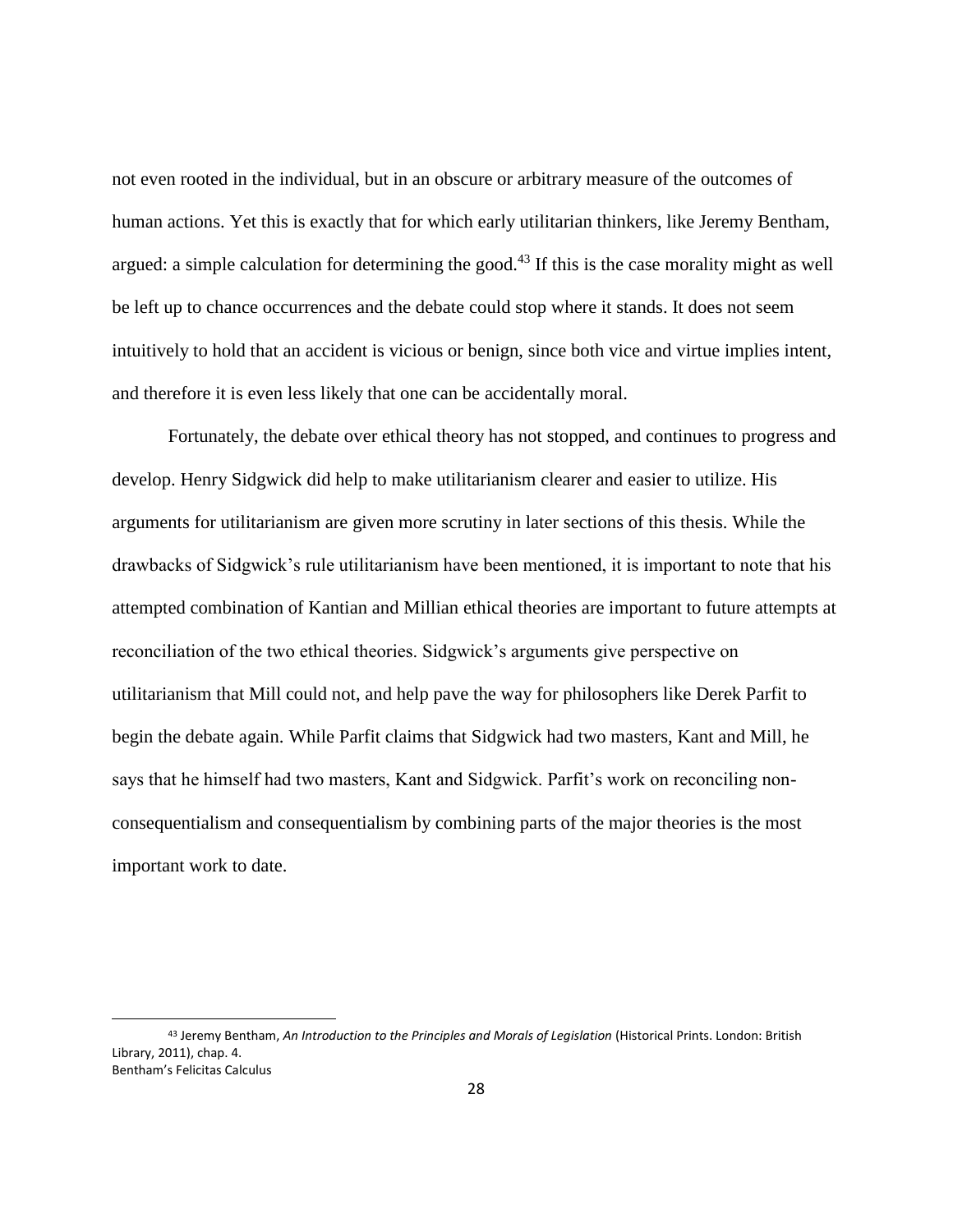not even rooted in the individual, but in an obscure or arbitrary measure of the outcomes of human actions. Yet this is exactly that for which early utilitarian thinkers, like Jeremy Bentham, argued: a simple calculation for determining the good.[43] If this is the case morality might as well be left up to chance occurrences and the debate could stop where it stands. It does not seem intuitively to hold that an accident is vicious or benign, since both vice and virtue implies intent, and therefore it is even less likely that one can be accidentally moral.

Fortunately, the debate over ethical theory has not stopped, and continues to progress and develop. Henry Sidgwick did help to make utilitarianism clearer and easier to utilize. His arguments for utilitarianism are given more scrutiny in later sections of this thesis. While the drawbacks of Sidgwick's rule utilitarianism have been mentioned, it is important to note that his attempted combination of Kantian and Millian ethical theories are important to future attempts at reconciliation of the two ethical theories. Sidgwick's arguments give perspective on utilitarianism that Mill could not, and help pave the way for philosophers like Derek Parfit to begin the debate again. While Parfit claims that Sidgwick had two masters, Kant and Mill, he says that he himself had two masters, Kant and Sidgwick. Parfit's work on reconciling non-consequentialism and consequentialism by combining parts of the major theories is the most important work to date.

---

[43] Jeremy Bentham, *An Introduction to the Principles and Morals of Legislation* (Historical Prints. London: British Library, 2011), chap. 4.
Bentham's Felicitas Calculus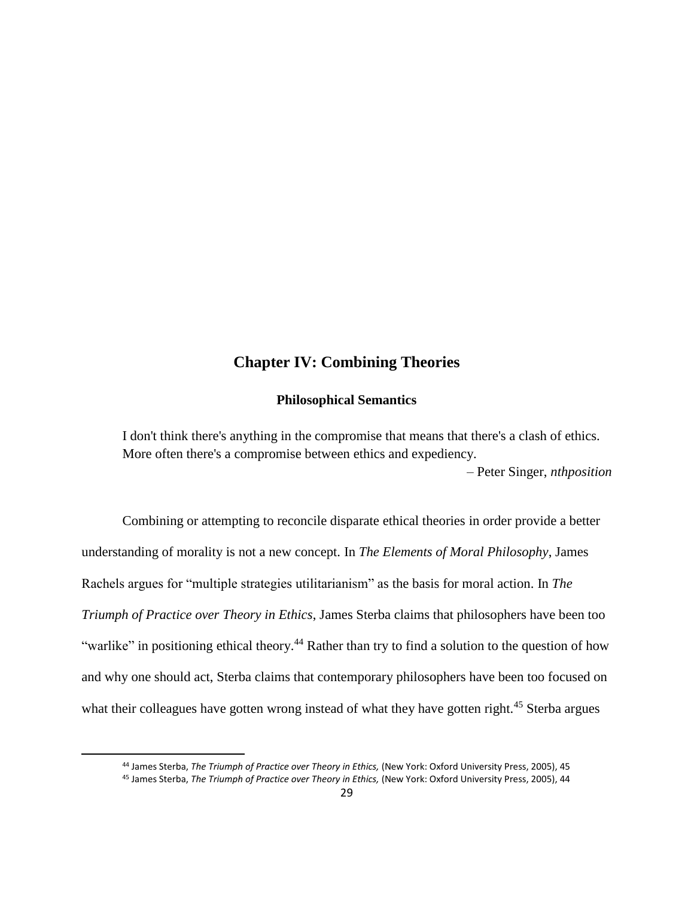# Chapter IV: Combining Theories

## Philosophical Semantics

> I don't think there's anything in the compromise that means that there's a clash of ethics. More often there's a compromise between ethics and expediency.
>
> – Peter Singer, *nthposition*

Combining or attempting to reconcile disparate ethical theories in order provide a better understanding of morality is not a new concept. In *The Elements of Moral Philosophy*, James Rachels argues for "multiple strategies utilitarianism" as the basis for moral action. In *The Triumph of Practice over Theory in Ethics*, James Sterba claims that philosophers have been too "warlike" in positioning ethical theory.[44] Rather than try to find a solution to the question of how and why one should act, Sterba claims that contemporary philosophers have been too focused on what their colleagues have gotten wrong instead of what they have gotten right.[45] Sterba argues

---

[44] James Sterba, *The Triumph of Practice over Theory in Ethics,* (New York: Oxford University Press, 2005), 45

[45] James Sterba, *The Triumph of Practice over Theory in Ethics,* (New York: Oxford University Press, 2005), 44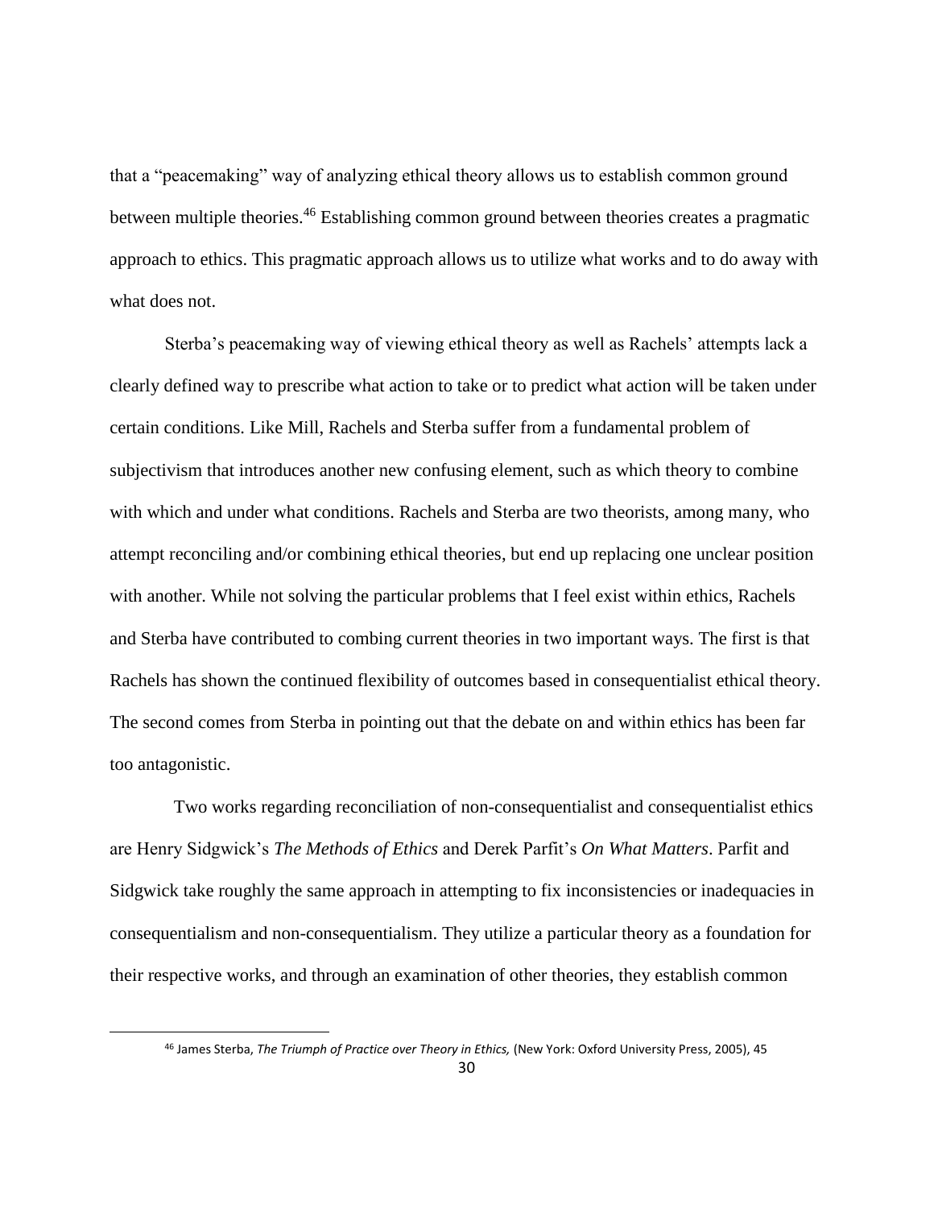that a "peacemaking" way of analyzing ethical theory allows us to establish common ground between multiple theories.[46] Establishing common ground between theories creates a pragmatic approach to ethics. This pragmatic approach allows us to utilize what works and to do away with what does not.

Sterba's peacemaking way of viewing ethical theory as well as Rachels' attempts lack a clearly defined way to prescribe what action to take or to predict what action will be taken under certain conditions. Like Mill, Rachels and Sterba suffer from a fundamental problem of subjectivism that introduces another new confusing element, such as which theory to combine with which and under what conditions. Rachels and Sterba are two theorists, among many, who attempt reconciling and/or combining ethical theories, but end up replacing one unclear position with another. While not solving the particular problems that I feel exist within ethics, Rachels and Sterba have contributed to combing current theories in two important ways. The first is that Rachels has shown the continued flexibility of outcomes based in consequentialist ethical theory. The second comes from Sterba in pointing out that the debate on and within ethics has been far too antagonistic.

Two works regarding reconciliation of non-consequentialist and consequentialist ethics are Henry Sidgwick's *The Methods of Ethics* and Derek Parfit's *On What Matters*. Parfit and Sidgwick take roughly the same approach in attempting to fix inconsistencies or inadequacies in consequentialism and non-consequentialism. They utilize a particular theory as a foundation for their respective works, and through an examination of other theories, they establish common

[46] James Sterba, *The Triumph of Practice over Theory in Ethics,* (New York: Oxford University Press, 2005), 45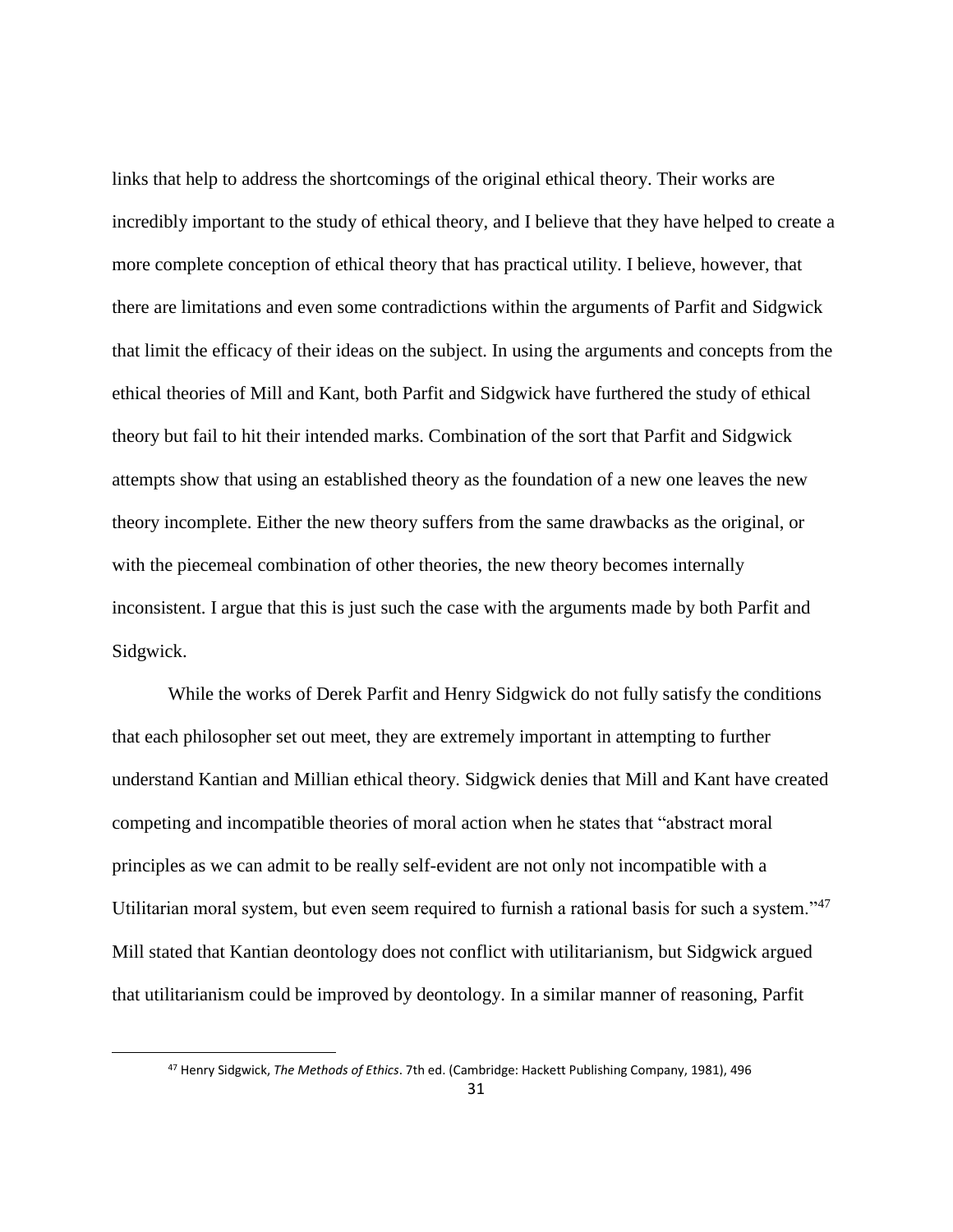links that help to address the shortcomings of the original ethical theory. Their works are incredibly important to the study of ethical theory, and I believe that they have helped to create a more complete conception of ethical theory that has practical utility. I believe, however, that there are limitations and even some contradictions within the arguments of Parfit and Sidgwick that limit the efficacy of their ideas on the subject. In using the arguments and concepts from the ethical theories of Mill and Kant, both Parfit and Sidgwick have furthered the study of ethical theory but fail to hit their intended marks. Combination of the sort that Parfit and Sidgwick attempts show that using an established theory as the foundation of a new one leaves the new theory incomplete. Either the new theory suffers from the same drawbacks as the original, or with the piecemeal combination of other theories, the new theory becomes internally inconsistent. I argue that this is just such the case with the arguments made by both Parfit and Sidgwick.

While the works of Derek Parfit and Henry Sidgwick do not fully satisfy the conditions that each philosopher set out meet, they are extremely important in attempting to further understand Kantian and Millian ethical theory. Sidgwick denies that Mill and Kant have created competing and incompatible theories of moral action when he states that "abstract moral principles as we can admit to be really self-evident are not only not incompatible with a Utilitarian moral system, but even seem required to furnish a rational basis for such a system."[47] Mill stated that Kantian deontology does not conflict with utilitarianism, but Sidgwick argued that utilitarianism could be improved by deontology. In a similar manner of reasoning, Parfit

[47] Henry Sidgwick, *The Methods of Ethics*. 7th ed. (Cambridge: Hackett Publishing Company, 1981), 496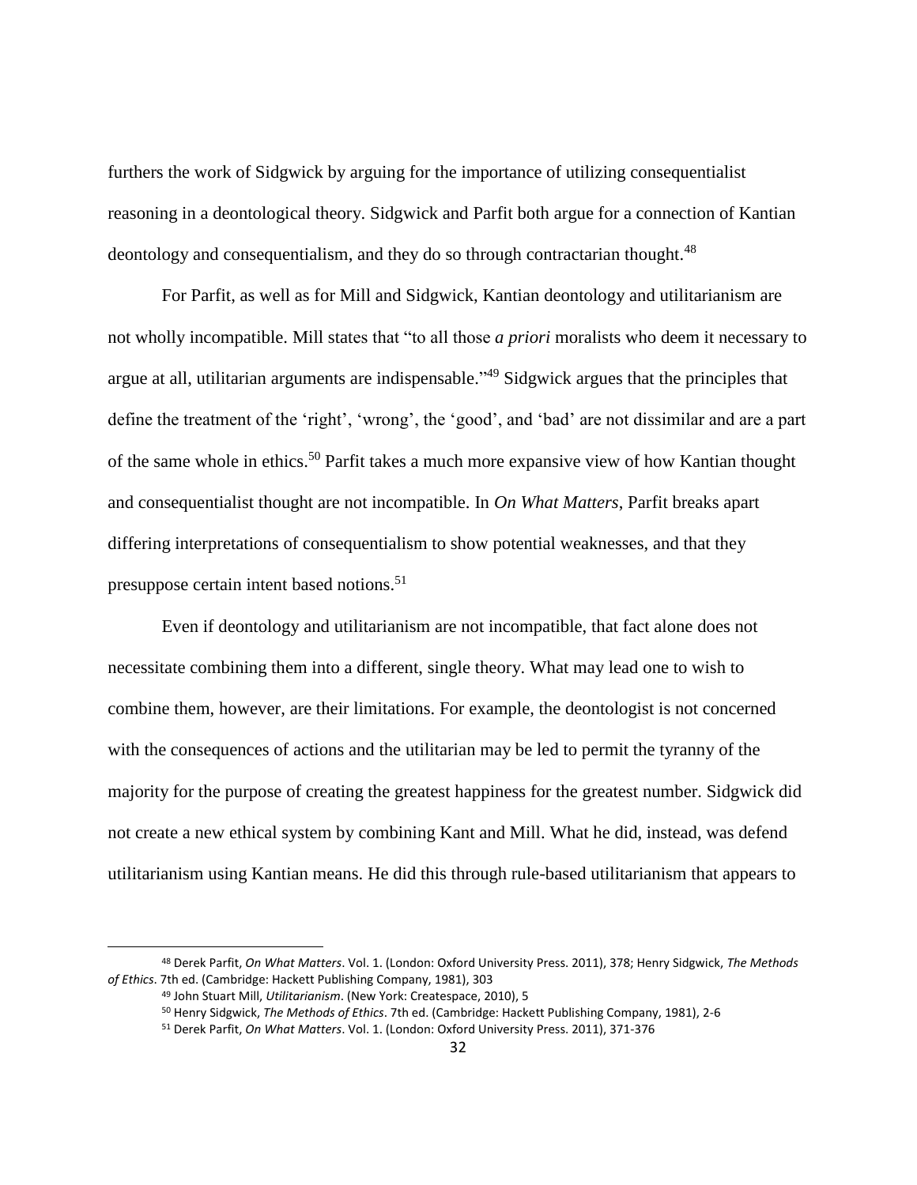furthers the work of Sidgwick by arguing for the importance of utilizing consequentialist reasoning in a deontological theory. Sidgwick and Parfit both argue for a connection of Kantian deontology and consequentialism, and they do so through contractarian thought.[48]

For Parfit, as well as for Mill and Sidgwick, Kantian deontology and utilitarianism are not wholly incompatible. Mill states that "to all those *a priori* moralists who deem it necessary to argue at all, utilitarian arguments are indispensable."[49] Sidgwick argues that the principles that define the treatment of the 'right', 'wrong', the 'good', and 'bad' are not dissimilar and are a part of the same whole in ethics.[50] Parfit takes a much more expansive view of how Kantian thought and consequentialist thought are not incompatible. In *On What Matters*, Parfit breaks apart differing interpretations of consequentialism to show potential weaknesses, and that they presuppose certain intent based notions.[51]

Even if deontology and utilitarianism are not incompatible, that fact alone does not necessitate combining them into a different, single theory. What may lead one to wish to combine them, however, are their limitations. For example, the deontologist is not concerned with the consequences of actions and the utilitarian may be led to permit the tyranny of the majority for the purpose of creating the greatest happiness for the greatest number. Sidgwick did not create a new ethical system by combining Kant and Mill. What he did, instead, was defend utilitarianism using Kantian means. He did this through rule-based utilitarianism that appears to

---

[48] Derek Parfit, *On What Matters*. Vol. 1. (London: Oxford University Press. 2011), 378; Henry Sidgwick, *The Methods of Ethics*. 7th ed. (Cambridge: Hackett Publishing Company, 1981), 303

[49] John Stuart Mill, *Utilitarianism*. (New York: Createspace, 2010), 5

[50] Henry Sidgwick, *The Methods of Ethics*. 7th ed. (Cambridge: Hackett Publishing Company, 1981), 2-6

[51] Derek Parfit, *On What Matters*. Vol. 1. (London: Oxford University Press. 2011), 371-376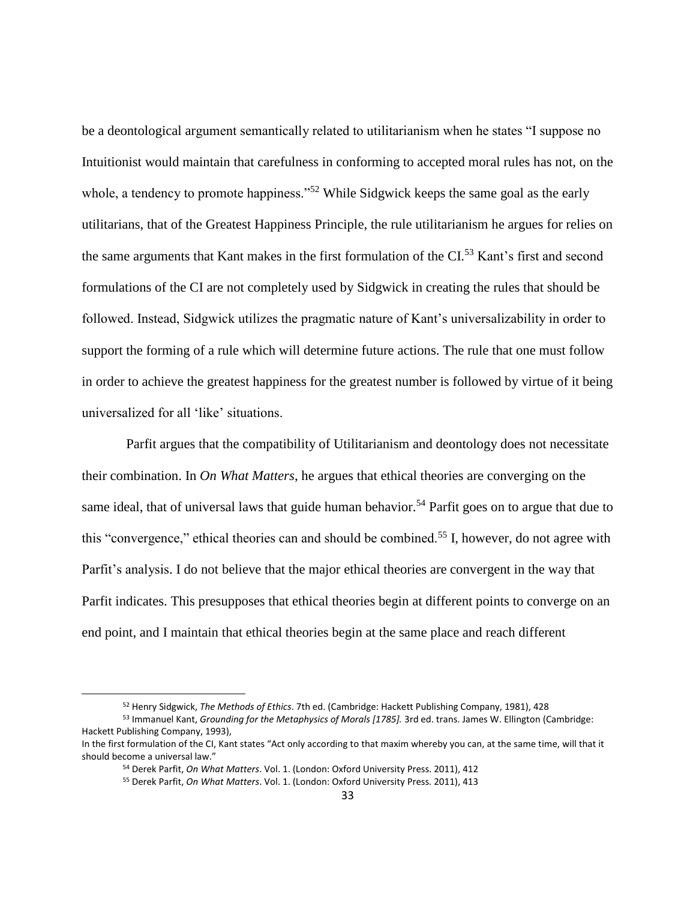be a deontological argument semantically related to utilitarianism when he states "I suppose no Intuitionist would maintain that carefulness in conforming to accepted moral rules has not, on the whole, a tendency to promote happiness."[52] While Sidgwick keeps the same goal as the early utilitarians, that of the Greatest Happiness Principle, the rule utilitarianism he argues for relies on the same arguments that Kant makes in the first formulation of the CI.[53] Kant's first and second formulations of the CI are not completely used by Sidgwick in creating the rules that should be followed. Instead, Sidgwick utilizes the pragmatic nature of Kant's universalizability in order to support the forming of a rule which will determine future actions. The rule that one must follow in order to achieve the greatest happiness for the greatest number is followed by virtue of it being universalized for all 'like' situations.

Parfit argues that the compatibility of Utilitarianism and deontology does not necessitate their combination. In *On What Matters*, he argues that ethical theories are converging on the same ideal, that of universal laws that guide human behavior.[54] Parfit goes on to argue that due to this "convergence," ethical theories can and should be combined.[55] I, however, do not agree with Parfit's analysis. I do not believe that the major ethical theories are convergent in the way that Parfit indicates. This presupposes that ethical theories begin at different points to converge on an end point, and I maintain that ethical theories begin at the same place and reach different

---

[52] Henry Sidgwick, *The Methods of Ethics*. 7th ed. (Cambridge: Hackett Publishing Company, 1981), 428

[53] Immanuel Kant, *Grounding for the Metaphysics of Morals [1785].* 3rd ed. trans. James W. Ellington (Cambridge: Hackett Publishing Company, 1993),
In the first formulation of the CI, Kant states "Act only according to that maxim whereby you can, at the same time, will that it should become a universal law."

[54] Derek Parfit, *On What Matters*. Vol. 1. (London: Oxford University Press. 2011), 412

[55] Derek Parfit, *On What Matters*. Vol. 1. (London: Oxford University Press. 2011), 413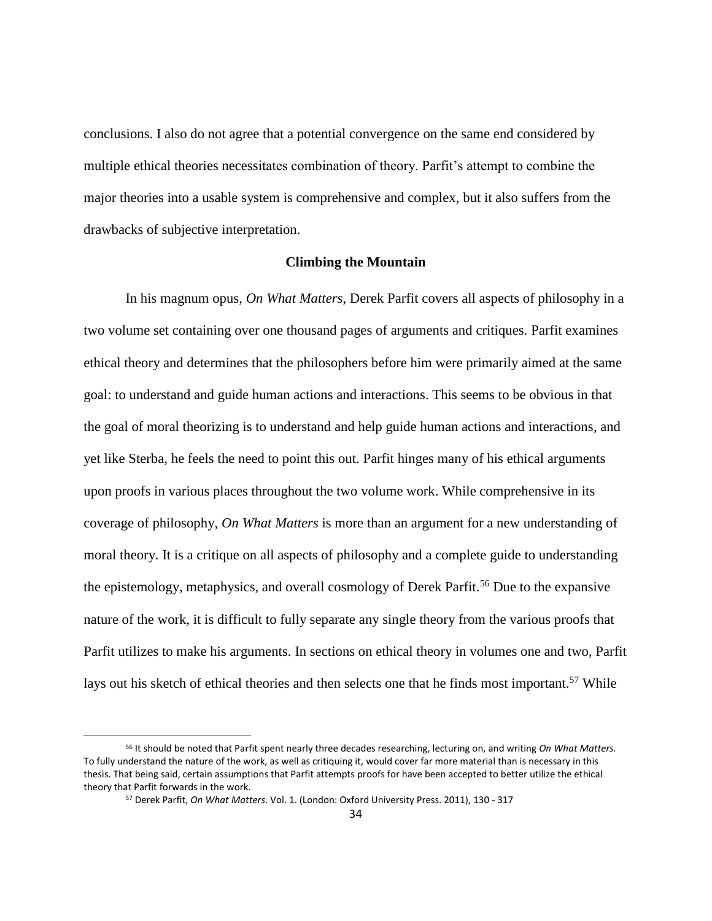conclusions. I also do not agree that a potential convergence on the same end considered by multiple ethical theories necessitates combination of theory. Parfit's attempt to combine the major theories into a usable system is comprehensive and complex, but it also suffers from the drawbacks of subjective interpretation.

### Climbing the Mountain

In his magnum opus, *On What Matters*, Derek Parfit covers all aspects of philosophy in a two volume set containing over one thousand pages of arguments and critiques. Parfit examines ethical theory and determines that the philosophers before him were primarily aimed at the same goal: to understand and guide human actions and interactions. This seems to be obvious in that the goal of moral theorizing is to understand and help guide human actions and interactions, and yet like Sterba, he feels the need to point this out. Parfit hinges many of his ethical arguments upon proofs in various places throughout the two volume work. While comprehensive in its coverage of philosophy, *On What Matters* is more than an argument for a new understanding of moral theory. It is a critique on all aspects of philosophy and a complete guide to understanding the epistemology, metaphysics, and overall cosmology of Derek Parfit.[56] Due to the expansive nature of the work, it is difficult to fully separate any single theory from the various proofs that Parfit utilizes to make his arguments. In sections on ethical theory in volumes one and two, Parfit lays out his sketch of ethical theories and then selects one that he finds most important.[57] While

---

[56] It should be noted that Parfit spent nearly three decades researching, lecturing on, and writing *On What Matters.* To fully understand the nature of the work, as well as critiquing it, would cover far more material than is necessary in this thesis. That being said, certain assumptions that Parfit attempts proofs for have been accepted to better utilize the ethical theory that Parfit forwards in the work.

[57] Derek Parfit, *On What Matters*. Vol. 1. (London: Oxford University Press. 2011), 130 - 317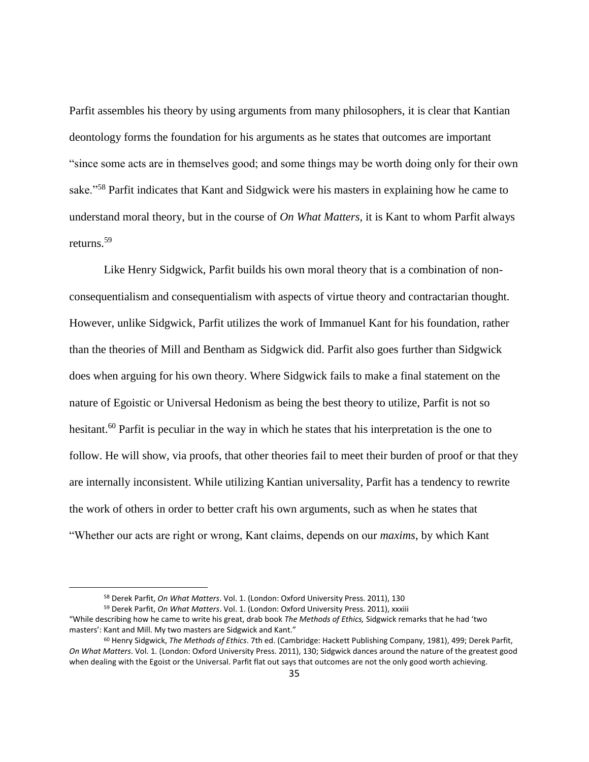Parfit assembles his theory by using arguments from many philosophers, it is clear that Kantian deontology forms the foundation for his arguments as he states that outcomes are important "since some acts are in themselves good; and some things may be worth doing only for their own sake."[58] Parfit indicates that Kant and Sidgwick were his masters in explaining how he came to understand moral theory, but in the course of *On What Matters*, it is Kant to whom Parfit always returns.[59]

Like Henry Sidgwick, Parfit builds his own moral theory that is a combination of non-consequentialism and consequentialism with aspects of virtue theory and contractarian thought. However, unlike Sidgwick, Parfit utilizes the work of Immanuel Kant for his foundation, rather than the theories of Mill and Bentham as Sidgwick did. Parfit also goes further than Sidgwick does when arguing for his own theory. Where Sidgwick fails to make a final statement on the nature of Egoistic or Universal Hedonism as being the best theory to utilize, Parfit is not so hesitant.[60] Parfit is peculiar in the way in which he states that his interpretation is the one to follow. He will show, via proofs, that other theories fail to meet their burden of proof or that they are internally inconsistent. While utilizing Kantian universality, Parfit has a tendency to rewrite the work of others in order to better craft his own arguments, such as when he states that "Whether our acts are right or wrong, Kant claims, depends on our *maxims*, by which Kant

---

[58] Derek Parfit, *On What Matters*. Vol. 1. (London: Oxford University Press. 2011), 130

[59] Derek Parfit, *On What Matters*. Vol. 1. (London: Oxford University Press. 2011), xxxiii "While describing how he came to write his great, drab book *The Methods of Ethics,* Sidgwick remarks that he had 'two masters': Kant and Mill. My two masters are Sidgwick and Kant."

[60] Henry Sidgwick, *The Methods of Ethics*. 7th ed. (Cambridge: Hackett Publishing Company, 1981), 499; Derek Parfit, *On What Matters*. Vol. 1. (London: Oxford University Press. 2011), 130; Sidgwick dances around the nature of the greatest good when dealing with the Egoist or the Universal. Parfit flat out says that outcomes are not the only good worth achieving.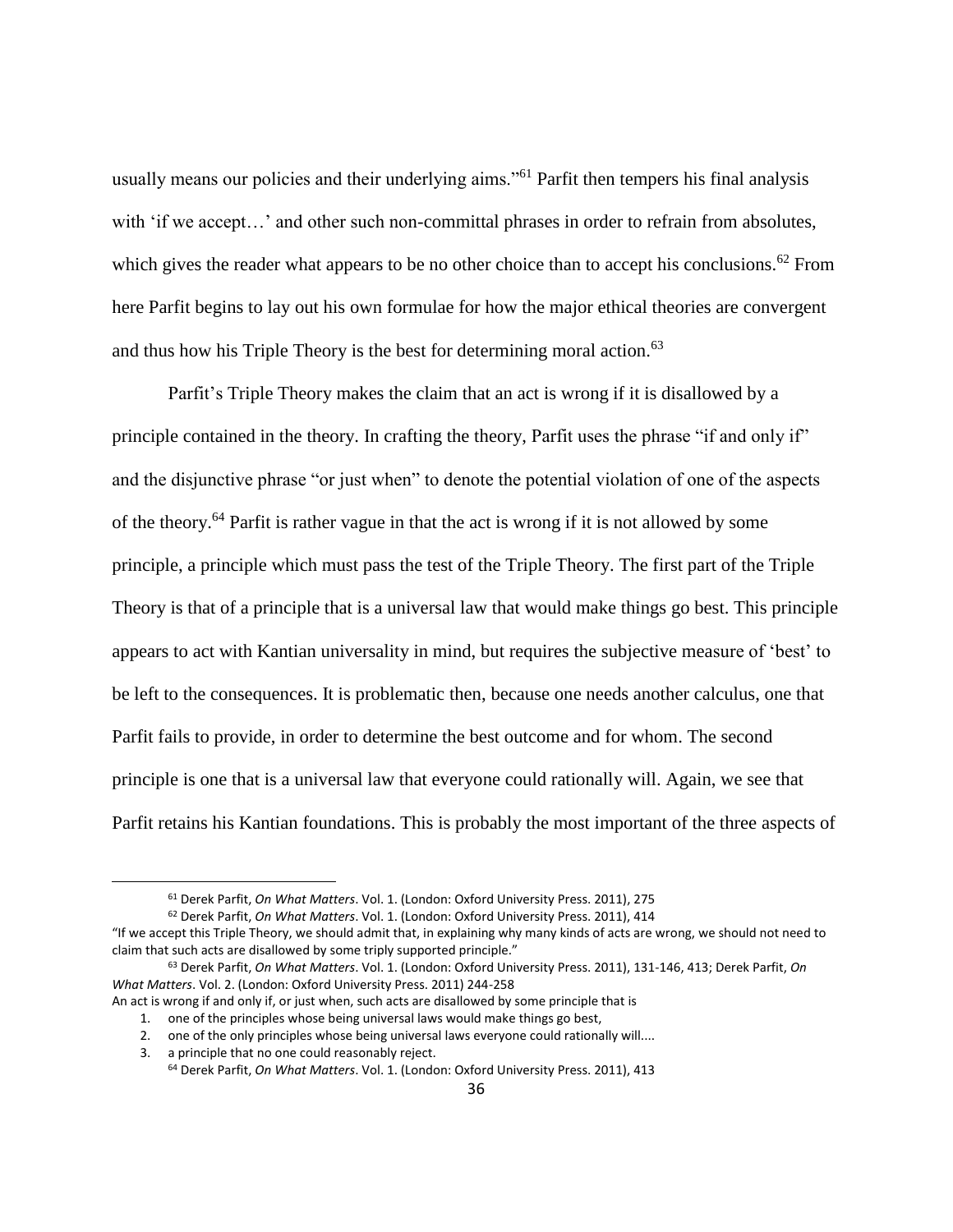usually means our policies and their underlying aims."[61] Parfit then tempers his final analysis with 'if we accept…' and other such non-committal phrases in order to refrain from absolutes, which gives the reader what appears to be no other choice than to accept his conclusions.[62] From here Parfit begins to lay out his own formulae for how the major ethical theories are convergent and thus how his Triple Theory is the best for determining moral action.[63]

Parfit's Triple Theory makes the claim that an act is wrong if it is disallowed by a principle contained in the theory. In crafting the theory, Parfit uses the phrase "if and only if" and the disjunctive phrase "or just when" to denote the potential violation of one of the aspects of the theory.[64] Parfit is rather vague in that the act is wrong if it is not allowed by some principle, a principle which must pass the test of the Triple Theory. The first part of the Triple Theory is that of a principle that is a universal law that would make things go best. This principle appears to act with Kantian universality in mind, but requires the subjective measure of 'best' to be left to the consequences. It is problematic then, because one needs another calculus, one that Parfit fails to provide, in order to determine the best outcome and for whom. The second principle is one that is a universal law that everyone could rationally will. Again, we see that Parfit retains his Kantian foundations. This is probably the most important of the three aspects of

---

[61] Derek Parfit, *On What Matters*. Vol. 1. (London: Oxford University Press. 2011), 275

[62] Derek Parfit, *On What Matters*. Vol. 1. (London: Oxford University Press. 2011), 414
"If we accept this Triple Theory, we should admit that, in explaining why many kinds of acts are wrong, we should not need to claim that such acts are disallowed by some triply supported principle."

[63] Derek Parfit, *On What Matters*. Vol. 1. (London: Oxford University Press. 2011), 131-146, 413; Derek Parfit, *On What Matters*. Vol. 2. (London: Oxford University Press. 2011) 244-258
An act is wrong if and only if, or just when, such acts are disallowed by some principle that is

1. one of the principles whose being universal laws would make things go best,
2. one of the only principles whose being universal laws everyone could rationally will....
3. a principle that no one could reasonably reject.

[64] Derek Parfit, *On What Matters*. Vol. 1. (London: Oxford University Press. 2011), 413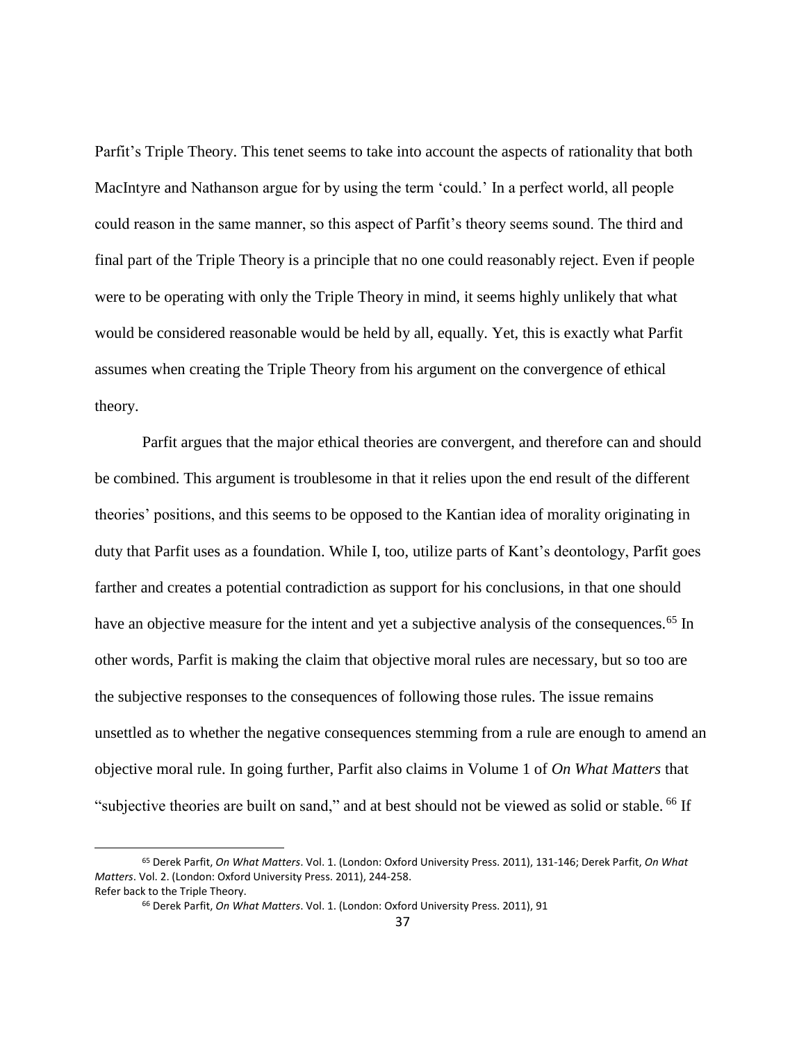Parfit's Triple Theory. This tenet seems to take into account the aspects of rationality that both MacIntyre and Nathanson argue for by using the term 'could.' In a perfect world, all people could reason in the same manner, so this aspect of Parfit's theory seems sound. The third and final part of the Triple Theory is a principle that no one could reasonably reject. Even if people were to be operating with only the Triple Theory in mind, it seems highly unlikely that what would be considered reasonable would be held by all, equally. Yet, this is exactly what Parfit assumes when creating the Triple Theory from his argument on the convergence of ethical theory.

Parfit argues that the major ethical theories are convergent, and therefore can and should be combined. This argument is troublesome in that it relies upon the end result of the different theories' positions, and this seems to be opposed to the Kantian idea of morality originating in duty that Parfit uses as a foundation. While I, too, utilize parts of Kant's deontology, Parfit goes farther and creates a potential contradiction as support for his conclusions, in that one should have an objective measure for the intent and yet a subjective analysis of the consequences.[65] In other words, Parfit is making the claim that objective moral rules are necessary, but so too are the subjective responses to the consequences of following those rules. The issue remains unsettled as to whether the negative consequences stemming from a rule are enough to amend an objective moral rule. In going further, Parfit also claims in Volume 1 of *On What Matters* that "subjective theories are built on sand," and at best should not be viewed as solid or stable.[66] If

---

[65] Derek Parfit, *On What Matters*. Vol. 1. (London: Oxford University Press. 2011), 131-146; Derek Parfit, *On What Matters*. Vol. 2. (London: Oxford University Press. 2011), 244-258.
Refer back to the Triple Theory.

[66] Derek Parfit, *On What Matters*. Vol. 1. (London: Oxford University Press. 2011), 91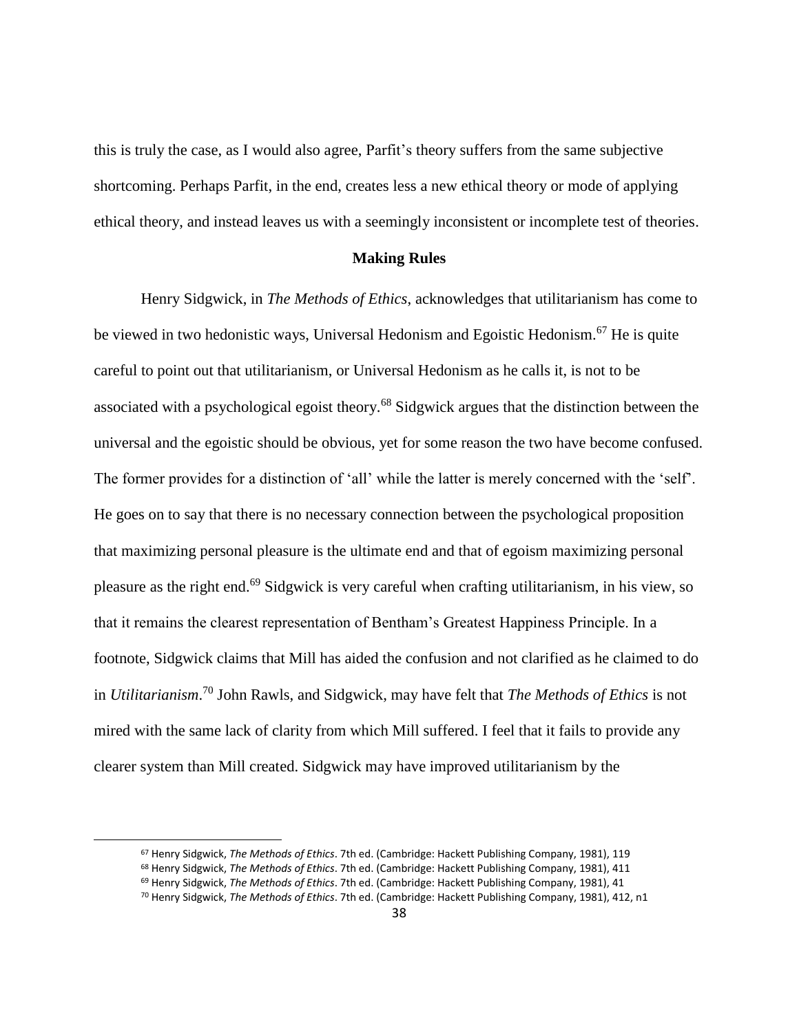this is truly the case, as I would also agree, Parfit's theory suffers from the same subjective shortcoming. Perhaps Parfit, in the end, creates less a new ethical theory or mode of applying ethical theory, and instead leaves us with a seemingly inconsistent or incomplete test of theories.

### Making Rules

Henry Sidgwick, in *The Methods of Ethics*, acknowledges that utilitarianism has come to be viewed in two hedonistic ways, Universal Hedonism and Egoistic Hedonism.[67] He is quite careful to point out that utilitarianism, or Universal Hedonism as he calls it, is not to be associated with a psychological egoist theory.[68] Sidgwick argues that the distinction between the universal and the egoistic should be obvious, yet for some reason the two have become confused. The former provides for a distinction of 'all' while the latter is merely concerned with the 'self'. He goes on to say that there is no necessary connection between the psychological proposition that maximizing personal pleasure is the ultimate end and that of egoism maximizing personal pleasure as the right end.[69] Sidgwick is very careful when crafting utilitarianism, in his view, so that it remains the clearest representation of Bentham's Greatest Happiness Principle. In a footnote, Sidgwick claims that Mill has aided the confusion and not clarified as he claimed to do in *Utilitarianism*.[70] John Rawls, and Sidgwick, may have felt that *The Methods of Ethics* is not mired with the same lack of clarity from which Mill suffered. I feel that it fails to provide any clearer system than Mill created. Sidgwick may have improved utilitarianism by the

---

[67] Henry Sidgwick, *The Methods of Ethics*. 7th ed. (Cambridge: Hackett Publishing Company, 1981), 119

[68] Henry Sidgwick, *The Methods of Ethics*. 7th ed. (Cambridge: Hackett Publishing Company, 1981), 411

[69] Henry Sidgwick, *The Methods of Ethics*. 7th ed. (Cambridge: Hackett Publishing Company, 1981), 41

[70] Henry Sidgwick, *The Methods of Ethics*. 7th ed. (Cambridge: Hackett Publishing Company, 1981), 412, n1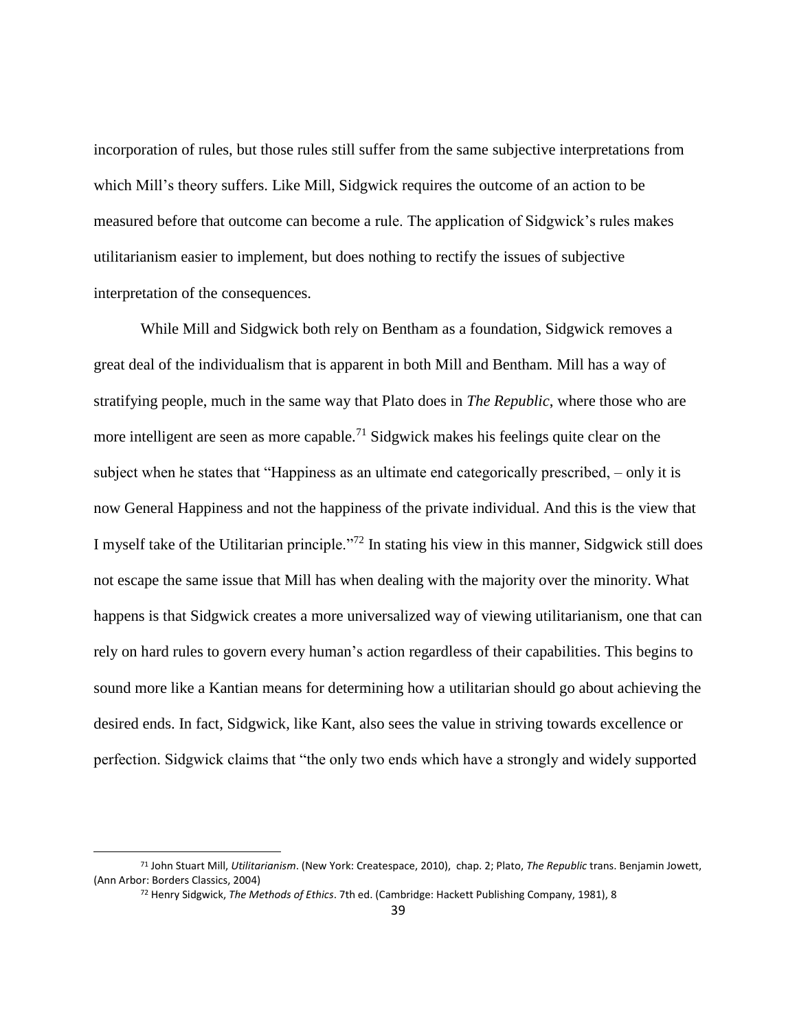incorporation of rules, but those rules still suffer from the same subjective interpretations from which Mill's theory suffers. Like Mill, Sidgwick requires the outcome of an action to be measured before that outcome can become a rule. The application of Sidgwick's rules makes utilitarianism easier to implement, but does nothing to rectify the issues of subjective interpretation of the consequences.

While Mill and Sidgwick both rely on Bentham as a foundation, Sidgwick removes a great deal of the individualism that is apparent in both Mill and Bentham. Mill has a way of stratifying people, much in the same way that Plato does in *The Republic*, where those who are more intelligent are seen as more capable.[71] Sidgwick makes his feelings quite clear on the subject when he states that "Happiness as an ultimate end categorically prescribed, – only it is now General Happiness and not the happiness of the private individual. And this is the view that I myself take of the Utilitarian principle."[72] In stating his view in this manner, Sidgwick still does not escape the same issue that Mill has when dealing with the majority over the minority. What happens is that Sidgwick creates a more universalized way of viewing utilitarianism, one that can rely on hard rules to govern every human's action regardless of their capabilities. This begins to sound more like a Kantian means for determining how a utilitarian should go about achieving the desired ends. In fact, Sidgwick, like Kant, also sees the value in striving towards excellence or perfection. Sidgwick claims that "the only two ends which have a strongly and widely supported

---

[71] John Stuart Mill, *Utilitarianism*. (New York: Createspace, 2010), chap. 2; Plato, *The Republic* trans. Benjamin Jowett, (Ann Arbor: Borders Classics, 2004)

[72] Henry Sidgwick, *The Methods of Ethics*. 7th ed. (Cambridge: Hackett Publishing Company, 1981), 8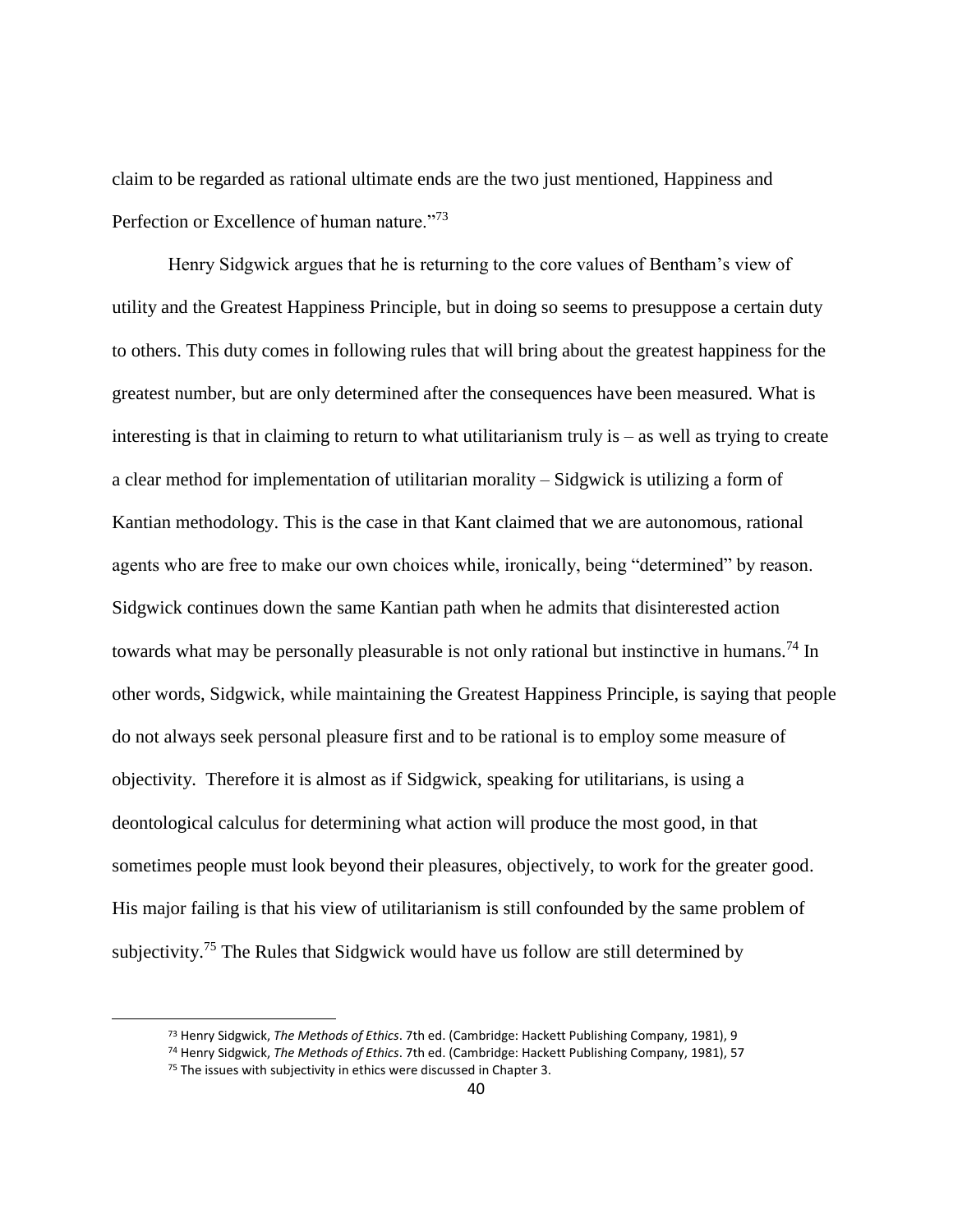claim to be regarded as rational ultimate ends are the two just mentioned, Happiness and Perfection or Excellence of human nature."[73]

Henry Sidgwick argues that he is returning to the core values of Bentham's view of utility and the Greatest Happiness Principle, but in doing so seems to presuppose a certain duty to others. This duty comes in following rules that will bring about the greatest happiness for the greatest number, but are only determined after the consequences have been measured. What is interesting is that in claiming to return to what utilitarianism truly is – as well as trying to create a clear method for implementation of utilitarian morality – Sidgwick is utilizing a form of Kantian methodology. This is the case in that Kant claimed that we are autonomous, rational agents who are free to make our own choices while, ironically, being "determined" by reason. Sidgwick continues down the same Kantian path when he admits that disinterested action towards what may be personally pleasurable is not only rational but instinctive in humans.[74] In other words, Sidgwick, while maintaining the Greatest Happiness Principle, is saying that people do not always seek personal pleasure first and to be rational is to employ some measure of objectivity. Therefore it is almost as if Sidgwick, speaking for utilitarians, is using a deontological calculus for determining what action will produce the most good, in that sometimes people must look beyond their pleasures, objectively, to work for the greater good. His major failing is that his view of utilitarianism is still confounded by the same problem of subjectivity.[75] The Rules that Sidgwick would have us follow are still determined by

---

[73] Henry Sidgwick, *The Methods of Ethics*. 7th ed. (Cambridge: Hackett Publishing Company, 1981), 9

[74] Henry Sidgwick, *The Methods of Ethics*. 7th ed. (Cambridge: Hackett Publishing Company, 1981), 57

[75] The issues with subjectivity in ethics were discussed in Chapter 3.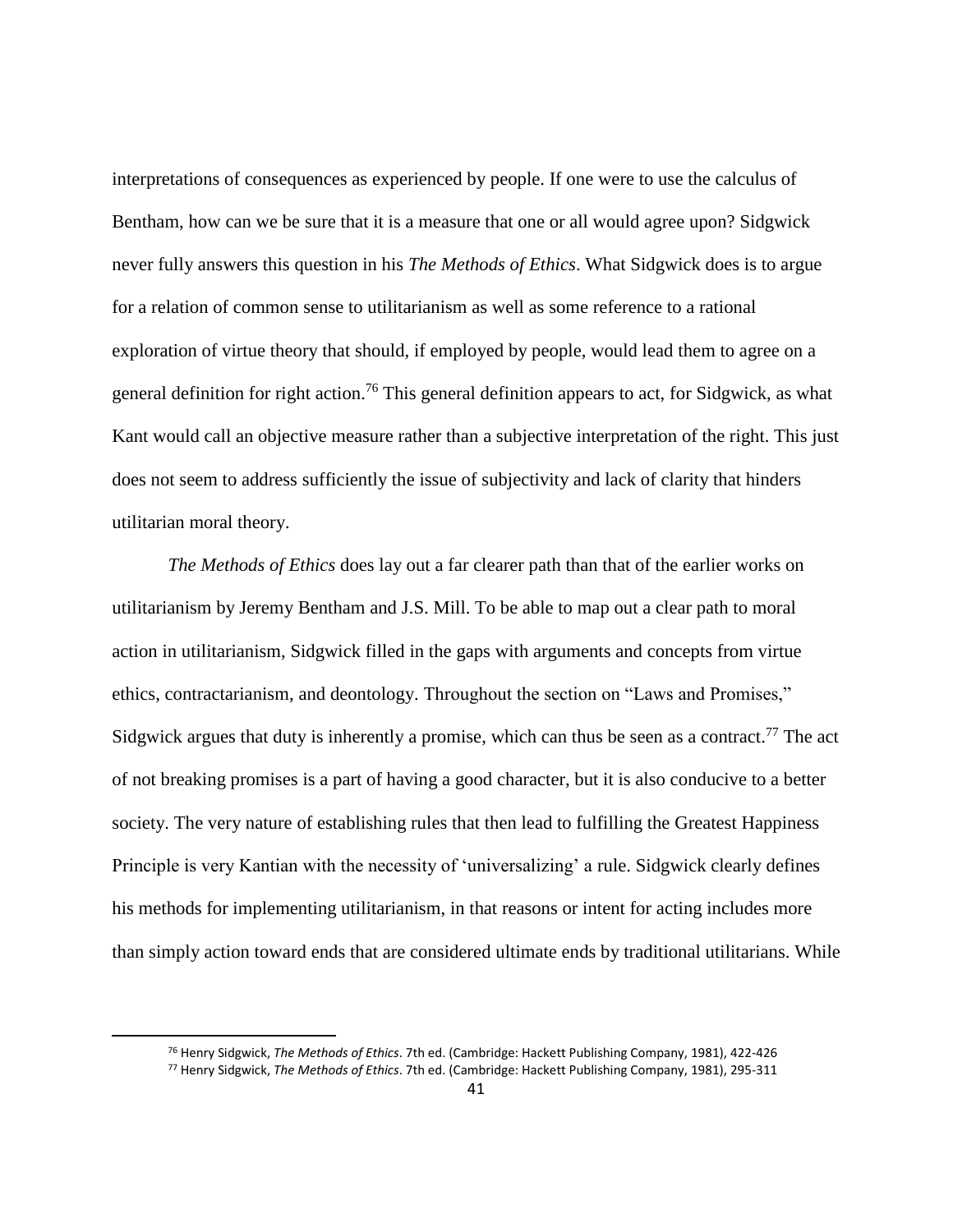interpretations of consequences as experienced by people. If one were to use the calculus of Bentham, how can we be sure that it is a measure that one or all would agree upon? Sidgwick never fully answers this question in his *The Methods of Ethics*. What Sidgwick does is to argue for a relation of common sense to utilitarianism as well as some reference to a rational exploration of virtue theory that should, if employed by people, would lead them to agree on a general definition for right action.[76] This general definition appears to act, for Sidgwick, as what Kant would call an objective measure rather than a subjective interpretation of the right. This just does not seem to address sufficiently the issue of subjectivity and lack of clarity that hinders utilitarian moral theory.

*The Methods of Ethics* does lay out a far clearer path than that of the earlier works on utilitarianism by Jeremy Bentham and J.S. Mill. To be able to map out a clear path to moral action in utilitarianism, Sidgwick filled in the gaps with arguments and concepts from virtue ethics, contractarianism, and deontology. Throughout the section on "Laws and Promises," Sidgwick argues that duty is inherently a promise, which can thus be seen as a contract.[77] The act of not breaking promises is a part of having a good character, but it is also conducive to a better society. The very nature of establishing rules that then lead to fulfilling the Greatest Happiness Principle is very Kantian with the necessity of 'universalizing' a rule. Sidgwick clearly defines his methods for implementing utilitarianism, in that reasons or intent for acting includes more than simply action toward ends that are considered ultimate ends by traditional utilitarians. While

---

[76] Henry Sidgwick, *The Methods of Ethics*. 7th ed. (Cambridge: Hackett Publishing Company, 1981), 422-426

[77] Henry Sidgwick, *The Methods of Ethics*. 7th ed. (Cambridge: Hackett Publishing Company, 1981), 295-311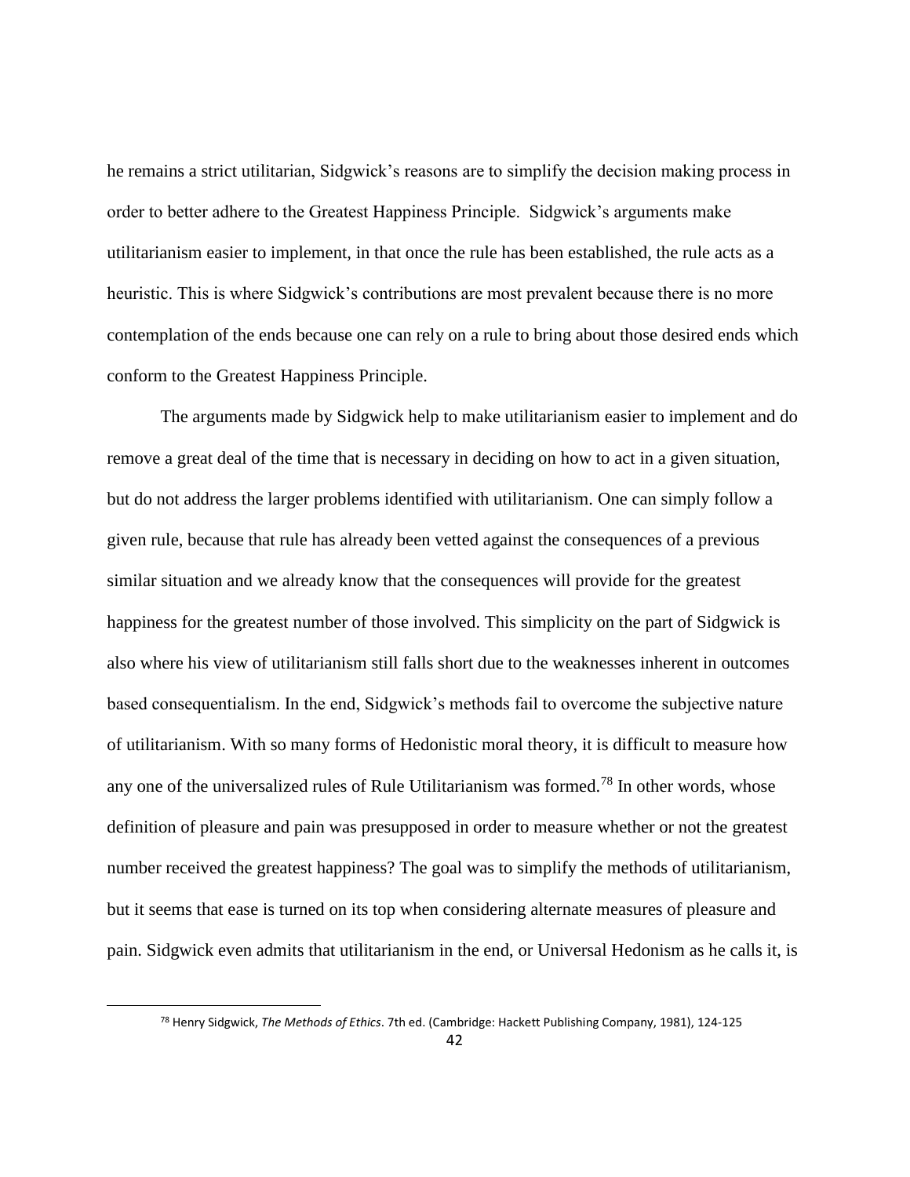he remains a strict utilitarian, Sidgwick's reasons are to simplify the decision making process in order to better adhere to the Greatest Happiness Principle. Sidgwick's arguments make utilitarianism easier to implement, in that once the rule has been established, the rule acts as a heuristic. This is where Sidgwick's contributions are most prevalent because there is no more contemplation of the ends because one can rely on a rule to bring about those desired ends which conform to the Greatest Happiness Principle.

The arguments made by Sidgwick help to make utilitarianism easier to implement and do remove a great deal of the time that is necessary in deciding on how to act in a given situation, but do not address the larger problems identified with utilitarianism. One can simply follow a given rule, because that rule has already been vetted against the consequences of a previous similar situation and we already know that the consequences will provide for the greatest happiness for the greatest number of those involved. This simplicity on the part of Sidgwick is also where his view of utilitarianism still falls short due to the weaknesses inherent in outcomes based consequentialism. In the end, Sidgwick's methods fail to overcome the subjective nature of utilitarianism. With so many forms of Hedonistic moral theory, it is difficult to measure how any one of the universalized rules of Rule Utilitarianism was formed.[78] In other words, whose definition of pleasure and pain was presupposed in order to measure whether or not the greatest number received the greatest happiness? The goal was to simplify the methods of utilitarianism, but it seems that ease is turned on its top when considering alternate measures of pleasure and pain. Sidgwick even admits that utilitarianism in the end, or Universal Hedonism as he calls it, is

[78] Henry Sidgwick, *The Methods of Ethics*. 7th ed. (Cambridge: Hackett Publishing Company, 1981), 124-125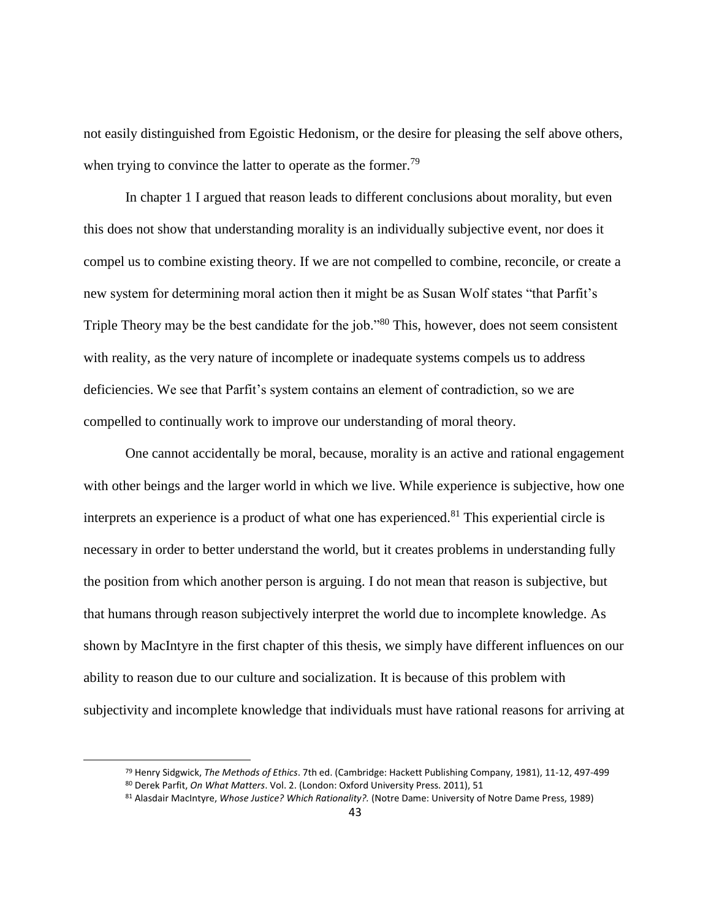not easily distinguished from Egoistic Hedonism, or the desire for pleasing the self above others, when trying to convince the latter to operate as the former.[79]

In chapter 1 I argued that reason leads to different conclusions about morality, but even this does not show that understanding morality is an individually subjective event, nor does it compel us to combine existing theory. If we are not compelled to combine, reconcile, or create a new system for determining moral action then it might be as Susan Wolf states "that Parfit's Triple Theory may be the best candidate for the job."[80] This, however, does not seem consistent with reality, as the very nature of incomplete or inadequate systems compels us to address deficiencies. We see that Parfit's system contains an element of contradiction, so we are compelled to continually work to improve our understanding of moral theory.

One cannot accidentally be moral, because, morality is an active and rational engagement with other beings and the larger world in which we live. While experience is subjective, how one interprets an experience is a product of what one has experienced.[81] This experiential circle is necessary in order to better understand the world, but it creates problems in understanding fully the position from which another person is arguing. I do not mean that reason is subjective, but that humans through reason subjectively interpret the world due to incomplete knowledge. As shown by MacIntyre in the first chapter of this thesis, we simply have different influences on our ability to reason due to our culture and socialization. It is because of this problem with subjectivity and incomplete knowledge that individuals must have rational reasons for arriving at

---

[79] Henry Sidgwick, *The Methods of Ethics*. 7th ed. (Cambridge: Hackett Publishing Company, 1981), 11-12, 497-499

[80] Derek Parfit, *On What Matters*. Vol. 2. (London: Oxford University Press. 2011), 51

[81] Alasdair MacIntyre, *Whose Justice? Which Rationality?.* (Notre Dame: University of Notre Dame Press, 1989)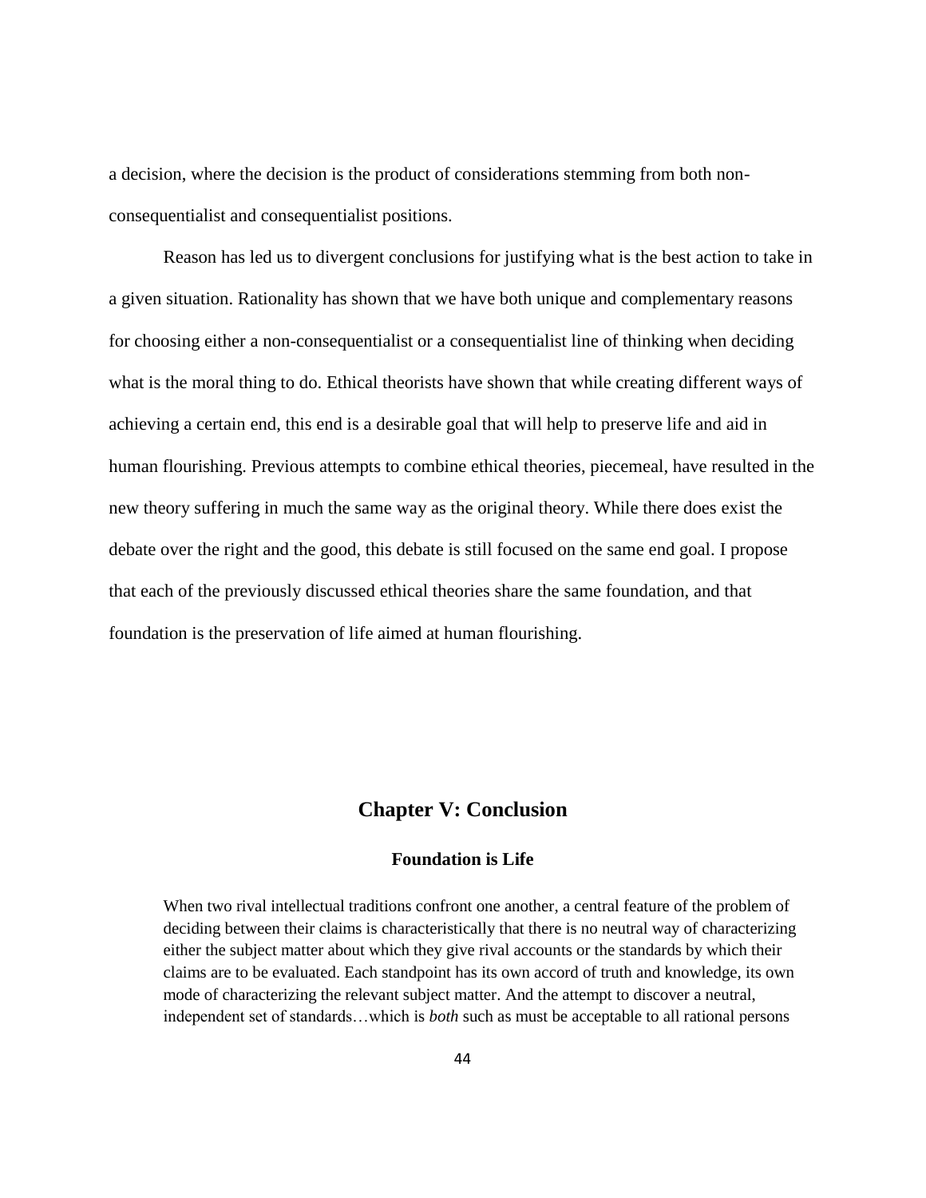a decision, where the decision is the product of considerations stemming from both non-consequentialist and consequentialist positions.

Reason has led us to divergent conclusions for justifying what is the best action to take in a given situation. Rationality has shown that we have both unique and complementary reasons for choosing either a non-consequentialist or a consequentialist line of thinking when deciding what is the moral thing to do. Ethical theorists have shown that while creating different ways of achieving a certain end, this end is a desirable goal that will help to preserve life and aid in human flourishing. Previous attempts to combine ethical theories, piecemeal, have resulted in the new theory suffering in much the same way as the original theory. While there does exist the debate over the right and the good, this debate is still focused on the same end goal. I propose that each of the previously discussed ethical theories share the same foundation, and that foundation is the preservation of life aimed at human flourishing.

## Chapter V: Conclusion

### Foundation is Life

> When two rival intellectual traditions confront one another, a central feature of the problem of deciding between their claims is characteristically that there is no neutral way of characterizing either the subject matter about which they give rival accounts or the standards by which their claims are to be evaluated. Each standpoint has its own accord of truth and knowledge, its own mode of characterizing the relevant subject matter. And the attempt to discover a neutral, independent set of standards…which is *both* such as must be acceptable to all rational persons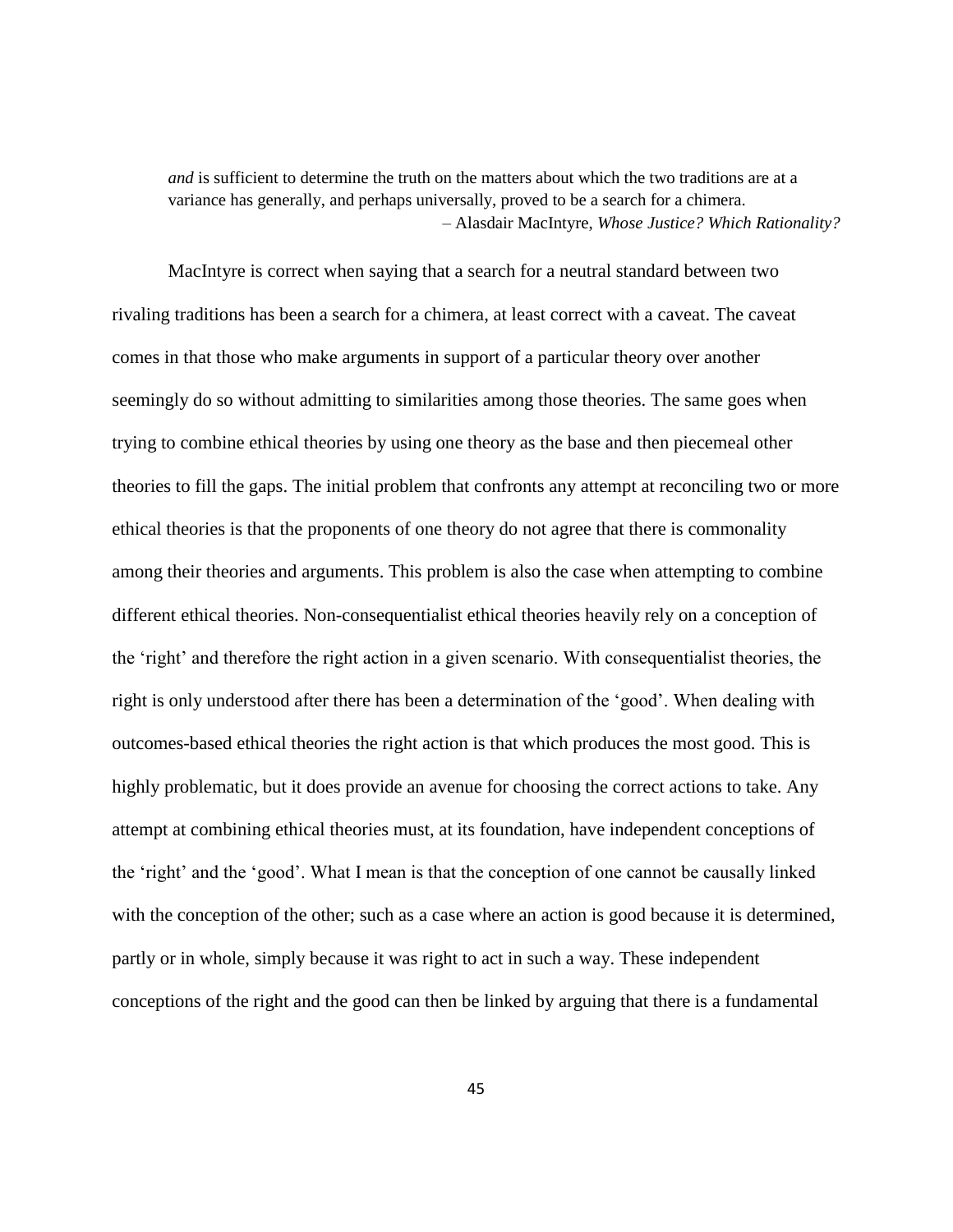> *and* is sufficient to determine the truth on the matters about which the two traditions are at a variance has generally, and perhaps universally, proved to be a search for a chimera.
>
> – Alasdair MacIntyre, *Whose Justice? Which Rationality?*

MacIntyre is correct when saying that a search for a neutral standard between two rivaling traditions has been a search for a chimera, at least correct with a caveat. The caveat comes in that those who make arguments in support of a particular theory over another seemingly do so without admitting to similarities among those theories. The same goes when trying to combine ethical theories by using one theory as the base and then piecemeal other theories to fill the gaps. The initial problem that confronts any attempt at reconciling two or more ethical theories is that the proponents of one theory do not agree that there is commonality among their theories and arguments. This problem is also the case when attempting to combine different ethical theories. Non-consequentialist ethical theories heavily rely on a conception of the 'right' and therefore the right action in a given scenario. With consequentialist theories, the right is only understood after there has been a determination of the 'good'. When dealing with outcomes-based ethical theories the right action is that which produces the most good. This is highly problematic, but it does provide an avenue for choosing the correct actions to take. Any attempt at combining ethical theories must, at its foundation, have independent conceptions of the 'right' and the 'good'. What I mean is that the conception of one cannot be causally linked with the conception of the other; such as a case where an action is good because it is determined, partly or in whole, simply because it was right to act in such a way. These independent conceptions of the right and the good can then be linked by arguing that there is a fundamental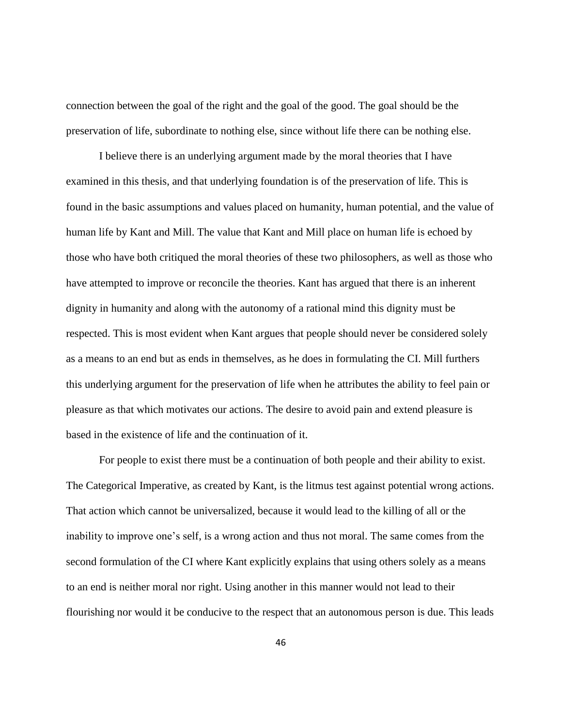connection between the goal of the right and the goal of the good. The goal should be the preservation of life, subordinate to nothing else, since without life there can be nothing else.

I believe there is an underlying argument made by the moral theories that I have examined in this thesis, and that underlying foundation is of the preservation of life. This is found in the basic assumptions and values placed on humanity, human potential, and the value of human life by Kant and Mill. The value that Kant and Mill place on human life is echoed by those who have both critiqued the moral theories of these two philosophers, as well as those who have attempted to improve or reconcile the theories. Kant has argued that there is an inherent dignity in humanity and along with the autonomy of a rational mind this dignity must be respected. This is most evident when Kant argues that people should never be considered solely as a means to an end but as ends in themselves, as he does in formulating the CI. Mill furthers this underlying argument for the preservation of life when he attributes the ability to feel pain or pleasure as that which motivates our actions. The desire to avoid pain and extend pleasure is based in the existence of life and the continuation of it.

For people to exist there must be a continuation of both people and their ability to exist. The Categorical Imperative, as created by Kant, is the litmus test against potential wrong actions. That action which cannot be universalized, because it would lead to the killing of all or the inability to improve one's self, is a wrong action and thus not moral. The same comes from the second formulation of the CI where Kant explicitly explains that using others solely as a means to an end is neither moral nor right. Using another in this manner would not lead to their flourishing nor would it be conducive to the respect that an autonomous person is due. This leads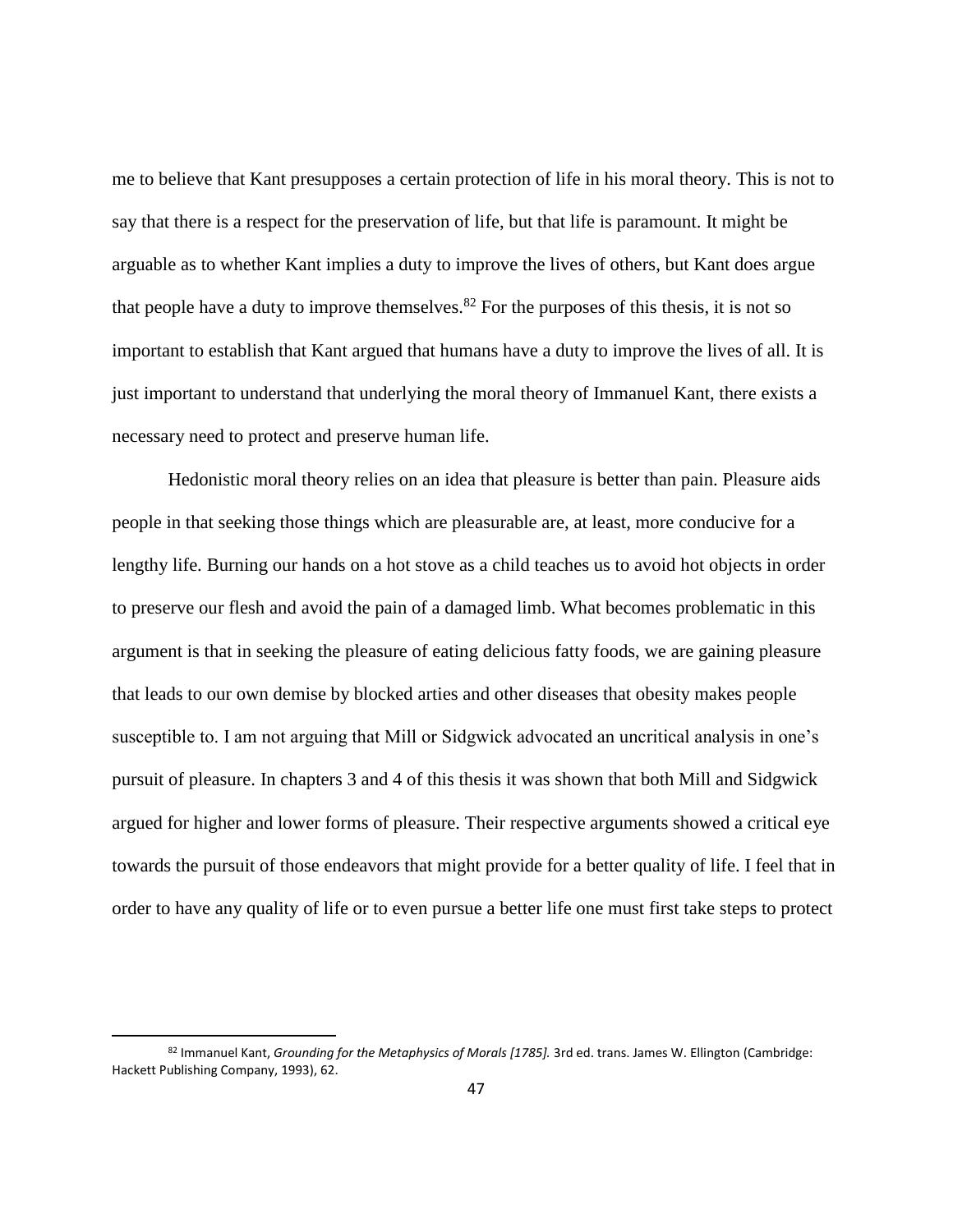me to believe that Kant presupposes a certain protection of life in his moral theory. This is not to say that there is a respect for the preservation of life, but that life is paramount. It might be arguable as to whether Kant implies a duty to improve the lives of others, but Kant does argue that people have a duty to improve themselves.[82] For the purposes of this thesis, it is not so important to establish that Kant argued that humans have a duty to improve the lives of all. It is just important to understand that underlying the moral theory of Immanuel Kant, there exists a necessary need to protect and preserve human life.

Hedonistic moral theory relies on an idea that pleasure is better than pain. Pleasure aids people in that seeking those things which are pleasurable are, at least, more conducive for a lengthy life. Burning our hands on a hot stove as a child teaches us to avoid hot objects in order to preserve our flesh and avoid the pain of a damaged limb. What becomes problematic in this argument is that in seeking the pleasure of eating delicious fatty foods, we are gaining pleasure that leads to our own demise by blocked arties and other diseases that obesity makes people susceptible to. I am not arguing that Mill or Sidgwick advocated an uncritical analysis in one's pursuit of pleasure. In chapters 3 and 4 of this thesis it was shown that both Mill and Sidgwick argued for higher and lower forms of pleasure. Their respective arguments showed a critical eye towards the pursuit of those endeavors that might provide for a better quality of life. I feel that in order to have any quality of life or to even pursue a better life one must first take steps to protect

---

[82] Immanuel Kant, *Grounding for the Metaphysics of Morals [1785].* 3rd ed. trans. James W. Ellington (Cambridge: Hackett Publishing Company, 1993), 62.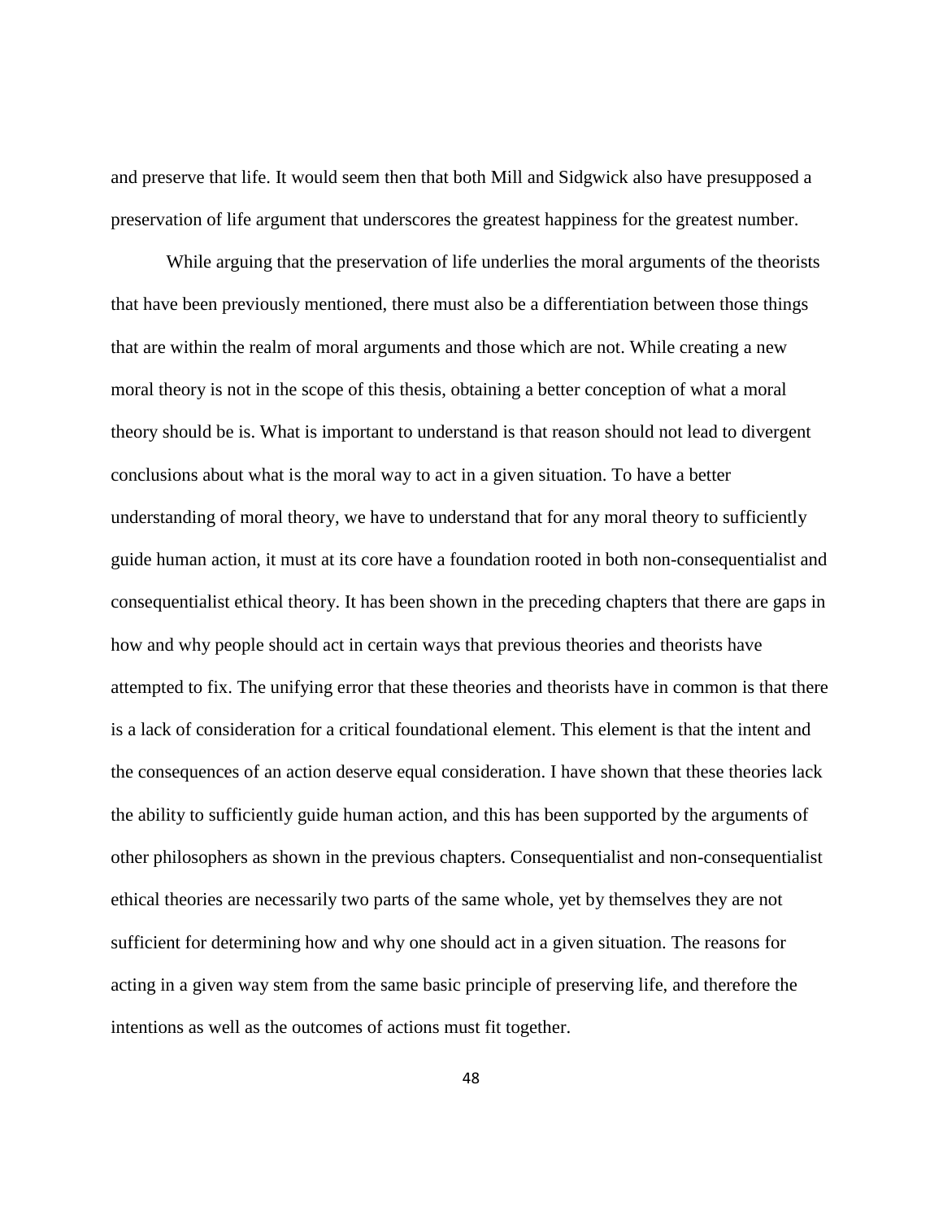and preserve that life. It would seem then that both Mill and Sidgwick also have presupposed a preservation of life argument that underscores the greatest happiness for the greatest number.

While arguing that the preservation of life underlies the moral arguments of the theorists that have been previously mentioned, there must also be a differentiation between those things that are within the realm of moral arguments and those which are not. While creating a new moral theory is not in the scope of this thesis, obtaining a better conception of what a moral theory should be is. What is important to understand is that reason should not lead to divergent conclusions about what is the moral way to act in a given situation. To have a better understanding of moral theory, we have to understand that for any moral theory to sufficiently guide human action, it must at its core have a foundation rooted in both non-consequentialist and consequentialist ethical theory. It has been shown in the preceding chapters that there are gaps in how and why people should act in certain ways that previous theories and theorists have attempted to fix. The unifying error that these theories and theorists have in common is that there is a lack of consideration for a critical foundational element. This element is that the intent and the consequences of an action deserve equal consideration. I have shown that these theories lack the ability to sufficiently guide human action, and this has been supported by the arguments of other philosophers as shown in the previous chapters. Consequentialist and non-consequentialist ethical theories are necessarily two parts of the same whole, yet by themselves they are not sufficient for determining how and why one should act in a given situation. The reasons for acting in a given way stem from the same basic principle of preserving life, and therefore the intentions as well as the outcomes of actions must fit together.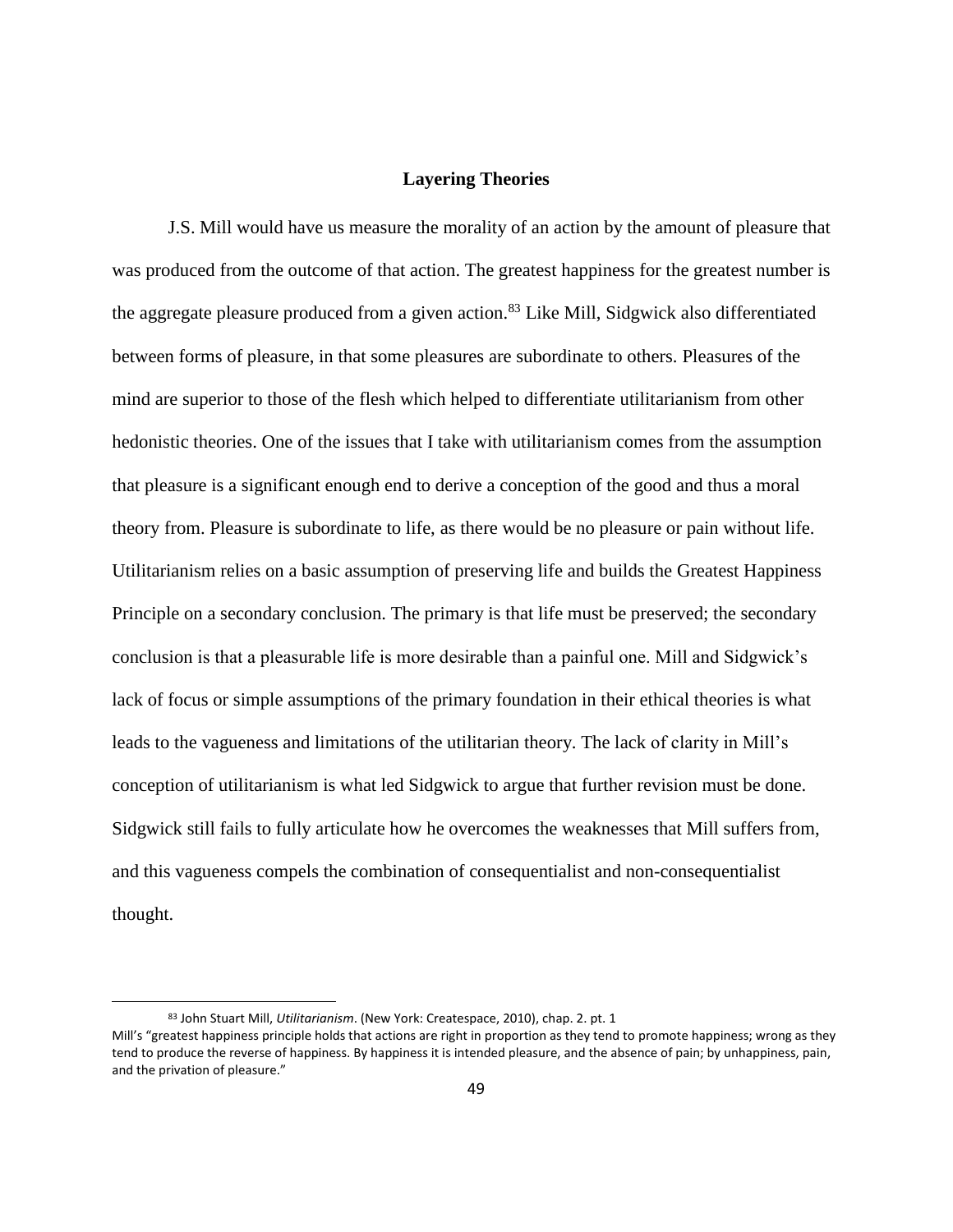## Layering Theories

J.S. Mill would have us measure the morality of an action by the amount of pleasure that was produced from the outcome of that action. The greatest happiness for the greatest number is the aggregate pleasure produced from a given action.[83] Like Mill, Sidgwick also differentiated between forms of pleasure, in that some pleasures are subordinate to others. Pleasures of the mind are superior to those of the flesh which helped to differentiate utilitarianism from other hedonistic theories. One of the issues that I take with utilitarianism comes from the assumption that pleasure is a significant enough end to derive a conception of the good and thus a moral theory from. Pleasure is subordinate to life, as there would be no pleasure or pain without life. Utilitarianism relies on a basic assumption of preserving life and builds the Greatest Happiness Principle on a secondary conclusion. The primary is that life must be preserved; the secondary conclusion is that a pleasurable life is more desirable than a painful one. Mill and Sidgwick's lack of focus or simple assumptions of the primary foundation in their ethical theories is what leads to the vagueness and limitations of the utilitarian theory. The lack of clarity in Mill's conception of utilitarianism is what led Sidgwick to argue that further revision must be done. Sidgwick still fails to fully articulate how he overcomes the weaknesses that Mill suffers from, and this vagueness compels the combination of consequentialist and non-consequentialist thought.

---

[83] John Stuart Mill, *Utilitarianism*. (New York: Createspace, 2010), chap. 2. pt. 1
Mill's "greatest happiness principle holds that actions are right in proportion as they tend to promote happiness; wrong as they tend to produce the reverse of happiness. By happiness it is intended pleasure, and the absence of pain; by unhappiness, pain, and the privation of pleasure."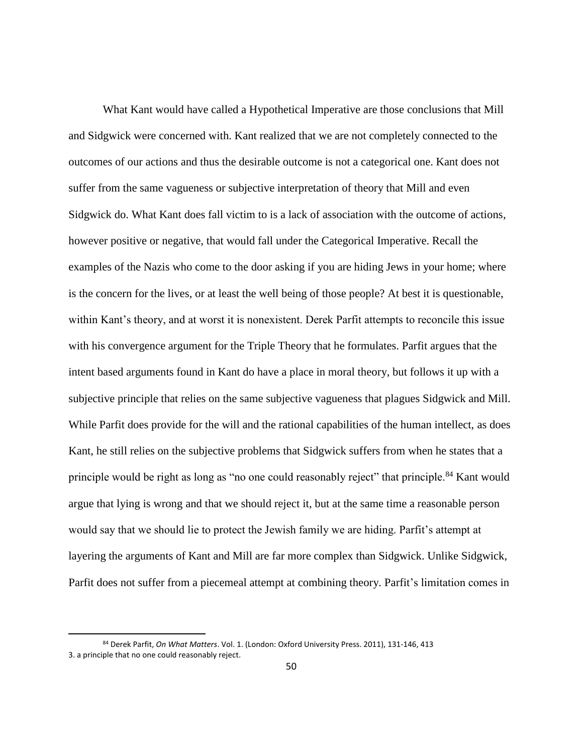What Kant would have called a Hypothetical Imperative are those conclusions that Mill and Sidgwick were concerned with. Kant realized that we are not completely connected to the outcomes of our actions and thus the desirable outcome is not a categorical one. Kant does not suffer from the same vagueness or subjective interpretation of theory that Mill and even Sidgwick do. What Kant does fall victim to is a lack of association with the outcome of actions, however positive or negative, that would fall under the Categorical Imperative. Recall the examples of the Nazis who come to the door asking if you are hiding Jews in your home; where is the concern for the lives, or at least the well being of those people? At best it is questionable, within Kant's theory, and at worst it is nonexistent. Derek Parfit attempts to reconcile this issue with his convergence argument for the Triple Theory that he formulates. Parfit argues that the intent based arguments found in Kant do have a place in moral theory, but follows it up with a subjective principle that relies on the same subjective vagueness that plagues Sidgwick and Mill. While Parfit does provide for the will and the rational capabilities of the human intellect, as does Kant, he still relies on the subjective problems that Sidgwick suffers from when he states that a principle would be right as long as "no one could reasonably reject" that principle.[84] Kant would argue that lying is wrong and that we should reject it, but at the same time a reasonable person would say that we should lie to protect the Jewish family we are hiding. Parfit's attempt at layering the arguments of Kant and Mill are far more complex than Sidgwick. Unlike Sidgwick, Parfit does not suffer from a piecemeal attempt at combining theory. Parfit's limitation comes in

---

[84] Derek Parfit, *On What Matters*. Vol. 1. (London: Oxford University Press. 2011), 131-146, 413
3. a principle that no one could reasonably reject.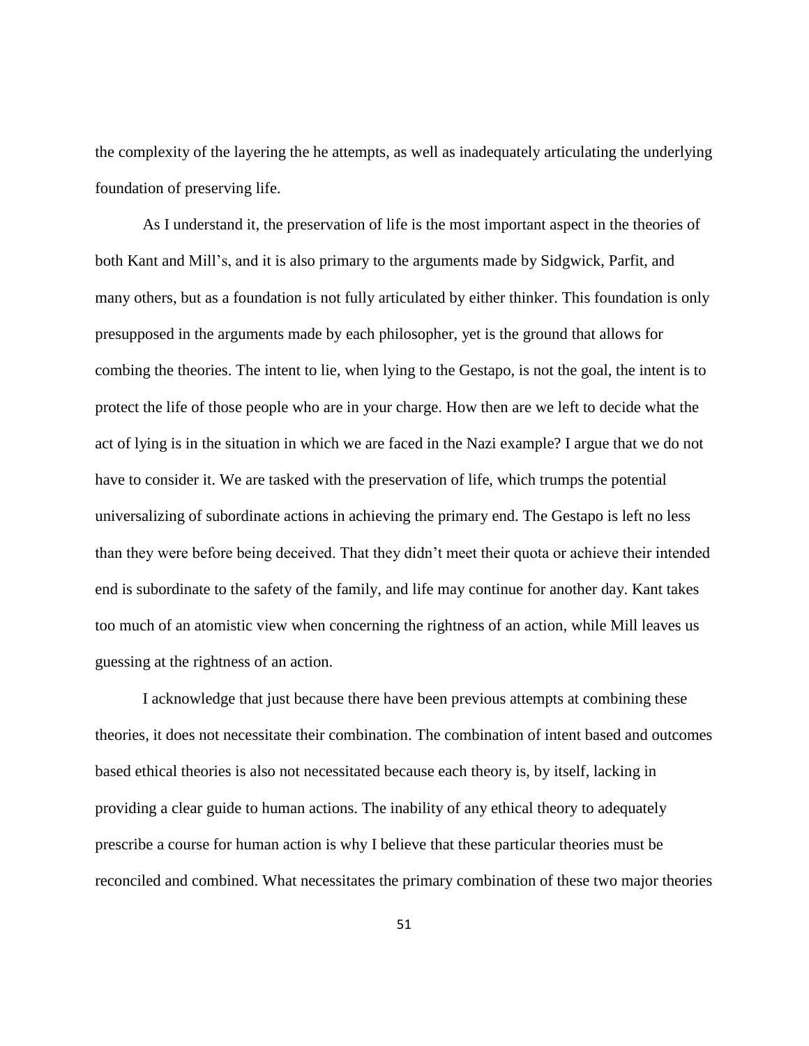the complexity of the layering the he attempts, as well as inadequately articulating the underlying foundation of preserving life.

As I understand it, the preservation of life is the most important aspect in the theories of both Kant and Mill's, and it is also primary to the arguments made by Sidgwick, Parfit, and many others, but as a foundation is not fully articulated by either thinker. This foundation is only presupposed in the arguments made by each philosopher, yet is the ground that allows for combing the theories. The intent to lie, when lying to the Gestapo, is not the goal, the intent is to protect the life of those people who are in your charge. How then are we left to decide what the act of lying is in the situation in which we are faced in the Nazi example? I argue that we do not have to consider it. We are tasked with the preservation of life, which trumps the potential universalizing of subordinate actions in achieving the primary end. The Gestapo is left no less than they were before being deceived. That they didn't meet their quota or achieve their intended end is subordinate to the safety of the family, and life may continue for another day. Kant takes too much of an atomistic view when concerning the rightness of an action, while Mill leaves us guessing at the rightness of an action.

I acknowledge that just because there have been previous attempts at combining these theories, it does not necessitate their combination. The combination of intent based and outcomes based ethical theories is also not necessitated because each theory is, by itself, lacking in providing a clear guide to human actions. The inability of any ethical theory to adequately prescribe a course for human action is why I believe that these particular theories must be reconciled and combined. What necessitates the primary combination of these two major theories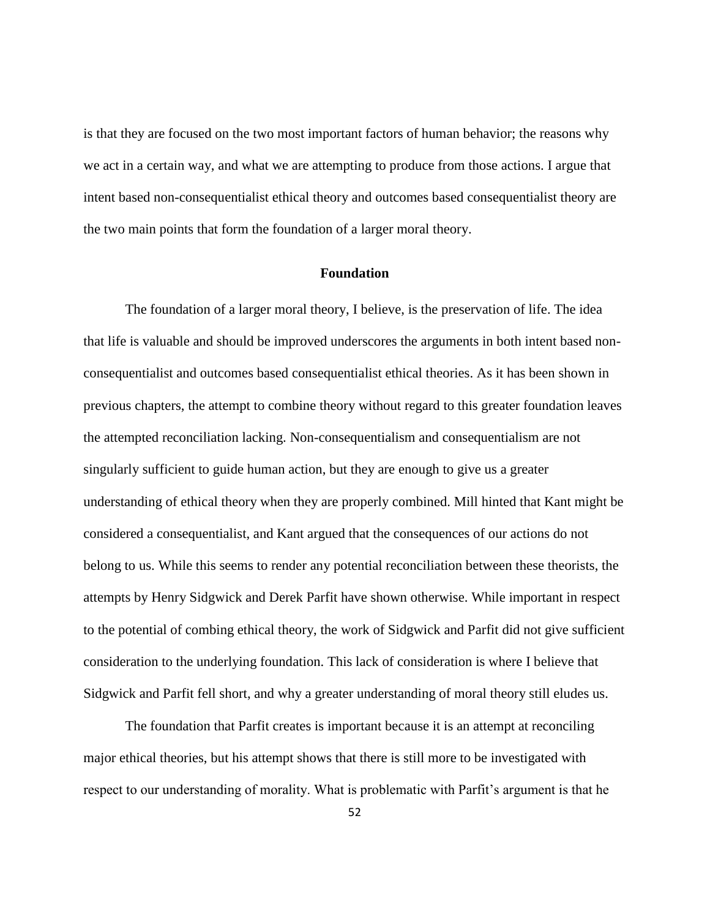is that they are focused on the two most important factors of human behavior; the reasons why we act in a certain way, and what we are attempting to produce from those actions. I argue that intent based non-consequentialist ethical theory and outcomes based consequentialist theory are the two main points that form the foundation of a larger moral theory.

## Foundation

The foundation of a larger moral theory, I believe, is the preservation of life. The idea that life is valuable and should be improved underscores the arguments in both intent based non-consequentialist and outcomes based consequentialist ethical theories. As it has been shown in previous chapters, the attempt to combine theory without regard to this greater foundation leaves the attempted reconciliation lacking. Non-consequentialism and consequentialism are not singularly sufficient to guide human action, but they are enough to give us a greater understanding of ethical theory when they are properly combined. Mill hinted that Kant might be considered a consequentialist, and Kant argued that the consequences of our actions do not belong to us. While this seems to render any potential reconciliation between these theorists, the attempts by Henry Sidgwick and Derek Parfit have shown otherwise. While important in respect to the potential of combing ethical theory, the work of Sidgwick and Parfit did not give sufficient consideration to the underlying foundation. This lack of consideration is where I believe that Sidgwick and Parfit fell short, and why a greater understanding of moral theory still eludes us.

The foundation that Parfit creates is important because it is an attempt at reconciling major ethical theories, but his attempt shows that there is still more to be investigated with respect to our understanding of morality. What is problematic with Parfit's argument is that he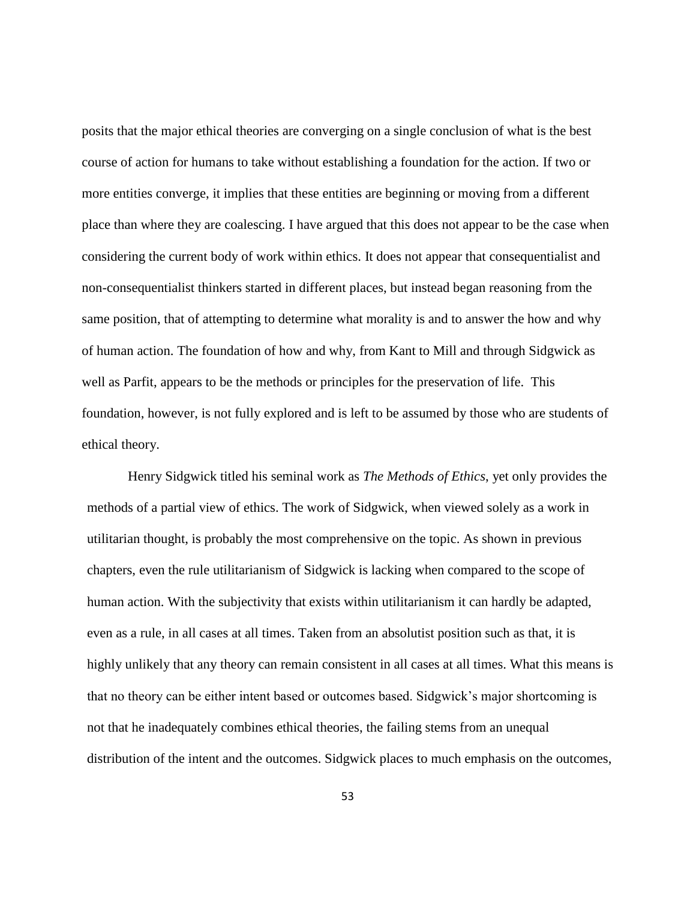posits that the major ethical theories are converging on a single conclusion of what is the best course of action for humans to take without establishing a foundation for the action. If two or more entities converge, it implies that these entities are beginning or moving from a different place than where they are coalescing. I have argued that this does not appear to be the case when considering the current body of work within ethics. It does not appear that consequentialist and non-consequentialist thinkers started in different places, but instead began reasoning from the same position, that of attempting to determine what morality is and to answer the how and why of human action. The foundation of how and why, from Kant to Mill and through Sidgwick as well as Parfit, appears to be the methods or principles for the preservation of life. This foundation, however, is not fully explored and is left to be assumed by those who are students of ethical theory.

Henry Sidgwick titled his seminal work as *The Methods of Ethics*, yet only provides the methods of a partial view of ethics. The work of Sidgwick, when viewed solely as a work in utilitarian thought, is probably the most comprehensive on the topic. As shown in previous chapters, even the rule utilitarianism of Sidgwick is lacking when compared to the scope of human action. With the subjectivity that exists within utilitarianism it can hardly be adapted, even as a rule, in all cases at all times. Taken from an absolutist position such as that, it is highly unlikely that any theory can remain consistent in all cases at all times. What this means is that no theory can be either intent based or outcomes based. Sidgwick's major shortcoming is not that he inadequately combines ethical theories, the failing stems from an unequal distribution of the intent and the outcomes. Sidgwick places to much emphasis on the outcomes,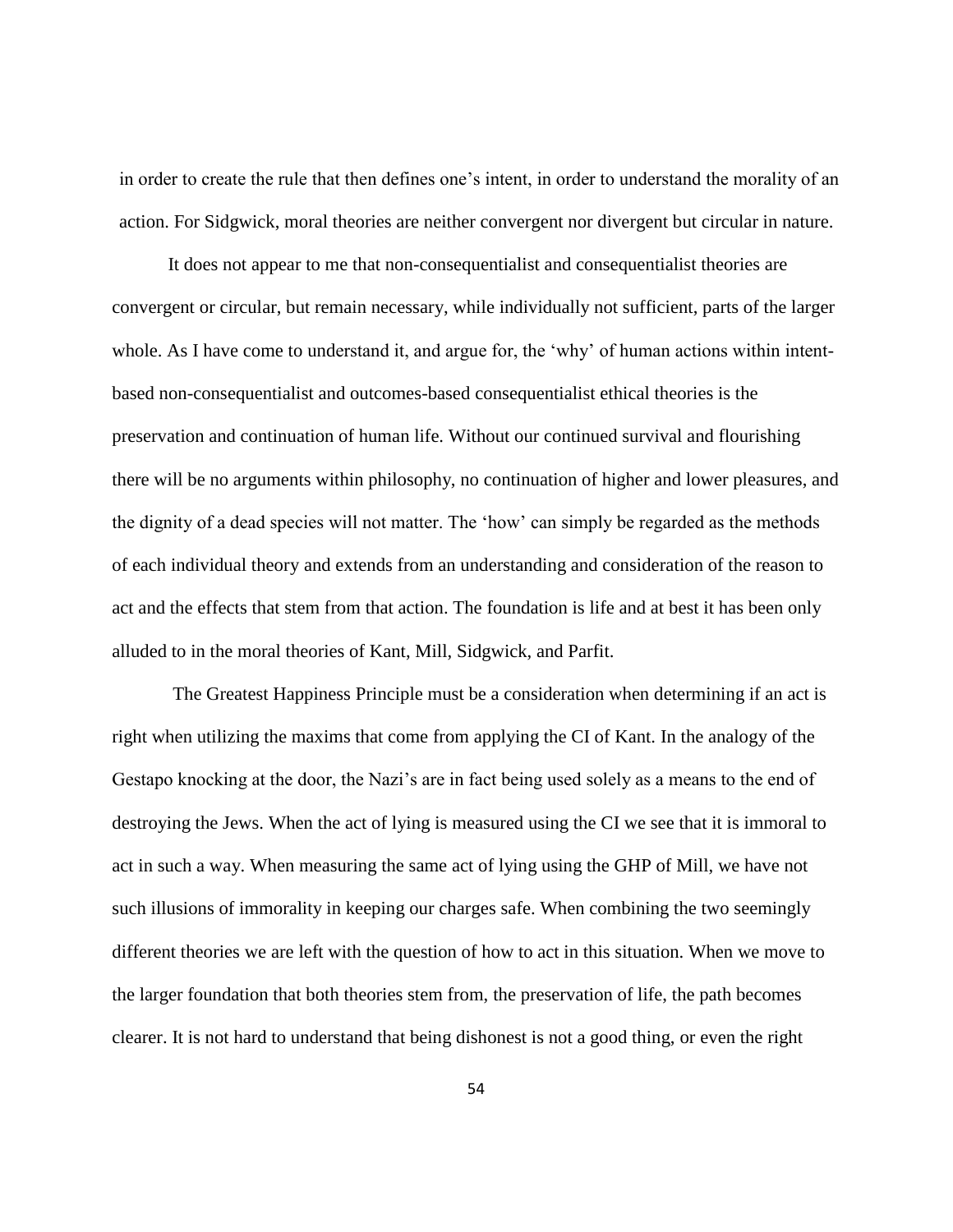in order to create the rule that then defines one's intent, in order to understand the morality of an action. For Sidgwick, moral theories are neither convergent nor divergent but circular in nature.

It does not appear to me that non-consequentialist and consequentialist theories are convergent or circular, but remain necessary, while individually not sufficient, parts of the larger whole. As I have come to understand it, and argue for, the 'why' of human actions within intent-based non-consequentialist and outcomes-based consequentialist ethical theories is the preservation and continuation of human life. Without our continued survival and flourishing there will be no arguments within philosophy, no continuation of higher and lower pleasures, and the dignity of a dead species will not matter. The 'how' can simply be regarded as the methods of each individual theory and extends from an understanding and consideration of the reason to act and the effects that stem from that action. The foundation is life and at best it has been only alluded to in the moral theories of Kant, Mill, Sidgwick, and Parfit.

The Greatest Happiness Principle must be a consideration when determining if an act is right when utilizing the maxims that come from applying the CI of Kant. In the analogy of the Gestapo knocking at the door, the Nazi's are in fact being used solely as a means to the end of destroying the Jews. When the act of lying is measured using the CI we see that it is immoral to act in such a way. When measuring the same act of lying using the GHP of Mill, we have not such illusions of immorality in keeping our charges safe. When combining the two seemingly different theories we are left with the question of how to act in this situation. When we move to the larger foundation that both theories stem from, the preservation of life, the path becomes clearer. It is not hard to understand that being dishonest is not a good thing, or even the right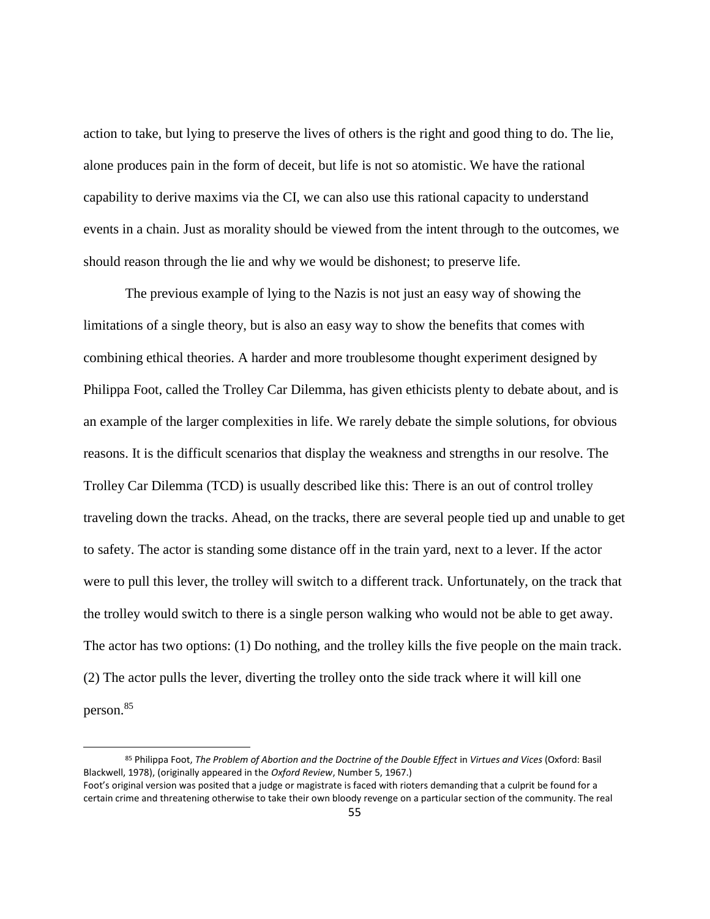action to take, but lying to preserve the lives of others is the right and good thing to do. The lie, alone produces pain in the form of deceit, but life is not so atomistic. We have the rational capability to derive maxims via the CI, we can also use this rational capacity to understand events in a chain. Just as morality should be viewed from the intent through to the outcomes, we should reason through the lie and why we would be dishonest; to preserve life.

The previous example of lying to the Nazis is not just an easy way of showing the limitations of a single theory, but is also an easy way to show the benefits that comes with combining ethical theories. A harder and more troublesome thought experiment designed by Philippa Foot, called the Trolley Car Dilemma, has given ethicists plenty to debate about, and is an example of the larger complexities in life. We rarely debate the simple solutions, for obvious reasons. It is the difficult scenarios that display the weakness and strengths in our resolve. The Trolley Car Dilemma (TCD) is usually described like this: There is an out of control trolley traveling down the tracks. Ahead, on the tracks, there are several people tied up and unable to get to safety. The actor is standing some distance off in the train yard, next to a lever. If the actor were to pull this lever, the trolley will switch to a different track. Unfortunately, on the track that the trolley would switch to there is a single person walking who would not be able to get away. The actor has two options: (1) Do nothing, and the trolley kills the five people on the main track. (2) The actor pulls the lever, diverting the trolley onto the side track where it will kill one person.[85]

---

[85] Philippa Foot, *The Problem of Abortion and the Doctrine of the Double Effect* in *Virtues and Vices* (Oxford: Basil Blackwell, 1978), (originally appeared in the *Oxford Review*, Number 5, 1967.)
Foot's original version was posited that a judge or magistrate is faced with rioters demanding that a culprit be found for a certain crime and threatening otherwise to take their own bloody revenge on a particular section of the community. The real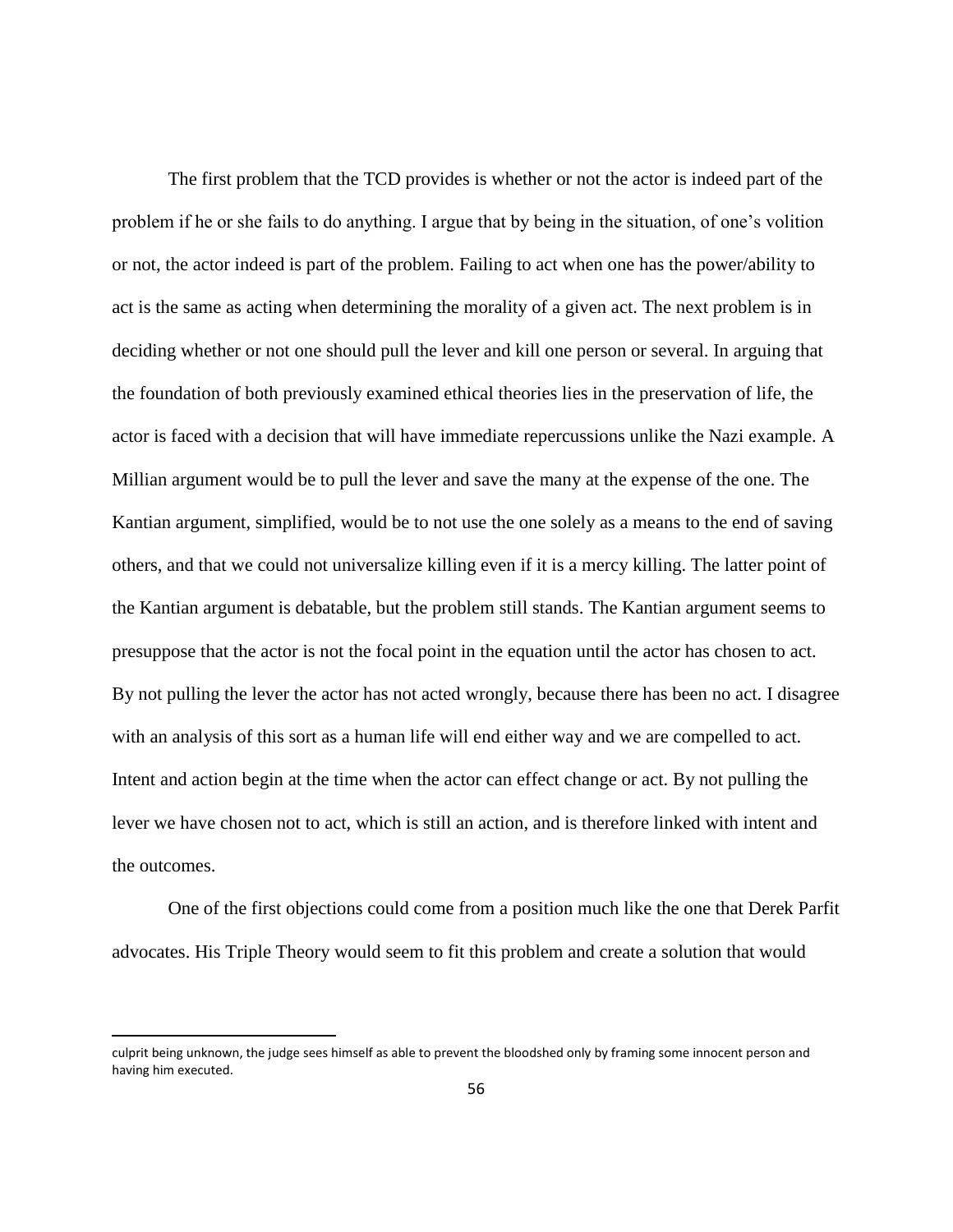The first problem that the TCD provides is whether or not the actor is indeed part of the problem if he or she fails to do anything. I argue that by being in the situation, of one's volition or not, the actor indeed is part of the problem. Failing to act when one has the power/ability to act is the same as acting when determining the morality of a given act. The next problem is in deciding whether or not one should pull the lever and kill one person or several. In arguing that the foundation of both previously examined ethical theories lies in the preservation of life, the actor is faced with a decision that will have immediate repercussions unlike the Nazi example. A Millian argument would be to pull the lever and save the many at the expense of the one. The Kantian argument, simplified, would be to not use the one solely as a means to the end of saving others, and that we could not universalize killing even if it is a mercy killing. The latter point of the Kantian argument is debatable, but the problem still stands. The Kantian argument seems to presuppose that the actor is not the focal point in the equation until the actor has chosen to act. By not pulling the lever the actor has not acted wrongly, because there has been no act. I disagree with an analysis of this sort as a human life will end either way and we are compelled to act. Intent and action begin at the time when the actor can effect change or act. By not pulling the lever we have chosen not to act, which is still an action, and is therefore linked with intent and the outcomes.

One of the first objections could come from a position much like the one that Derek Parfit advocates. His Triple Theory would seem to fit this problem and create a solution that would

---

culprit being unknown, the judge sees himself as able to prevent the bloodshed only by framing some innocent person and having him executed.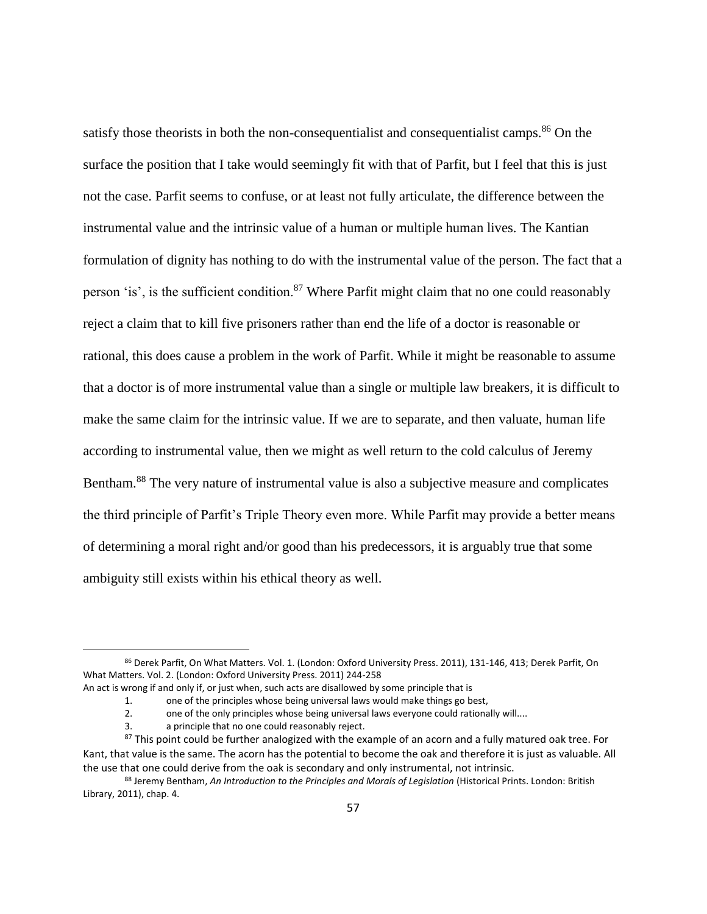satisfy those theorists in both the non-consequentialist and consequentialist camps.[86] On the surface the position that I take would seemingly fit with that of Parfit, but I feel that this is just not the case. Parfit seems to confuse, or at least not fully articulate, the difference between the instrumental value and the intrinsic value of a human or multiple human lives. The Kantian formulation of dignity has nothing to do with the instrumental value of the person. The fact that a person 'is', is the sufficient condition.[87] Where Parfit might claim that no one could reasonably reject a claim that to kill five prisoners rather than end the life of a doctor is reasonable or rational, this does cause a problem in the work of Parfit. While it might be reasonable to assume that a doctor is of more instrumental value than a single or multiple law breakers, it is difficult to make the same claim for the intrinsic value. If we are to separate, and then valuate, human life according to instrumental value, then we might as well return to the cold calculus of Jeremy Bentham.[88] The very nature of instrumental value is also a subjective measure and complicates the third principle of Parfit's Triple Theory even more. While Parfit may provide a better means of determining a moral right and/or good than his predecessors, it is arguably true that some ambiguity still exists within his ethical theory as well.

---

[86] Derek Parfit, On What Matters. Vol. 1. (London: Oxford University Press. 2011), 131-146, 413; Derek Parfit, On What Matters. Vol. 2. (London: Oxford University Press. 2011) 244-258
An act is wrong if and only if, or just when, such acts are disallowed by some principle that is

1. one of the principles whose being universal laws would make things go best,
2. one of the only principles whose being universal laws everyone could rationally will....
3. a principle that no one could reasonably reject.

[87] This point could be further analogized with the example of an acorn and a fully matured oak tree. For Kant, that value is the same. The acorn has the potential to become the oak and therefore it is just as valuable. All the use that one could derive from the oak is secondary and only instrumental, not intrinsic.

[88] Jeremy Bentham, *An Introduction to the Principles and Morals of Legislation* (Historical Prints. London: British Library, 2011), chap. 4.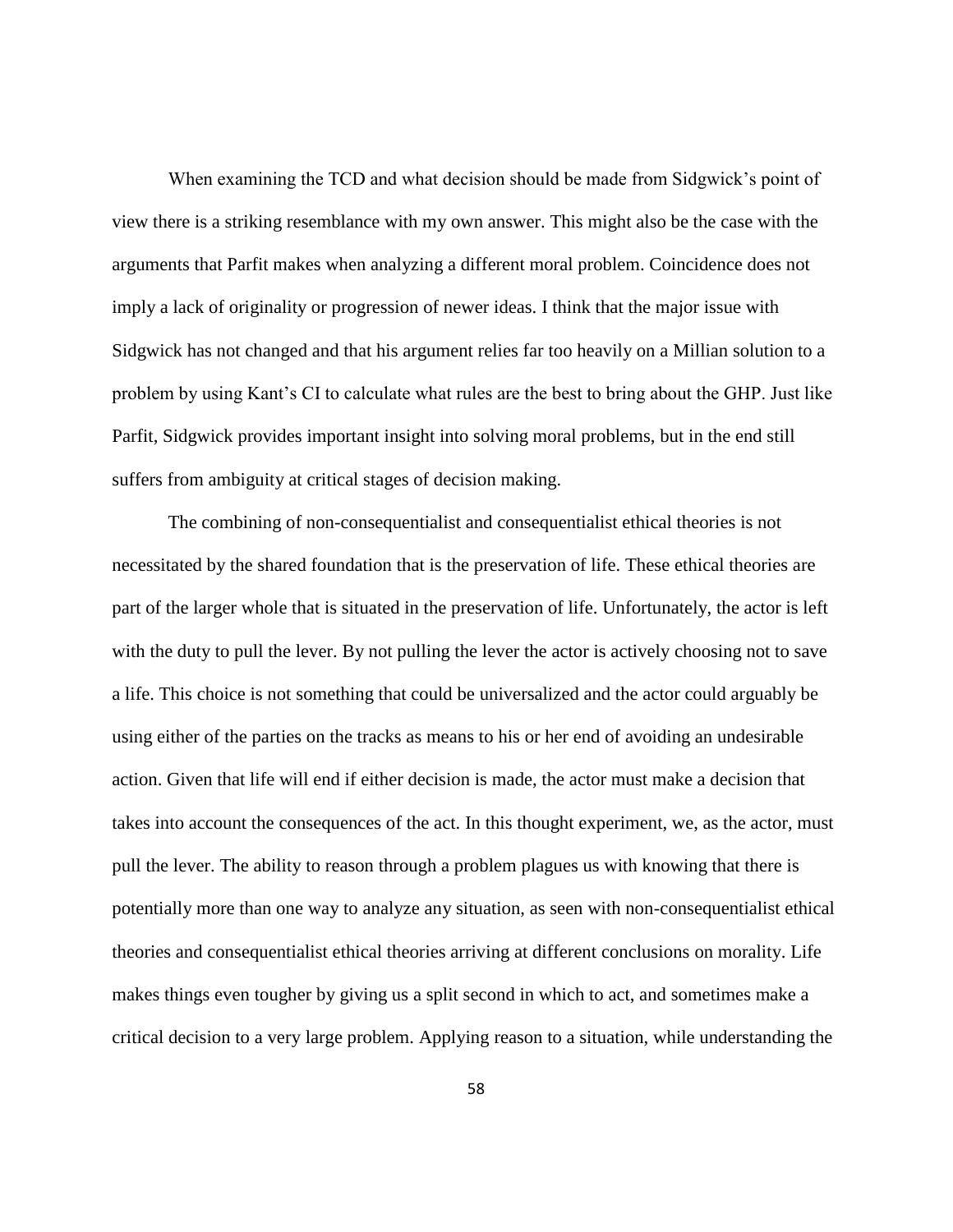When examining the TCD and what decision should be made from Sidgwick's point of view there is a striking resemblance with my own answer. This might also be the case with the arguments that Parfit makes when analyzing a different moral problem. Coincidence does not imply a lack of originality or progression of newer ideas. I think that the major issue with Sidgwick has not changed and that his argument relies far too heavily on a Millian solution to a problem by using Kant's CI to calculate what rules are the best to bring about the GHP. Just like Parfit, Sidgwick provides important insight into solving moral problems, but in the end still suffers from ambiguity at critical stages of decision making.

The combining of non-consequentialist and consequentialist ethical theories is not necessitated by the shared foundation that is the preservation of life. These ethical theories are part of the larger whole that is situated in the preservation of life. Unfortunately, the actor is left with the duty to pull the lever. By not pulling the lever the actor is actively choosing not to save a life. This choice is not something that could be universalized and the actor could arguably be using either of the parties on the tracks as means to his or her end of avoiding an undesirable action. Given that life will end if either decision is made, the actor must make a decision that takes into account the consequences of the act. In this thought experiment, we, as the actor, must pull the lever. The ability to reason through a problem plagues us with knowing that there is potentially more than one way to analyze any situation, as seen with non-consequentialist ethical theories and consequentialist ethical theories arriving at different conclusions on morality. Life makes things even tougher by giving us a split second in which to act, and sometimes make a critical decision to a very large problem. Applying reason to a situation, while understanding the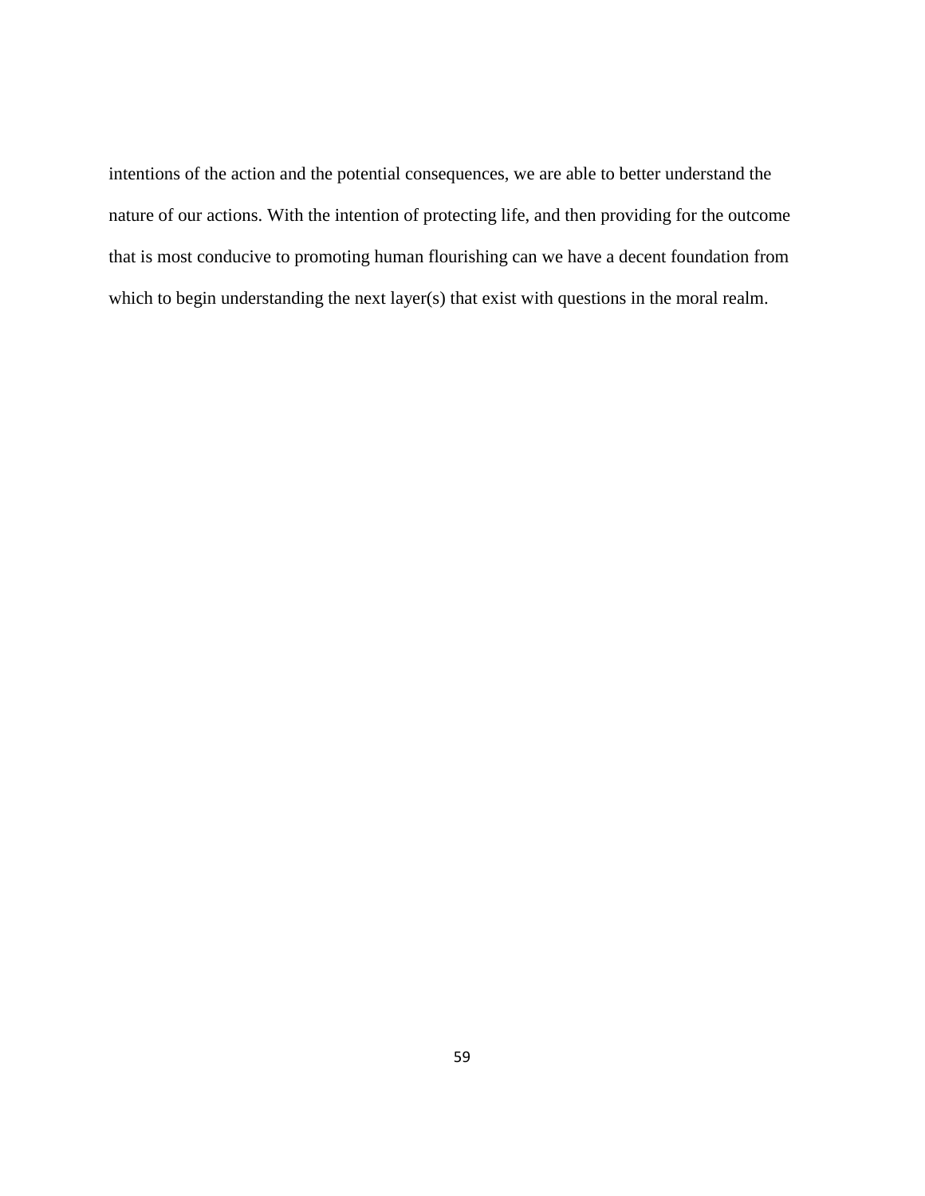intentions of the action and the potential consequences, we are able to better understand the nature of our actions. With the intention of protecting life, and then providing for the outcome that is most conducive to promoting human flourishing can we have a decent foundation from which to begin understanding the next layer(s) that exist with questions in the moral realm.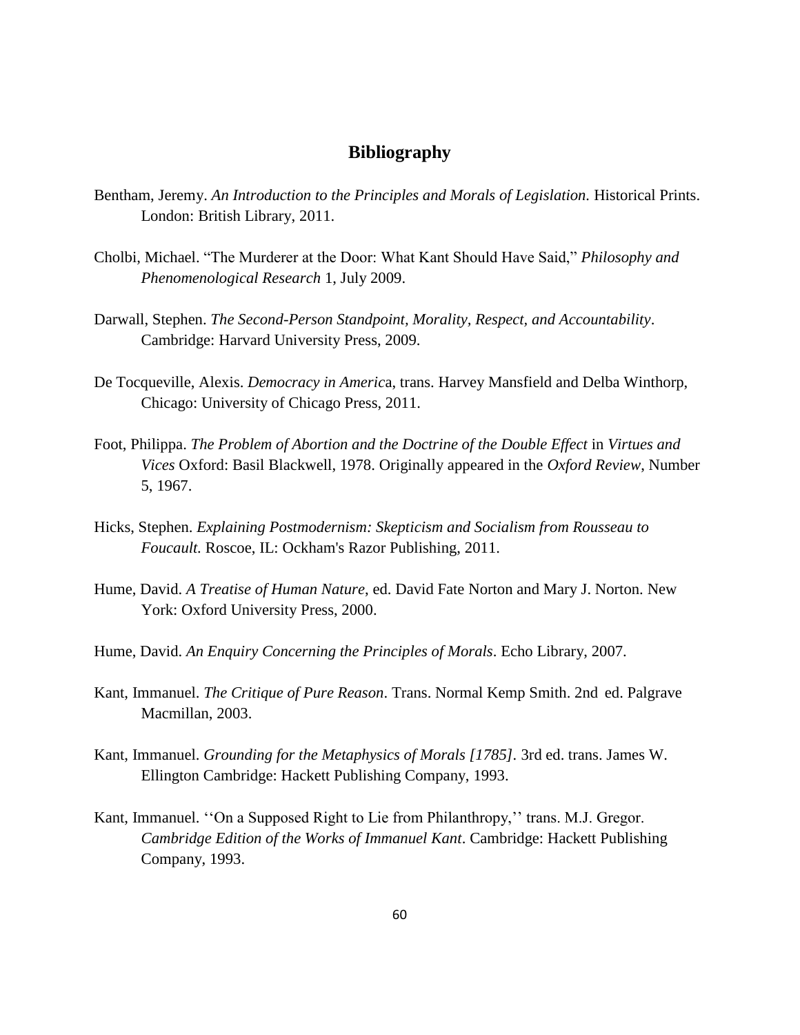# Bibliography

Bentham, Jeremy. *An Introduction to the Principles and Morals of Legislation.* Historical Prints. London: British Library, 2011.

Cholbi, Michael. "The Murderer at the Door: What Kant Should Have Said," *Philosophy and Phenomenological Research* 1, July 2009.

Darwall, Stephen. *The Second-Person Standpoint, Morality, Respect, and Accountability*. Cambridge: Harvard University Press, 2009.

De Tocqueville, Alexis. *Democracy in America*, trans. Harvey Mansfield and Delba Winthorp, Chicago: University of Chicago Press, 2011.

Foot, Philippa. *The Problem of Abortion and the Doctrine of the Double Effect* in *Virtues and Vices* Oxford: Basil Blackwell, 1978. Originally appeared in the *Oxford Review*, Number 5, 1967.

Hicks, Stephen. *Explaining Postmodernism: Skepticism and Socialism from Rousseau to Foucault.* Roscoe, IL: Ockham's Razor Publishing, 2011.

Hume, David. *A Treatise of Human Nature*, ed. David Fate Norton and Mary J. Norton. New York: Oxford University Press, 2000.

Hume, David. *An Enquiry Concerning the Principles of Morals*. Echo Library, 2007.

Kant, Immanuel. *The Critique of Pure Reason*. Trans. Normal Kemp Smith. 2nd ed. Palgrave Macmillan, 2003.

Kant, Immanuel. *Grounding for the Metaphysics of Morals [1785]*. 3rd ed. trans. James W. Ellington Cambridge: Hackett Publishing Company, 1993.

Kant, Immanuel. ''On a Supposed Right to Lie from Philanthropy,'' trans. M.J. Gregor. *Cambridge Edition of the Works of Immanuel Kant*. Cambridge: Hackett Publishing Company, 1993.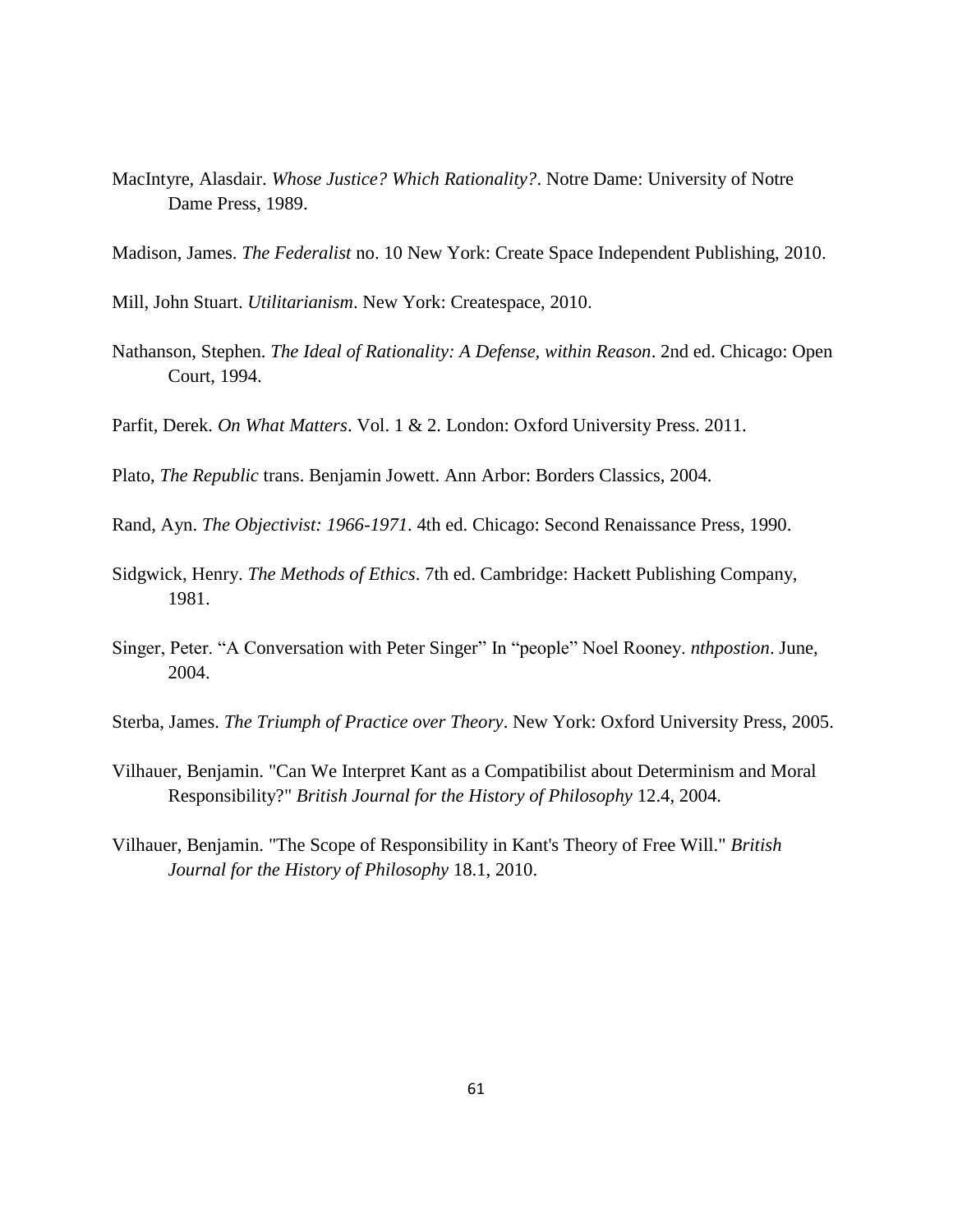MacIntyre, Alasdair. *Whose Justice? Which Rationality?*. Notre Dame: University of Notre Dame Press, 1989.

Madison, James. *The Federalist* no. 10 New York: Create Space Independent Publishing, 2010.

Mill, John Stuart. *Utilitarianism*. New York: Createspace, 2010.

Nathanson, Stephen. *The Ideal of Rationality: A Defense, within Reason*. 2nd ed. Chicago: Open Court, 1994.

Parfit, Derek. *On What Matters*. Vol. 1 & 2. London: Oxford University Press. 2011.

Plato, *The Republic* trans. Benjamin Jowett. Ann Arbor: Borders Classics, 2004.

Rand, Ayn. *The Objectivist: 1966-1971*. 4th ed. Chicago: Second Renaissance Press, 1990.

Sidgwick, Henry. *The Methods of Ethics*. 7th ed. Cambridge: Hackett Publishing Company, 1981.

Singer, Peter. "A Conversation with Peter Singer" In "people" Noel Rooney. *nthpostion*. June, 2004.

Sterba, James. *The Triumph of Practice over Theory*. New York: Oxford University Press, 2005.

Vilhauer, Benjamin. "Can We Interpret Kant as a Compatibilist about Determinism and Moral Responsibility?" *British Journal for the History of Philosophy* 12.4, 2004.

Vilhauer, Benjamin. "The Scope of Responsibility in Kant's Theory of Free Will." *British Journal for the History of Philosophy* 18.1, 2010.